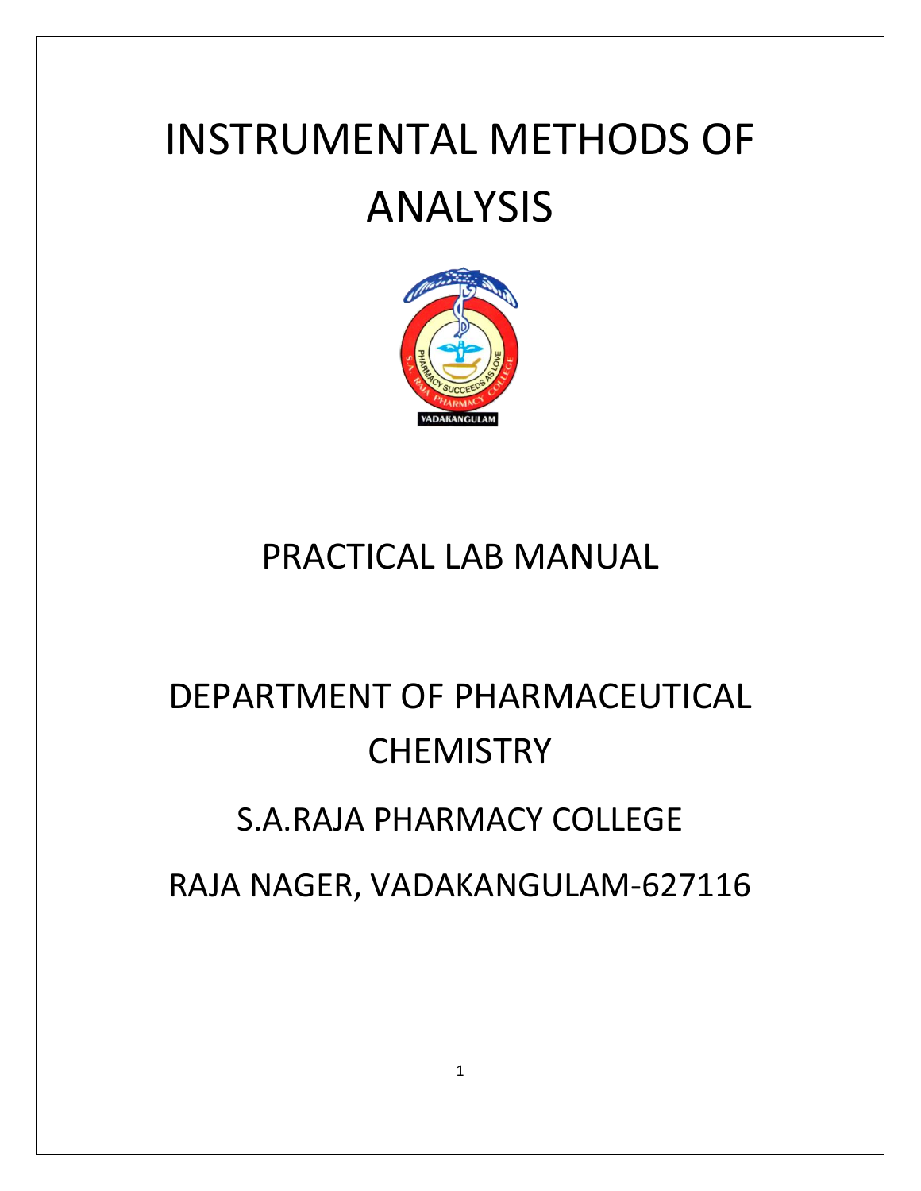# INSTRUMENTAL METHODS OF ANALYSIS

## PRACTICAL LAB MANUAL

## DEPARTMENT OF PHARMACEUTICAL CHEMISTRY

S.A.RAJA PHARMACY COLLEGE

RAJA NAGER, VADAKANGULAM-627116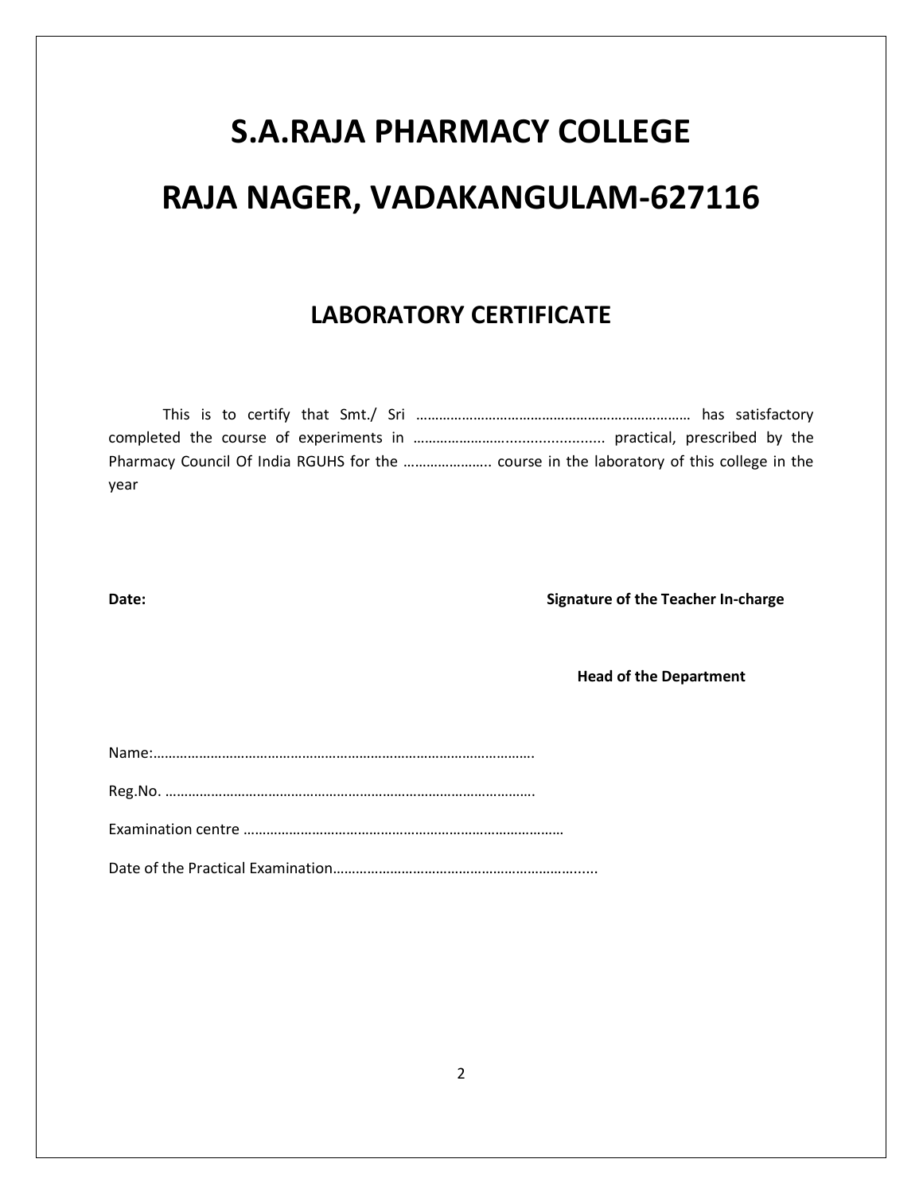# S.A.RAJA PHARMACY COLLEGE

# RAJA NAGER, VADAKANGULAM-627116

## LABORATORY CERTIFICATE

This is to certify that Smt./ Sri ……………………………………………………………… has satisfactory completed the course of experiments in …………………….......................... practical, prescribed by the Pharmacy Council Of India RGUHS for the ………………….. course in the laboratory of this college in the year

**Date:** **Signature of the Teacher In-charge**

**Head of the Department**

Name:……………………………………………………………………………………….

Reg.No. …………………………………………………………………………………….

Examination centre ………………………………………………………………………

Date of the Practical Examination…………………………………………………….......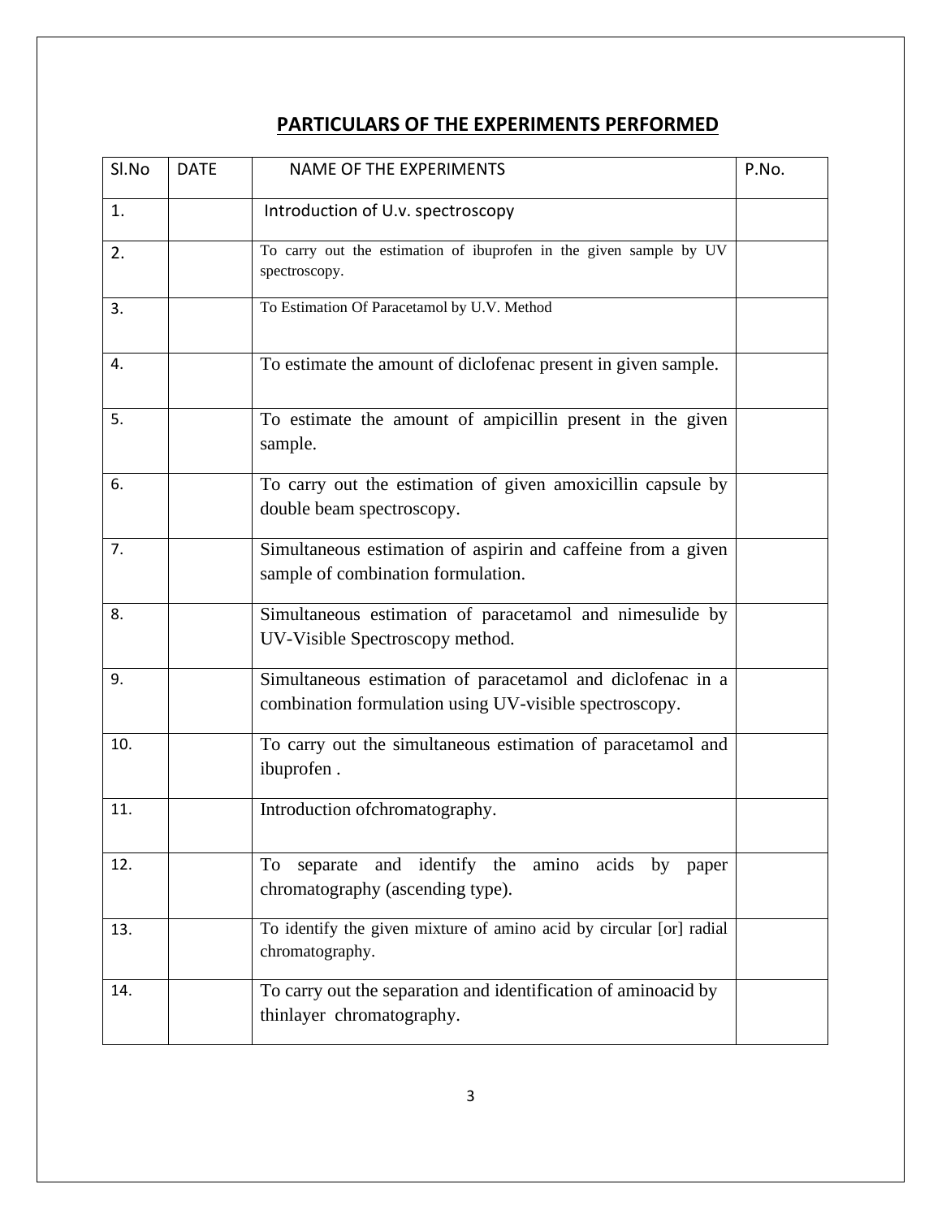## PARTICULARS OF THE EXPERIMENTS PERFORMED

| Sl.No | DATE | NAME OF THE EXPERIMENTS | P.No. |
|---|---|---|---|
| 1. | | Introduction of U.v. spectroscopy | |
| 2. | | To carry out the estimation of ibuprofen in the given sample by UV spectroscopy. | |
| 3. | | To Estimation Of Paracetamol by U.V. Method | |
| 4. | | To estimate the amount of diclofenac present in given sample. | |
| 5. | | To estimate the amount of ampicillin present in the given sample. | |
| 6. | | To carry out the estimation of given amoxicillin capsule by double beam spectroscopy. | |
| 7. | | Simultaneous estimation of aspirin and caffeine from a given sample of combination formulation. | |
| 8. | | Simultaneous estimation of paracetamol and nimesulide by UV-Visible Spectroscopy method. | |
| 9. | | Simultaneous estimation of paracetamol and diclofenac in a combination formulation using UV-visible spectroscopy. | |
| 10. | | To carry out the simultaneous estimation of paracetamol and ibuprofen . | |
| 11. | | Introduction ofchromatography. | |
| 12. | | To separate and identify the amino acids by paper chromatography (ascending type). | |
| 13. | | To identify the given mixture of amino acid by circular [or] radial chromatography. | |
| 14. | | To carry out the separation and identification of aminoacid by thinlayer chromatography. | |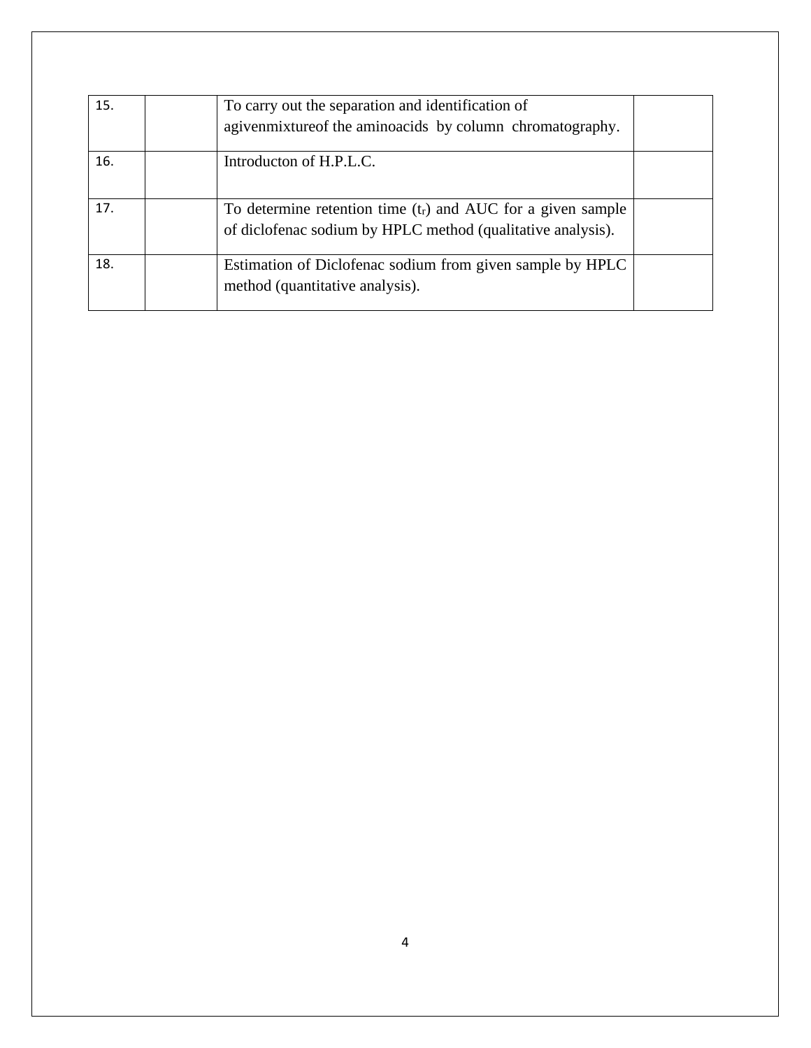| 15. | | To carry out the separation and identification of agivenmixtureof the aminoacids by column chromatography. | |
|---|---|---|---|
| 16. | | Introducton of H.P.L.C. | |
| 17. | | To determine retention time ($t_r$) and AUC for a given sample of diclofenac sodium by HPLC method (qualitative analysis). | |
| 18. | | Estimation of Diclofenac sodium from given sample by HPLC method (quantitative analysis). | |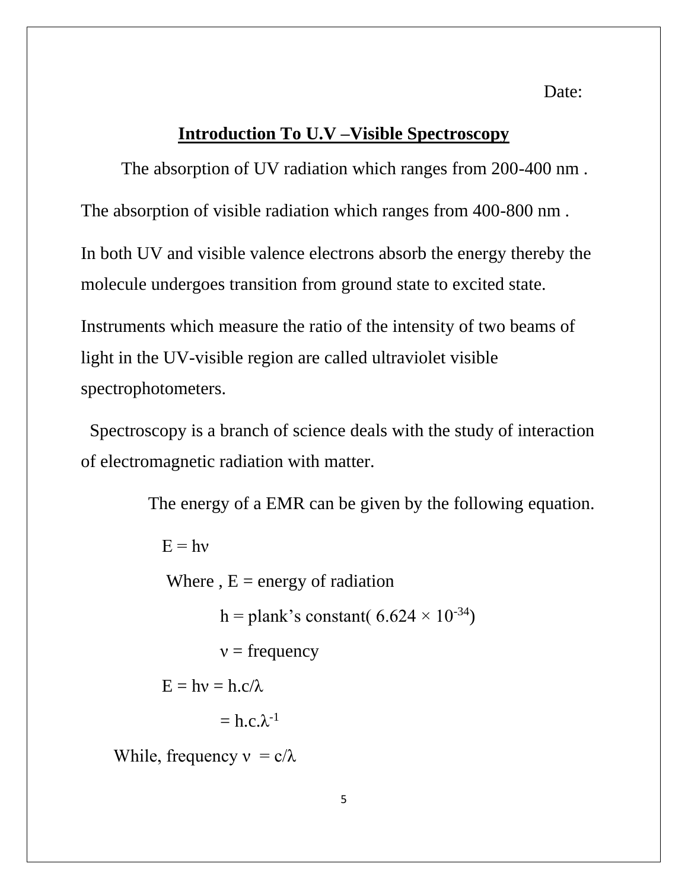Date:

## Introduction To U.V –Visible Spectroscopy

The absorption of UV radiation which ranges from 200-400 nm .

The absorption of visible radiation which ranges from 400-800 nm .

In both UV and visible valence electrons absorb the energy thereby the molecule undergoes transition from ground state to excited state.

Instruments which measure the ratio of the intensity of two beams of light in the UV-visible region are called ultraviolet visible spectrophotometers.

Spectroscopy is a branch of science deals with the study of interaction of electromagnetic radiation with matter.

The energy of a EMR can be given by the following equation.

$E = h\nu$

Where , E = energy of radiation

h = plank's constant( $6.624 \times 10^{-34}$)

$\nu$ = frequency

$E = h\nu = h.c/\lambda$

$= h.c.\lambda^{-1}$

While, frequency $\nu = c/\lambda$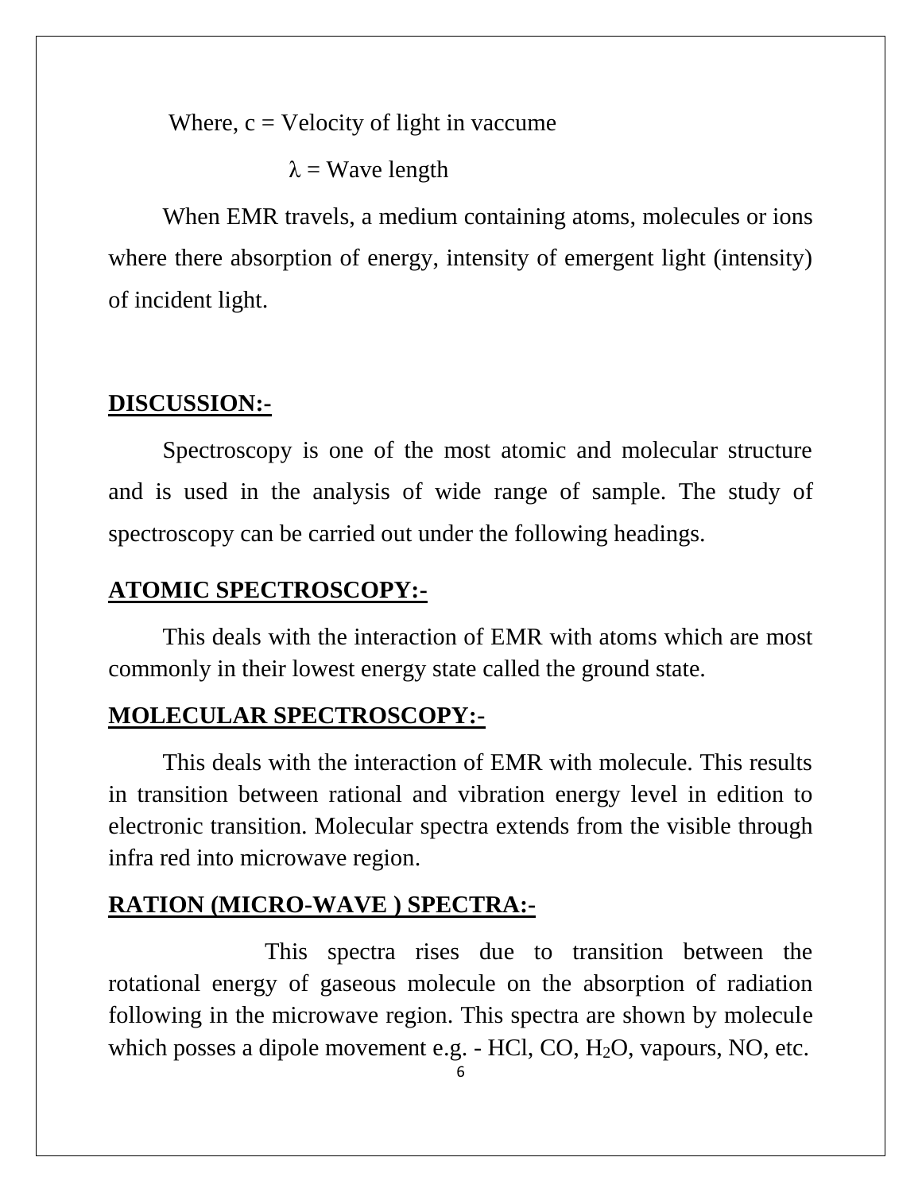Where, c = Velocity of light in vaccume

$\lambda$ = Wave length

When EMR travels, a medium containing atoms, molecules or ions where there absorption of energy, intensity of emergent light (intensity) of incident light.

## DISCUSSION:-

Spectroscopy is one of the most atomic and molecular structure and is used in the analysis of wide range of sample. The study of spectroscopy can be carried out under the following headings.

## ATOMIC SPECTROSCOPY:-

This deals with the interaction of EMR with atoms which are most commonly in their lowest energy state called the ground state.

## MOLECULAR SPECTROSCOPY:-

This deals with the interaction of EMR with molecule. This results in transition between rational and vibration energy level in edition to electronic transition. Molecular spectra extends from the visible through infra red into microwave region.

## RATION (MICRO-WAVE ) SPECTRA:-

This spectra rises due to transition between the rotational energy of gaseous molecule on the absorption of radiation following in the microwave region. This spectra are shown by molecule which posses a dipole movement e.g. - HCl, CO, $H_2O$, vapours, NO, etc.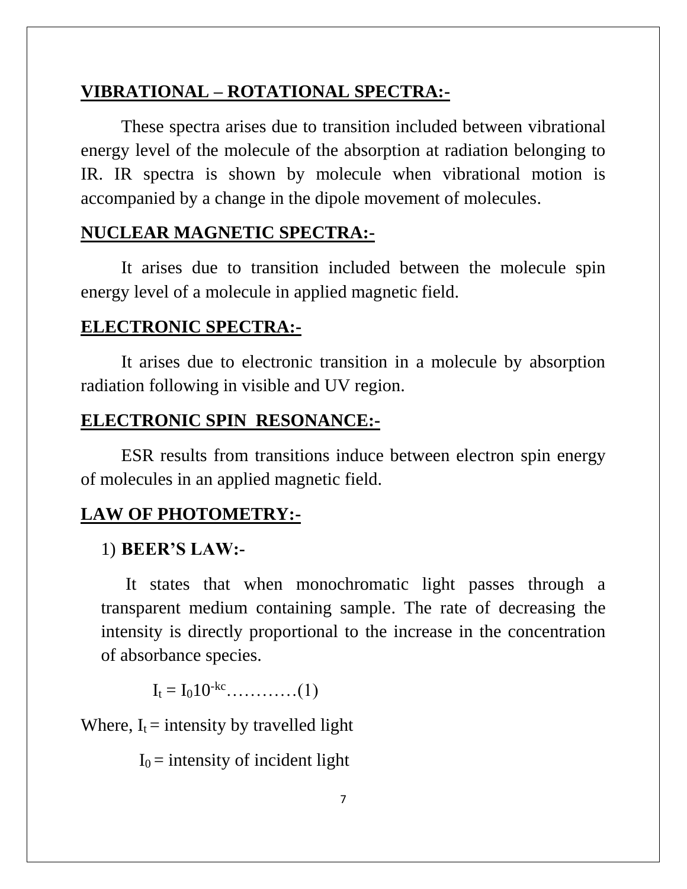## VIBRATIONAL – ROTATIONAL SPECTRA:-

These spectra arises due to transition included between vibrational energy level of the molecule of the absorption at radiation belonging to IR. IR spectra is shown by molecule when vibrational motion is accompanied by a change in the dipole movement of molecules.

## NUCLEAR MAGNETIC SPECTRA:-

It arises due to transition included between the molecule spin energy level of a molecule in applied magnetic field.

## ELECTRONIC SPECTRA:-

It arises due to electronic transition in a molecule by absorption radiation following in visible and UV region.

## ELECTRONIC SPIN RESONANCE:-

ESR results from transitions induce between electron spin energy of molecules in an applied magnetic field.

## LAW OF PHOTOMETRY:-

1) **BEER'S LAW:-**

It states that when monochromatic light passes through a transparent medium containing sample. The rate of decreasing the intensity is directly proportional to the increase in the concentration of absorbance species.

$$I_t = I_0 10^{-kc} \dots\dots\dots\dots(1)$$

Where, $I_t$ = intensity by travelled light

$I_0$ = intensity of incident light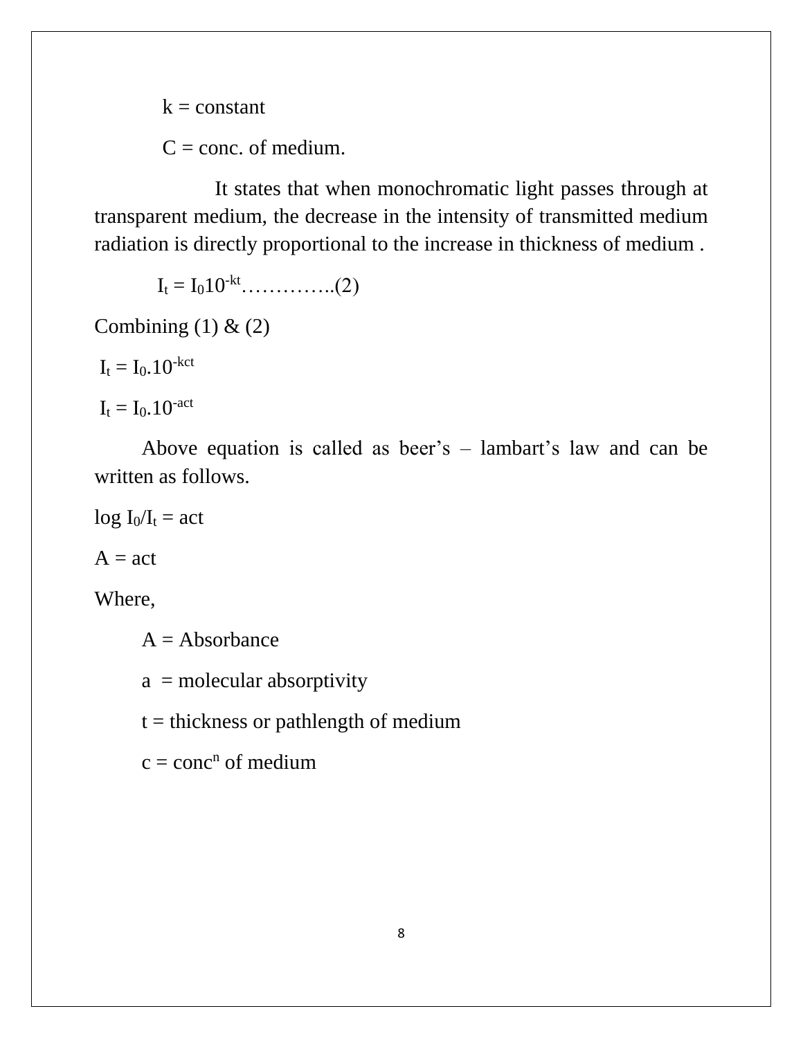k = constant

C = conc. of medium.

It states that when monochromatic light passes through at transparent medium, the decrease in the intensity of transmitted medium radiation is directly proportional to the increase in thickness of medium .

$I_t = I_0 10^{-kt}$…………..(2)

Combining (1) & (2)

$I_t = I_0.10^{-kct}$

$I_t = I_0.10^{-act}$

Above equation is called as beer's – lambart's law and can be written as follows.

$\log I_0/I_t = act$

A = act

Where,

A = Absorbance

a = molecular absorptivity

t = thickness or pathlength of medium

c = $conc^n$ of medium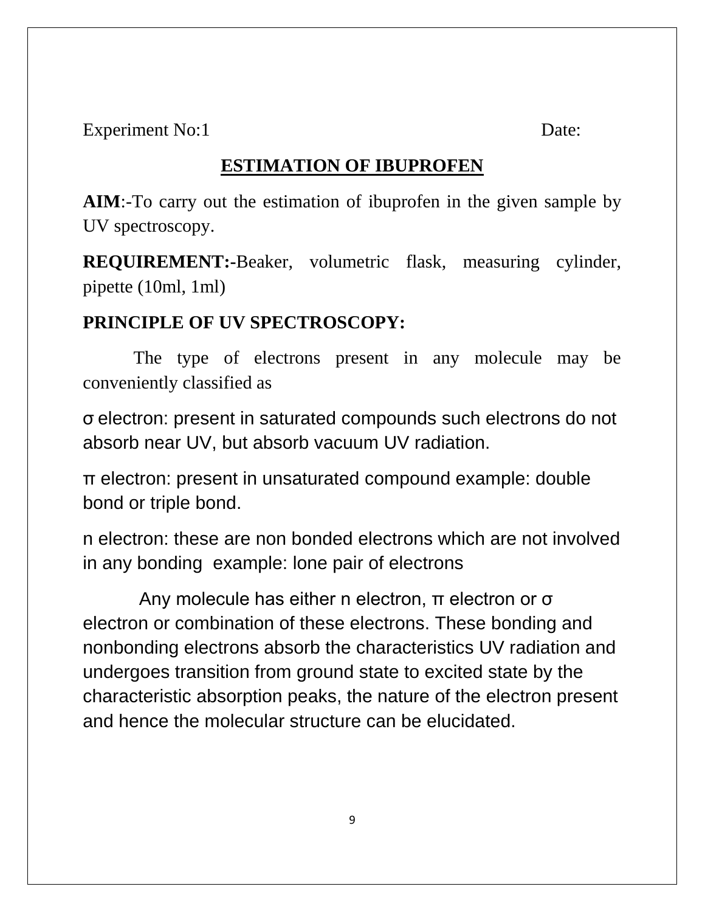Experiment No:1                                                                 Date:

## ESTIMATION OF IBUPROFEN

**AIM**:-To carry out the estimation of ibuprofen in the given sample by UV spectroscopy.

**REQUIREMENT:-**Beaker, volumetric flask, measuring cylinder, pipette (10ml, 1ml)

**PRINCIPLE OF UV SPECTROSCOPY:**

The type of electrons present in any molecule may be conveniently classified as

σ electron: present in saturated compounds such electrons do not absorb near UV, but absorb vacuum UV radiation.

π electron: present in unsaturated compound example: double bond or triple bond.

n electron: these are non bonded electrons which are not involved in any bonding  example: lone pair of electrons

Any molecule has either n electron, π electron or σ electron or combination of these electrons. These bonding and nonbonding electrons absorb the characteristics UV radiation and undergoes transition from ground state to excited state by the characteristic absorption peaks, the nature of the electron present and hence the molecular structure can be elucidated.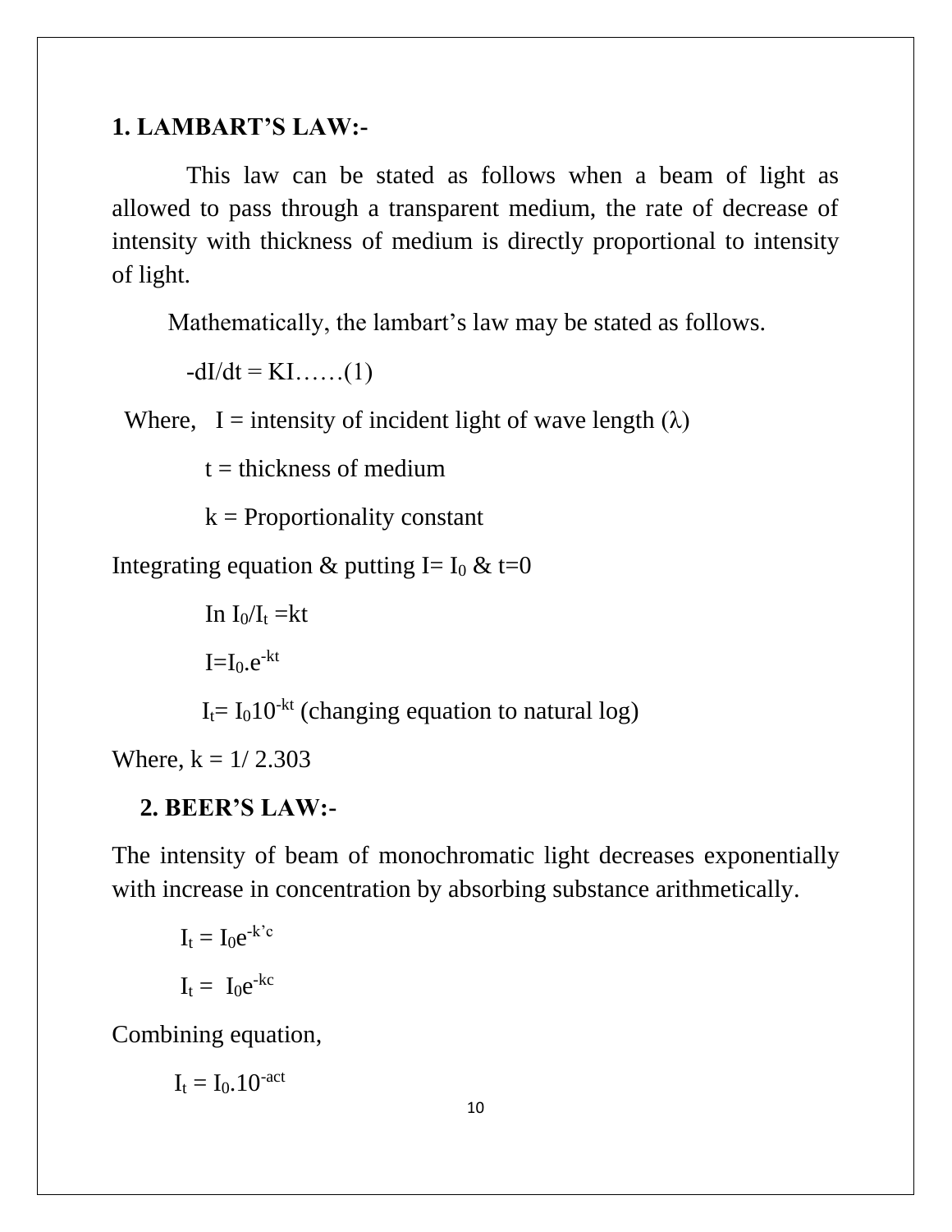### 1. LAMBART'S LAW:-

This law can be stated as follows when a beam of light as allowed to pass through a transparent medium, the rate of decrease of intensity with thickness of medium is directly proportional to intensity of light.

Mathematically, the lambart's law may be stated as follows.

$-dI/dt = KI$……(1)

Where, $I$ = intensity of incident light of wave length ($\lambda$)

$t$ = thickness of medium

$k$ = Proportionality constant

Integrating equation & putting $I= I_0$ & $t=0$

$In\ I_0/I_t = kt$

$I=I_0.e^{-kt}$

$I_t= I_0 10^{-kt}$ (changing equation to natural log)

Where, $k = 1/\ 2.303$

### 2. BEER'S LAW:-

The intensity of beam of monochromatic light decreases exponentially with increase in concentration by absorbing substance arithmetically.

$I_t = I_0 e^{-k'c}$

$I_t = I_0 e^{-kc}$

Combining equation,

$I_t = I_0.10^{-act}$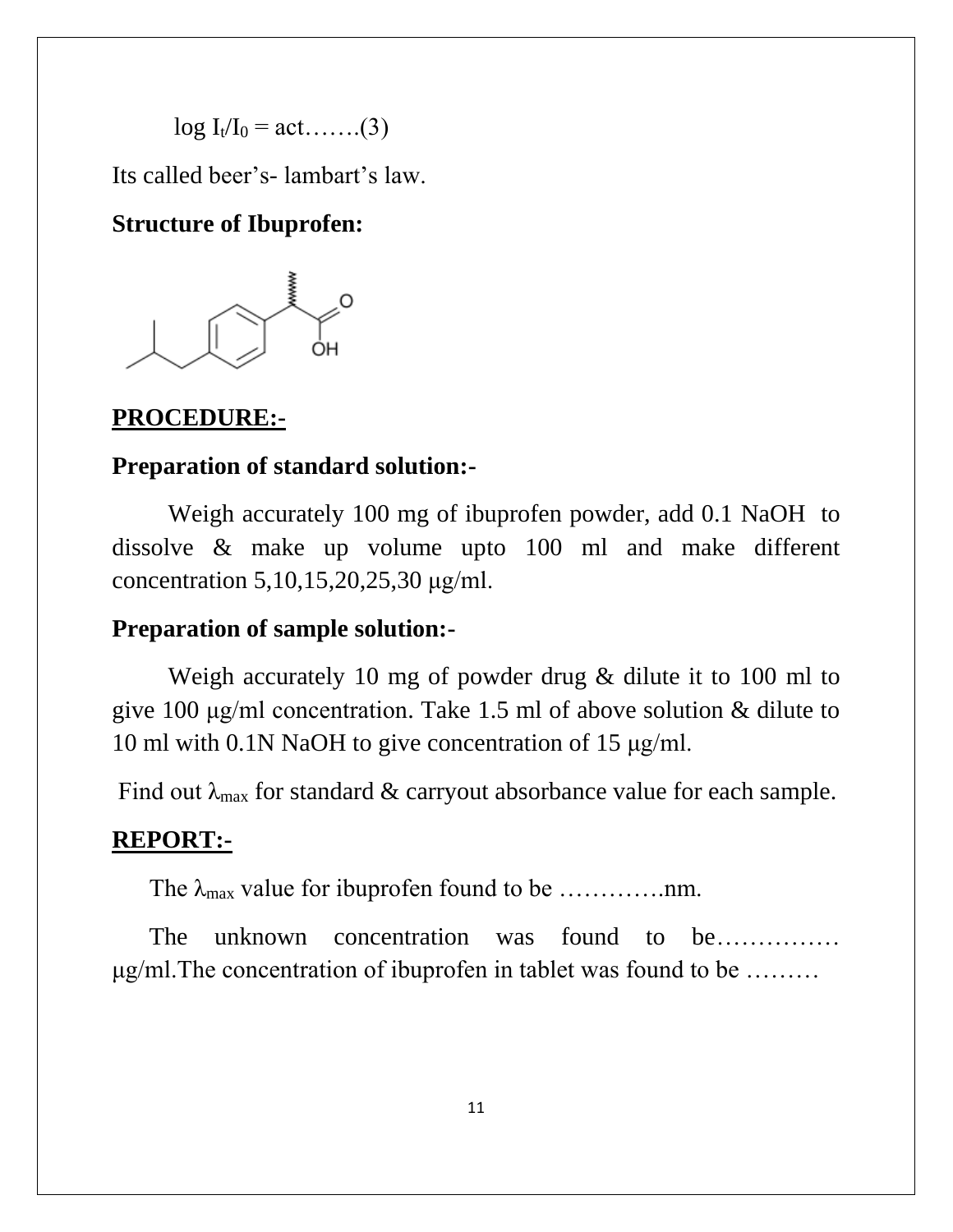$\log I_t/I_0 = act$…….(3)

Its called beer's- lambart's law.

**Structure of Ibuprofen:**

## PROCEDURE:-

**Preparation of standard solution:-**

Weigh accurately 100 mg of ibuprofen powder, add 0.1 NaOH to dissolve & make up volume upto 100 ml and make different concentration 5,10,15,20,25,30 μg/ml.

**Preparation of sample solution:-**

Weigh accurately 10 mg of powder drug & dilute it to 100 ml to give 100 μg/ml concentration. Take 1.5 ml of above solution & dilute to 10 ml with 0.1N NaOH to give concentration of 15 μg/ml.

Find out $\lambda_{max}$ for standard & carryout absorbance value for each sample.

## REPORT:-

The $\lambda_{max}$ value for ibuprofen found to be ………….nm.

The unknown concentration was found to be…………… μg/ml.The concentration of ibuprofen in tablet was found to be ………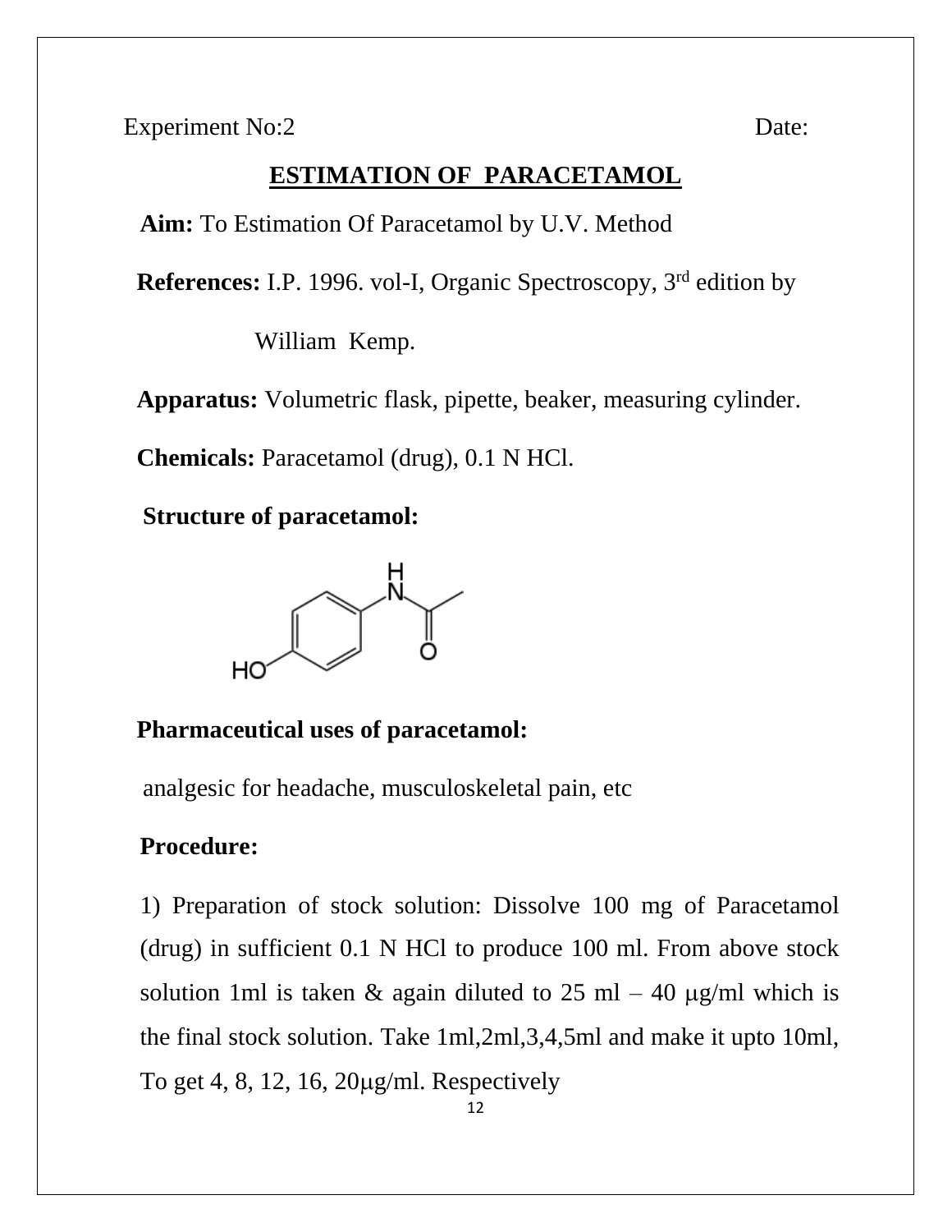Experiment No:2 Date:

## ESTIMATION OF PARACETAMOL

**Aim:** To Estimation Of Paracetamol by U.V. Method

**References:** I.P. 1996. vol-I, Organic Spectroscopy, 3rd edition by William Kemp.

**Apparatus:** Volumetric flask, pipette, beaker, measuring cylinder.

**Chemicals:** Paracetamol (drug), 0.1 N HCl.

**Structure of paracetamol:**

**Pharmaceutical uses of paracetamol:**

analgesic for headache, musculoskeletal pain, etc

**Procedure:**

1) Preparation of stock solution: Dissolve 100 mg of Paracetamol (drug) in sufficient 0.1 N HCl to produce 100 ml. From above stock solution 1ml is taken & again diluted to 25 ml – 40 μg/ml which is the final stock solution. Take 1ml,2ml,3,4,5ml and make it upto 10ml, To get 4, 8, 12, 16, 20μg/ml. Respectively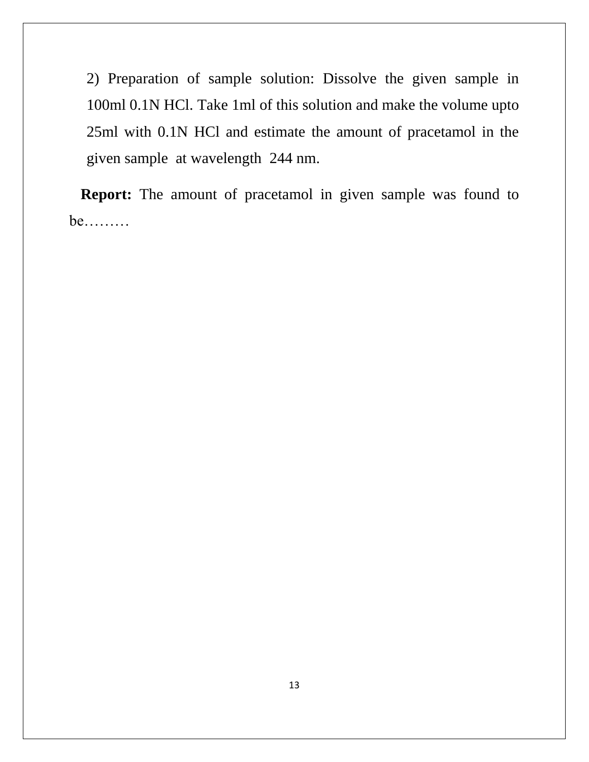2) Preparation of sample solution: Dissolve the given sample in 100ml 0.1N HCl. Take 1ml of this solution and make the volume upto 25ml with 0.1N HCl and estimate the amount of pracetamol in the given sample at wavelength 244 nm.

**Report:** The amount of pracetamol in given sample was found to be………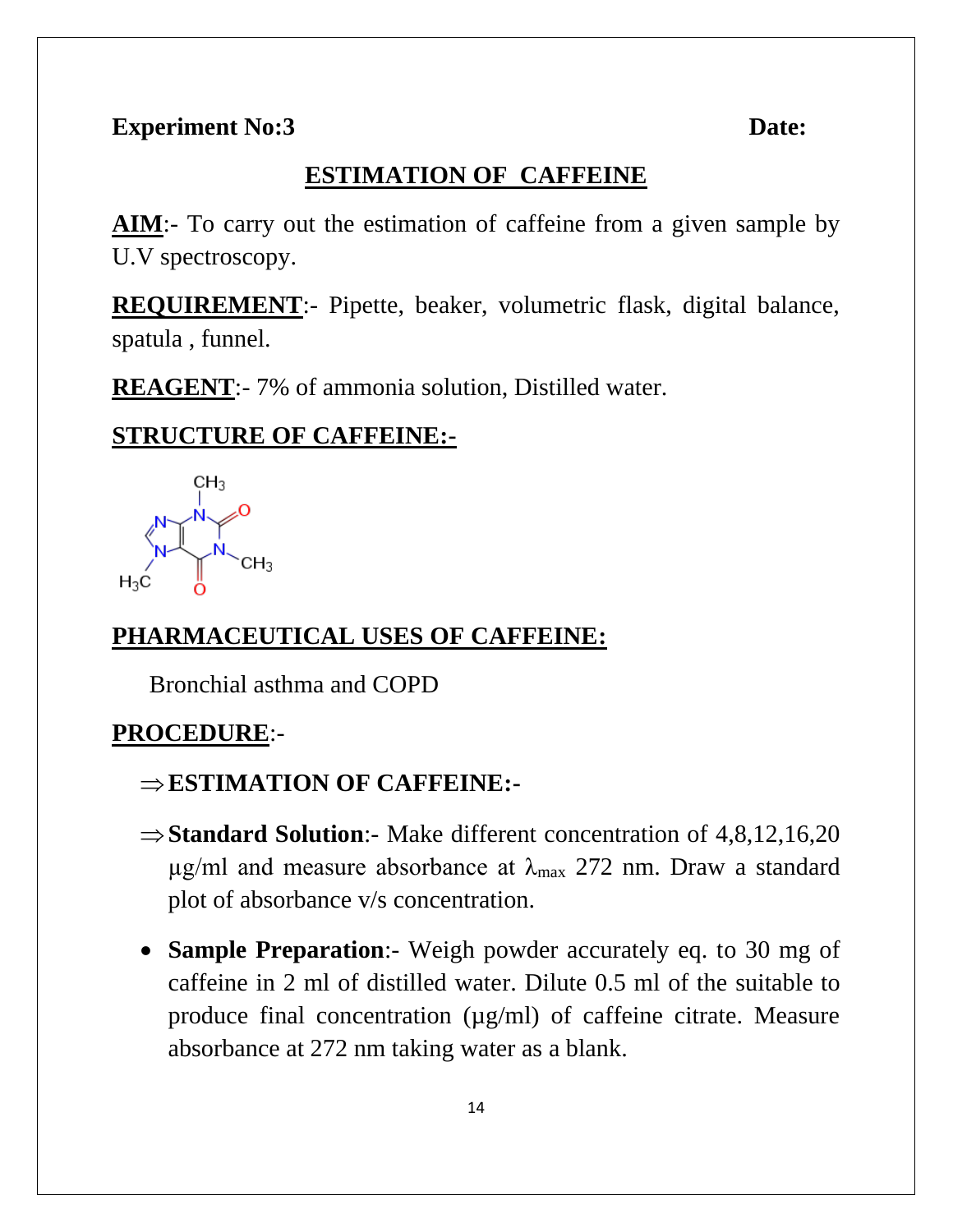**Experiment No:3** **Date:**

## ESTIMATION OF CAFFEINE

**AIM**:- To carry out the estimation of caffeine from a given sample by U.V spectroscopy.

**REQUIREMENT**:- Pipette, beaker, volumetric flask, digital balance, spatula , funnel.

**REAGENT**:- 7% of ammonia solution, Distilled water.

**STRUCTURE OF CAFFEINE:-**

**PHARMACEUTICAL USES OF CAFFEINE:**

Bronchial asthma and COPD

**PROCEDURE**:-

⇒ **ESTIMATION OF CAFFEINE:-**

⇒ **Standard Solution**:- Make different concentration of 4,8,12,16,20 μg/ml and measure absorbance at $\lambda_{max}$ 272 nm. Draw a standard plot of absorbance v/s concentration.

- **Sample Preparation**:- Weigh powder accurately eq. to 30 mg of caffeine in 2 ml of distilled water. Dilute 0.5 ml of the suitable to produce final concentration (μg/ml) of caffeine citrate. Measure absorbance at 272 nm taking water as a blank.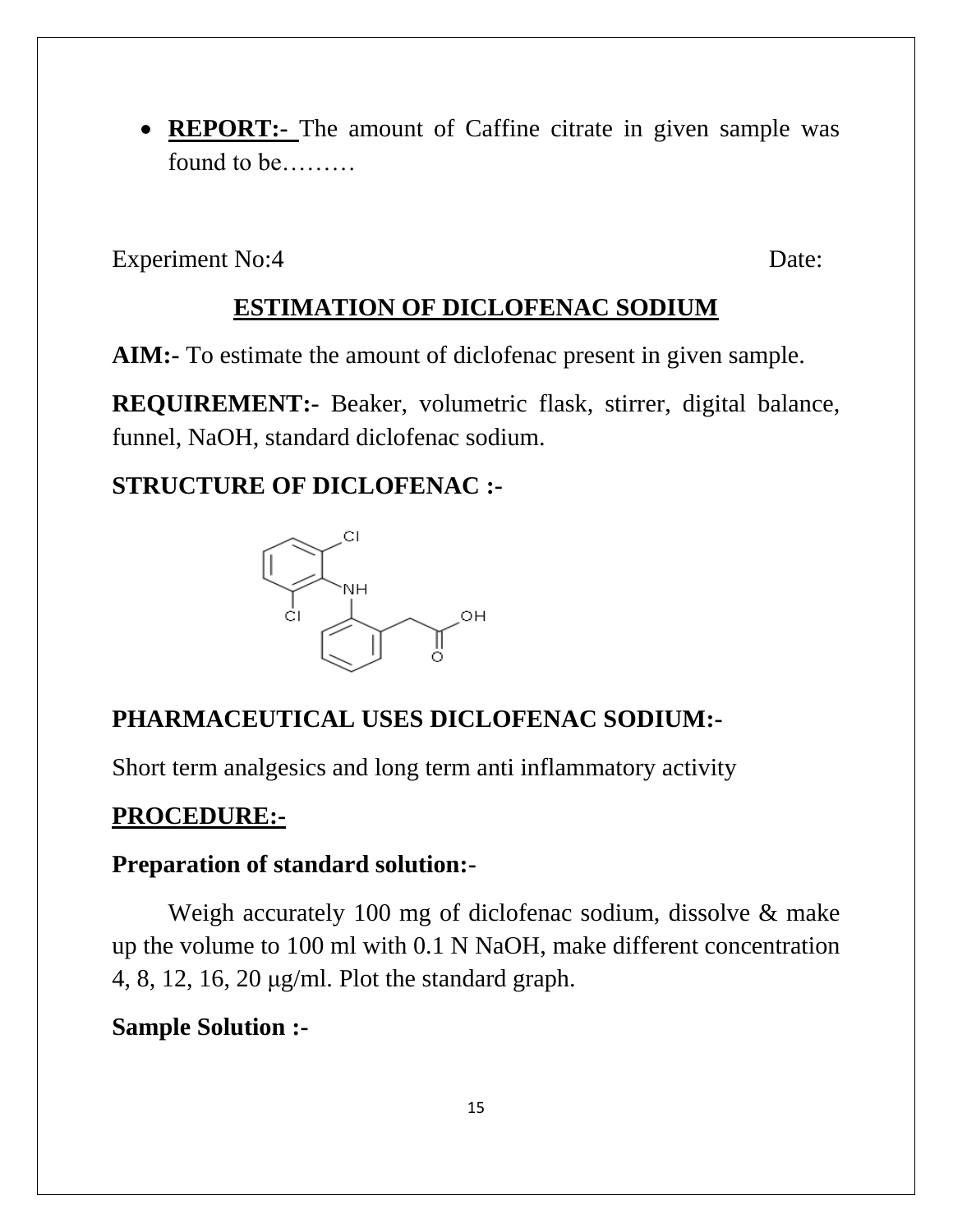- **REPORT:-** The amount of Caffine citrate in given sample was found to be………

Experiment No:4 Date:

## ESTIMATION OF DICLOFENAC SODIUM

**AIM:-** To estimate the amount of diclofenac present in given sample.

**REQUIREMENT:-** Beaker, volumetric flask, stirrer, digital balance, funnel, NaOH, standard diclofenac sodium.

**STRUCTURE OF DICLOFENAC :-**

**PHARMACEUTICAL USES DICLOFENAC SODIUM:-**

Short term analgesics and long term anti inflammatory activity

**PROCEDURE:-**

**Preparation of standard solution:-**

Weigh accurately 100 mg of diclofenac sodium, dissolve & make up the volume to 100 ml with 0.1 N NaOH, make different concentration 4, 8, 12, 16, 20 μg/ml. Plot the standard graph.

**Sample Solution :-**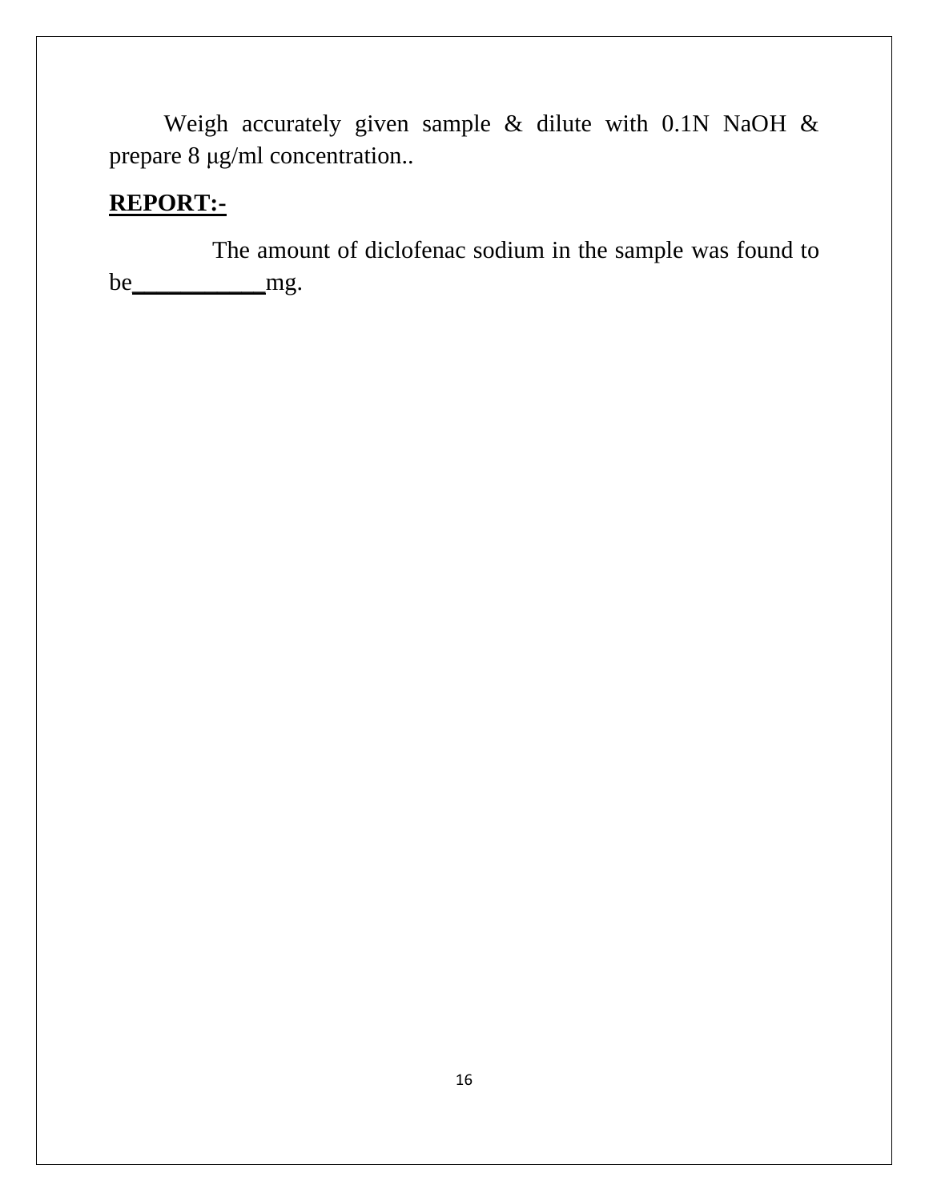Weigh accurately given sample & dilute with 0.1N NaOH & prepare 8 μg/ml concentration..

**REPORT:-**

The amount of diclofenac sodium in the sample was found to be___________mg.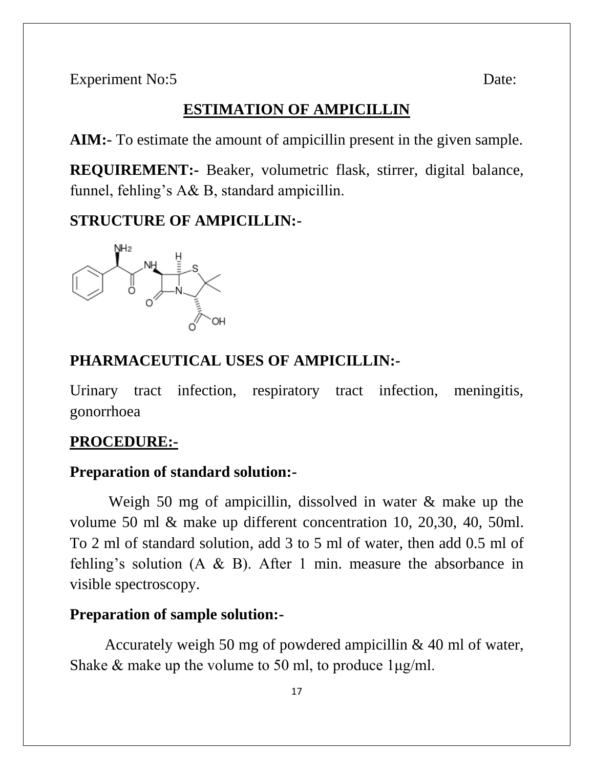Experiment No:5 Date:

## ESTIMATION OF AMPICILLIN

**AIM:-** To estimate the amount of ampicillin present in the given sample.

**REQUIREMENT:-** Beaker, volumetric flask, stirrer, digital balance, funnel, fehling's A& B, standard ampicillin.

### STRUCTURE OF AMPICILLIN:-

### PHARMACEUTICAL USES OF AMPICILLIN:-

Urinary tract infection, respiratory tract infection, meningitis, gonorrhoea

### PROCEDURE:-

**Preparation of standard solution:-**

Weigh 50 mg of ampicillin, dissolved in water & make up the volume 50 ml & make up different concentration 10, 20,30, 40, 50ml. To 2 ml of standard solution, add 3 to 5 ml of water, then add 0.5 ml of fehling's solution (A & B). After 1 min. measure the absorbance in visible spectroscopy.

**Preparation of sample solution:-**

Accurately weigh 50 mg of powdered ampicillin & 40 ml of water, Shake & make up the volume to 50 ml, to produce 1μg/ml.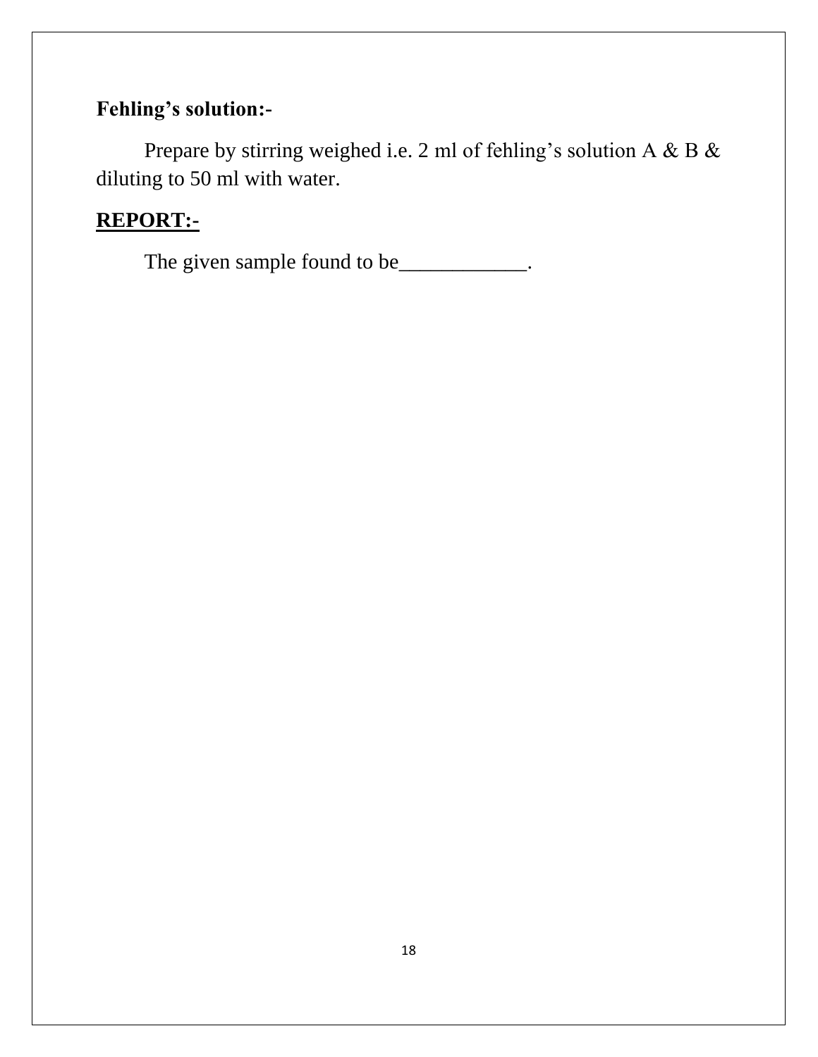**Fehling's solution:-**

Prepare by stirring weighed i.e. 2 ml of fehling's solution A & B & diluting to 50 ml with water.

**REPORT:-**

The given sample found to be____________.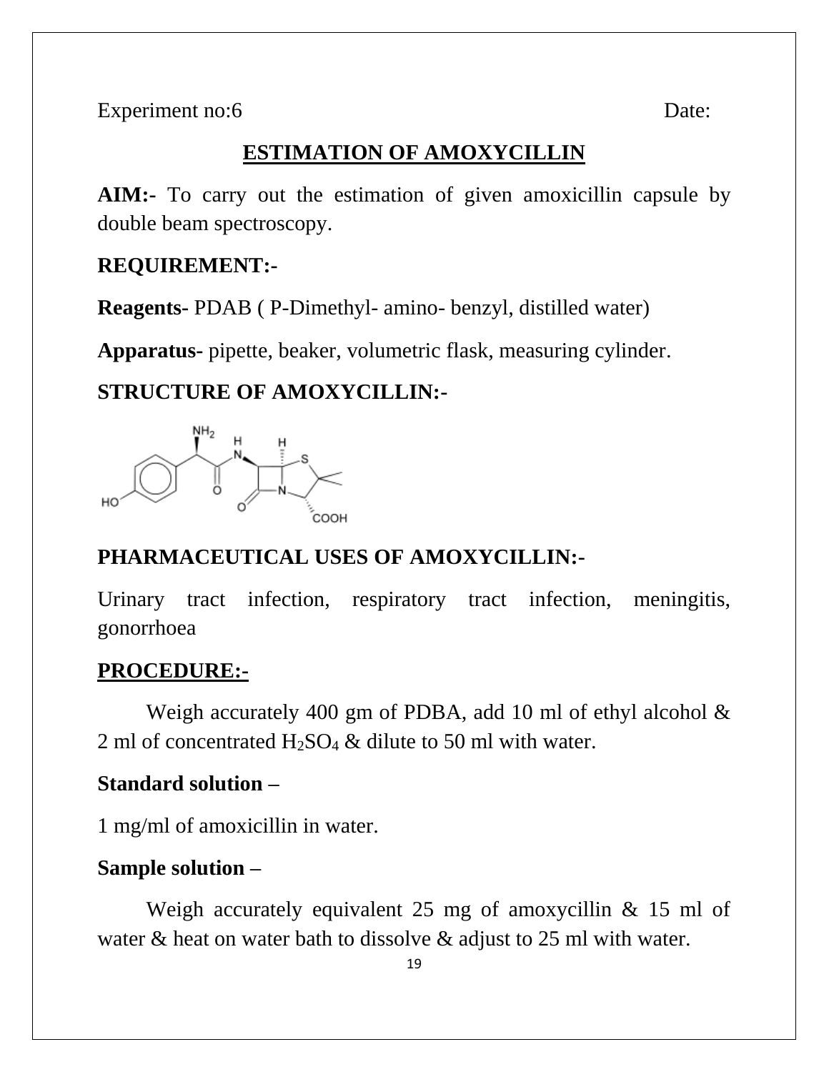Experiment no:6 Date:

## ESTIMATION OF AMOXYCILLIN

**AIM:-** To carry out the estimation of given amoxicillin capsule by double beam spectroscopy.

**REQUIREMENT:-**

**Reagents-** PDAB ( P-Dimethyl- amino- benzyl, distilled water)

**Apparatus-** pipette, beaker, volumetric flask, measuring cylinder.

**STRUCTURE OF AMOXYCILLIN:-**

**PHARMACEUTICAL USES OF AMOXYCILLIN:-**

Urinary tract infection, respiratory tract infection, meningitis, gonorrhoea

**PROCEDURE:-**

Weigh accurately 400 gm of PDBA, add 10 ml of ethyl alcohol & 2 ml of concentrated $H_2SO_4$ & dilute to 50 ml with water.

**Standard solution –**

1 mg/ml of amoxicillin in water.

**Sample solution –**

Weigh accurately equivalent 25 mg of amoxycillin & 15 ml of water & heat on water bath to dissolve & adjust to 25 ml with water.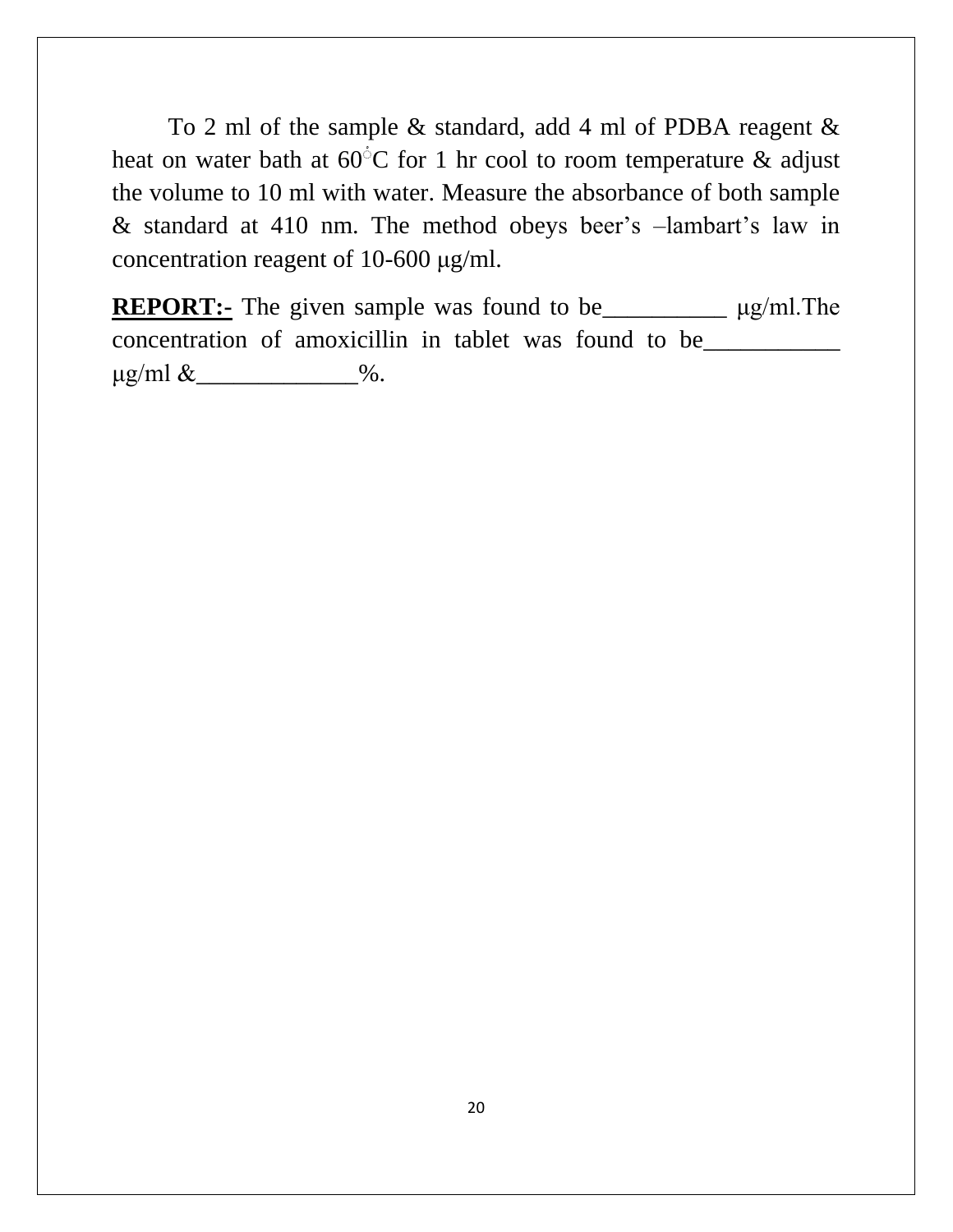To 2 ml of the sample & standard, add 4 ml of PDBA reagent & heat on water bath at 60°C for 1 hr cool to room temperature & adjust the volume to 10 ml with water. Measure the absorbance of both sample & standard at 410 nm. The method obeys beer's –lambart's law in concentration reagent of 10-600 μg/ml.

**REPORT:-** The given sample was found to be__________ μg/ml.The concentration of amoxicillin in tablet was found to be___________ μg/ml &_____________%.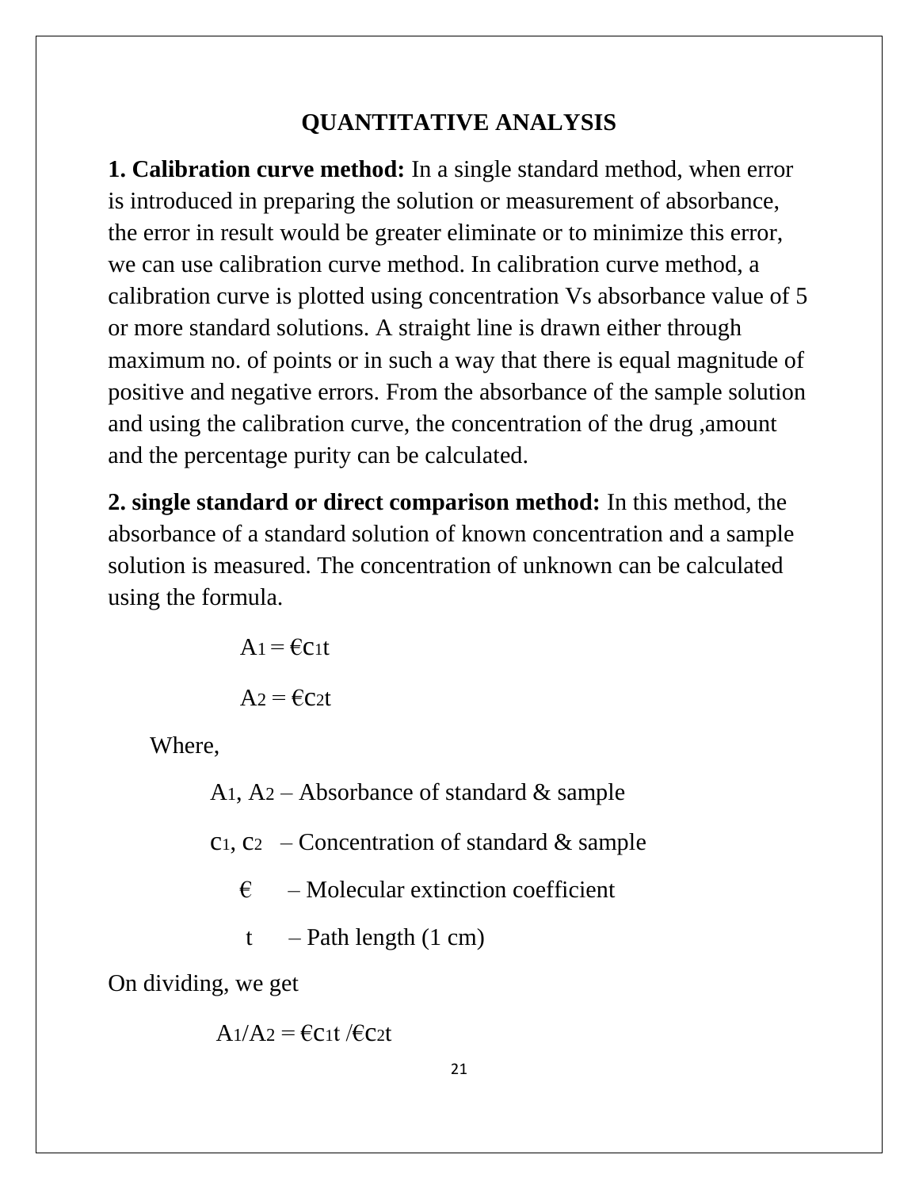# QUANTITATIVE ANALYSIS

**1. Calibration curve method:** In a single standard method, when error is introduced in preparing the solution or measurement of absorbance, the error in result would be greater eliminate or to minimize this error, we can use calibration curve method. In calibration curve method, a calibration curve is plotted using concentration Vs absorbance value of 5 or more standard solutions. A straight line is drawn either through maximum no. of points or in such a way that there is equal magnitude of positive and negative errors. From the absorbance of the sample solution and using the calibration curve, the concentration of the drug ,amount and the percentage purity can be calculated.

**2. single standard or direct comparison method:** In this method, the absorbance of a standard solution of known concentration and a sample solution is measured. The concentration of unknown can be calculated using the formula.

$$A_1 = €c_1t$$

$$A_2 = €c_2t$$

Where,

$A_1$, $A_2$ – Absorbance of standard & sample

$c_1$, $c_2$ – Concentration of standard & sample

€ – Molecular extinction coefficient

t – Path length (1 cm)

On dividing, we get

$$A_1/A_2 = €c_1t /€c_2t$$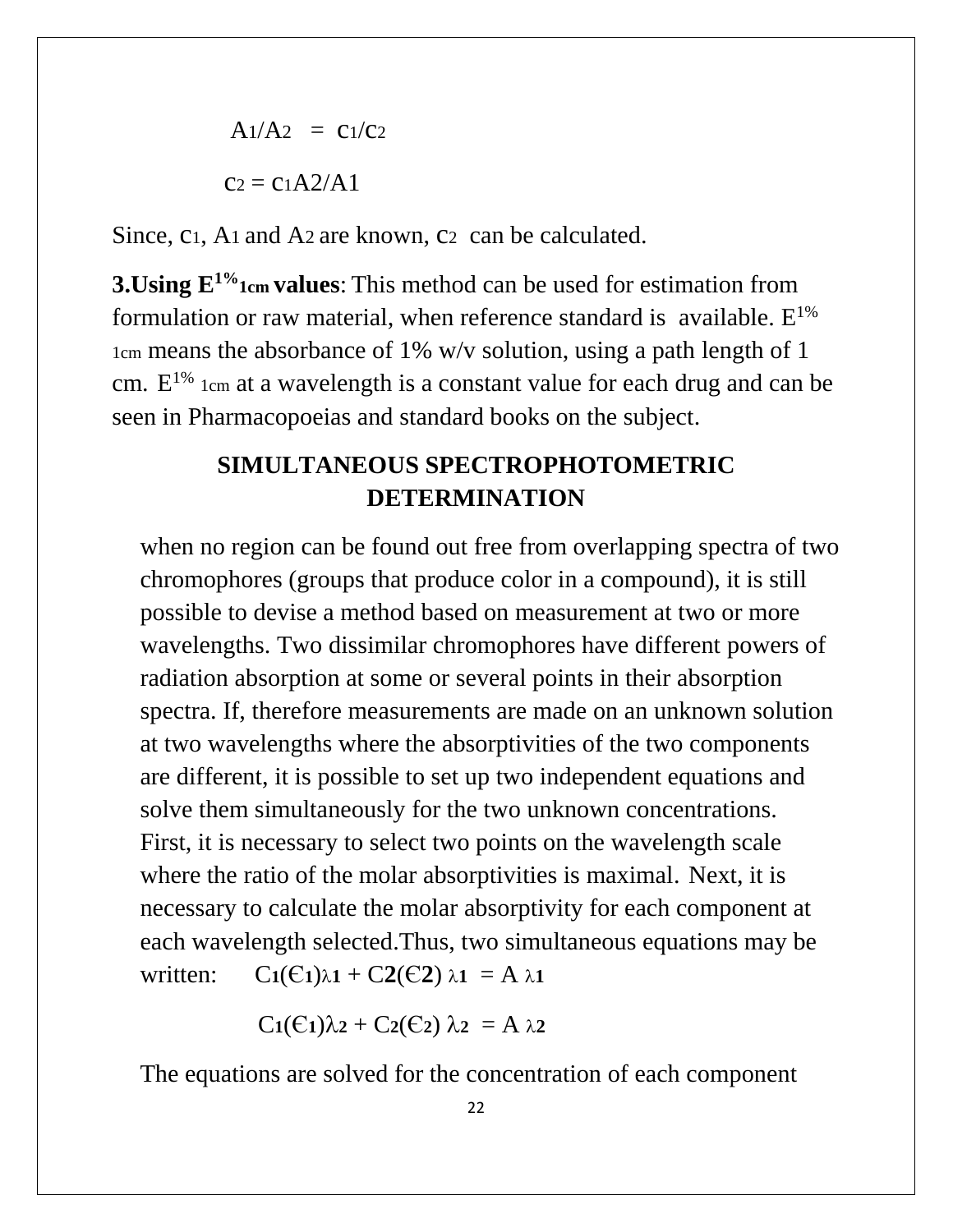$$A_1/A_2 = c_1/c_2$$

$$c_2 = c_1A_2/A_1$$

Since, $c_1$, $A_1$ and $A_2$ are known, $c_2$ can be calculated.

**3.Using $E^{1\%}_{1cm}$ values**: This method can be used for estimation from formulation or raw material, when reference standard is available. $E^{1\%}_{1cm}$ means the absorbance of 1% w/v solution, using a path length of 1 cm. $E^{1\%}_{1cm}$ at a wavelength is a constant value for each drug and can be seen in Pharmacopoeias and standard books on the subject.

## SIMULTANEOUS SPECTROPHOTOMETRIC DETERMINATION

when no region can be found out free from overlapping spectra of two chromophores (groups that produce color in a compound), it is still possible to devise a method based on measurement at two or more wavelengths. Two dissimilar chromophores have different powers of radiation absorption at some or several points in their absorption spectra. If, therefore measurements are made on an unknown solution at two wavelengths where the absorptivities of the two components are different, it is possible to set up two independent equations and solve them simultaneously for the two unknown concentrations. First, it is necessary to select two points on the wavelength scale where the ratio of the molar absorptivities is maximal. Next, it is necessary to calculate the molar absorptivity for each component at each wavelength selected.Thus, two simultaneous equations may be written:

$$C_1(\epsilon_1)_{\lambda 1} + C_2(\epsilon_2)_{\lambda 1} = A_{\lambda 1}$$

$$C_1(\epsilon_1)_{\lambda 2} + C_2(\epsilon_2)_{\lambda 2} = A_{\lambda 2}$$

The equations are solved for the concentration of each component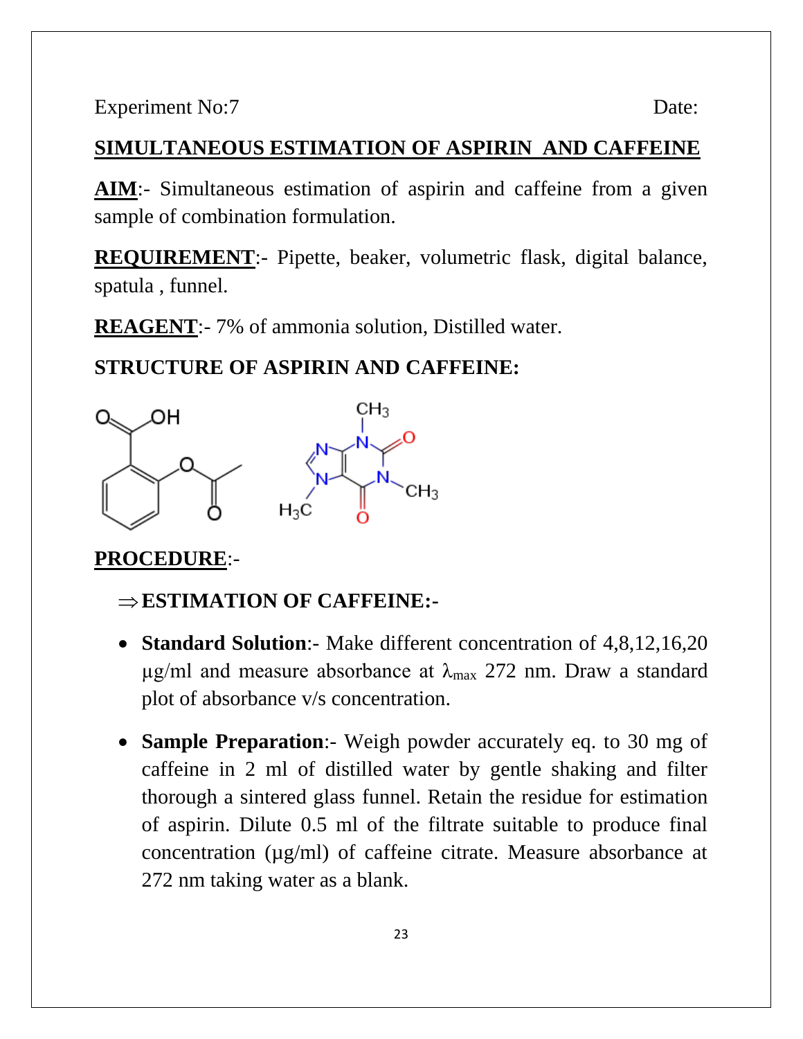Experiment No:7 Date:

## SIMULTANEOUS ESTIMATION OF ASPIRIN AND CAFFEINE

**AIM**:- Simultaneous estimation of aspirin and caffeine from a given sample of combination formulation.

**REQUIREMENT**:- Pipette, beaker, volumetric flask, digital balance, spatula , funnel.

**REAGENT**:- 7% of ammonia solution, Distilled water.

**STRUCTURE OF ASPIRIN AND CAFFEINE:**

**PROCEDURE**:-

⇒ **ESTIMATION OF CAFFEINE:-**

- **Standard Solution**:- Make different concentration of 4,8,12,16,20 µg/ml and measure absorbance at $\lambda_{max}$ 272 nm. Draw a standard plot of absorbance v/s concentration.
- **Sample Preparation**:- Weigh powder accurately eq. to 30 mg of caffeine in 2 ml of distilled water by gentle shaking and filter thorough a sintered glass funnel. Retain the residue for estimation of aspirin. Dilute 0.5 ml of the filtrate suitable to produce final concentration (µg/ml) of caffeine citrate. Measure absorbance at 272 nm taking water as a blank.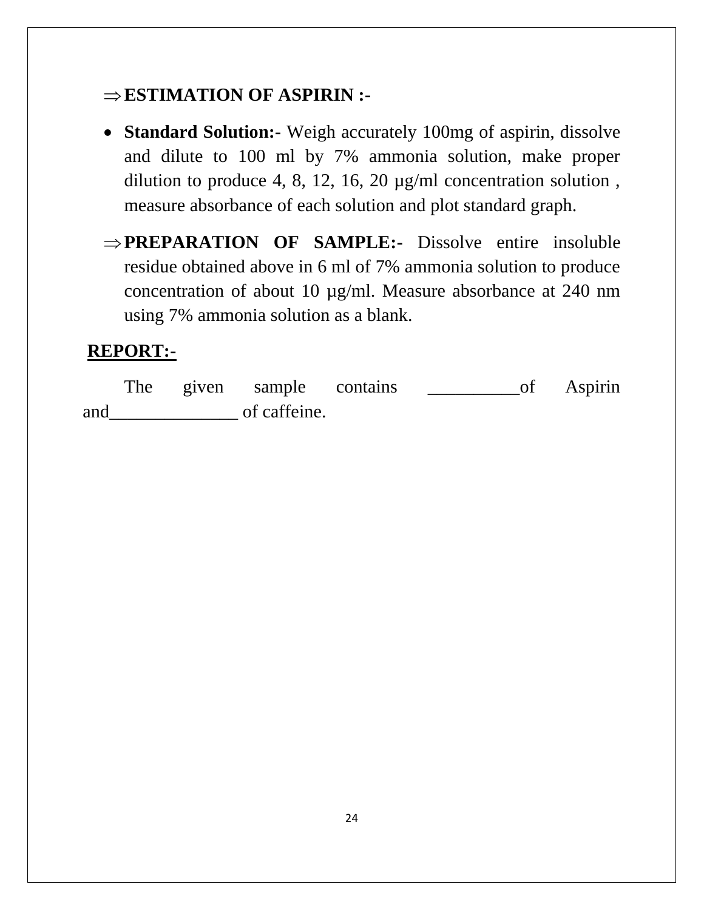⇒ **ESTIMATION OF ASPIRIN :-**

- **Standard Solution:-** Weigh accurately 100mg of aspirin, dissolve and dilute to 100 ml by 7% ammonia solution, make proper dilution to produce 4, 8, 12, 16, 20 μg/ml concentration solution , measure absorbance of each solution and plot standard graph.

⇒ **PREPARATION OF SAMPLE:-** Dissolve entire insoluble residue obtained above in 6 ml of 7% ammonia solution to produce concentration of about 10 μg/ml. Measure absorbance at 240 nm using 7% ammonia solution as a blank.

**REPORT:-**

The given sample contains __________of Aspirin and______________ of caffeine.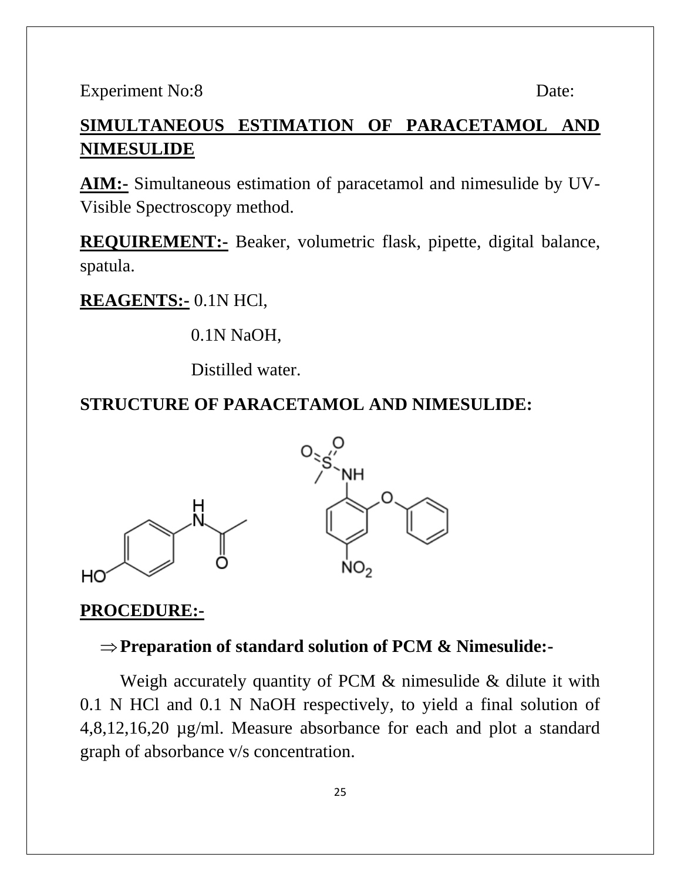Experiment No:8 Date:

## SIMULTANEOUS ESTIMATION OF PARACETAMOL AND NIMESULIDE

**AIM:-** Simultaneous estimation of paracetamol and nimesulide by UV-Visible Spectroscopy method.

**REQUIREMENT:-** Beaker, volumetric flask, pipette, digital balance, spatula.

**REAGENTS:-** 0.1N HCl,

0.1N NaOH,

Distilled water.

**STRUCTURE OF PARACETAMOL AND NIMESULIDE:**

**PROCEDURE:-**

⇒ **Preparation of standard solution of PCM & Nimesulide:-**

Weigh accurately quantity of PCM & nimesulide & dilute it with 0.1 N HCl and 0.1 N NaOH respectively, to yield a final solution of 4,8,12,16,20 µg/ml. Measure absorbance for each and plot a standard graph of absorbance v/s concentration.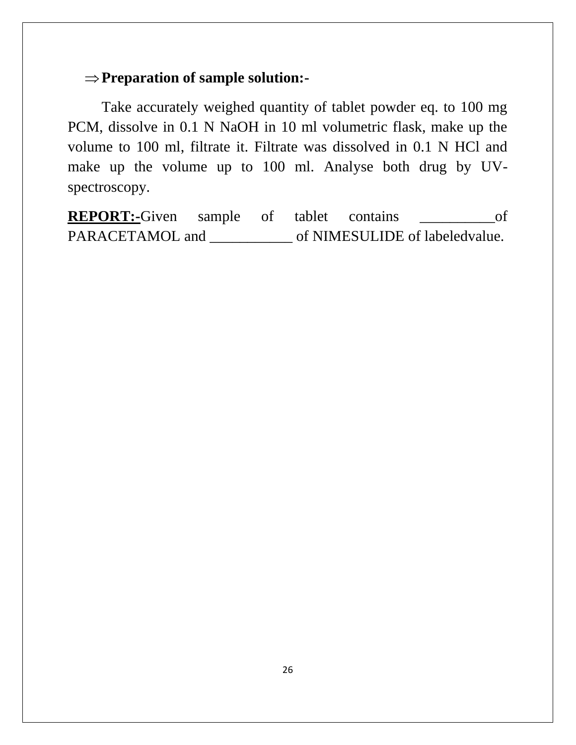⇒ **Preparation of sample solution:-**

Take accurately weighed quantity of tablet powder eq. to 100 mg PCM, dissolve in 0.1 N NaOH in 10 ml volumetric flask, make up the volume to 100 ml, filtrate it. Filtrate was dissolved in 0.1 N HCl and make up the volume up to 100 ml. Analyse both drug by UV-spectroscopy.

**REPORT:-**Given sample of tablet contains __________of PARACETAMOL and ___________ of NIMESULIDE of labeledvalue.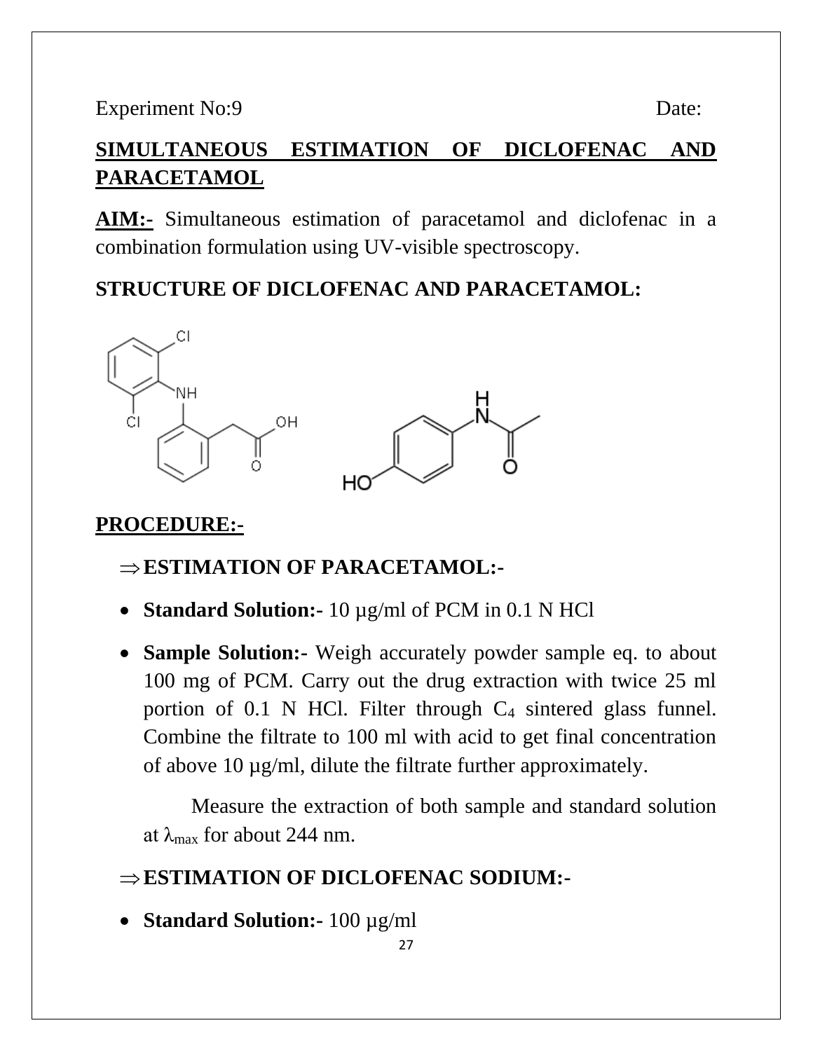Experiment No:9 Date:

# SIMULTANEOUS ESTIMATION OF DICLOFENAC AND PARACETAMOL

**AIM:-** Simultaneous estimation of paracetamol and diclofenac in a combination formulation using UV-visible spectroscopy.

**STRUCTURE OF DICLOFENAC AND PARACETAMOL:**

## PROCEDURE:-

⇒ **ESTIMATION OF PARACETAMOL:-**

- **Standard Solution:-** 10 µg/ml of PCM in 0.1 N HCl
- **Sample Solution:-** Weigh accurately powder sample eq. to about 100 mg of PCM. Carry out the drug extraction with twice 25 ml portion of 0.1 N HCl. Filter through $C_4$ sintered glass funnel. Combine the filtrate to 100 ml with acid to get final concentration of above 10 µg/ml, dilute the filtrate further approximately.

  Measure the extraction of both sample and standard solution at $\lambda_{max}$ for about 244 nm.

⇒ **ESTIMATION OF DICLOFENAC SODIUM:-**

- **Standard Solution:-** 100 µg/ml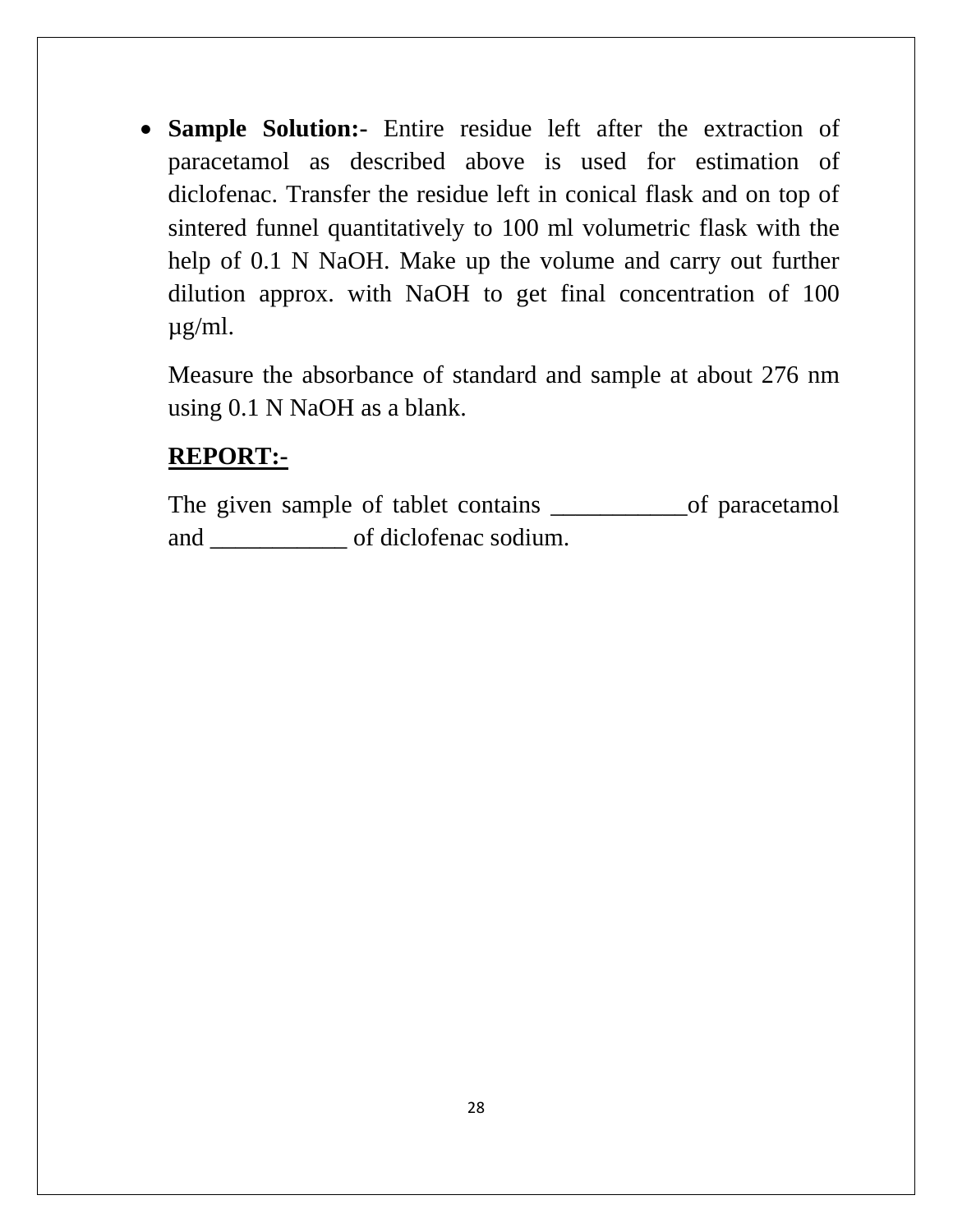- **Sample Solution:-** Entire residue left after the extraction of paracetamol as described above is used for estimation of diclofenac. Transfer the residue left in conical flask and on top of sintered funnel quantitatively to 100 ml volumetric flask with the help of 0.1 N NaOH. Make up the volume and carry out further dilution approx. with NaOH to get final concentration of 100 µg/ml.

  Measure the absorbance of standard and sample at about 276 nm using 0.1 N NaOH as a blank.

  **REPORT:-**

  The given sample of tablet contains ___________of paracetamol and ___________ of diclofenac sodium.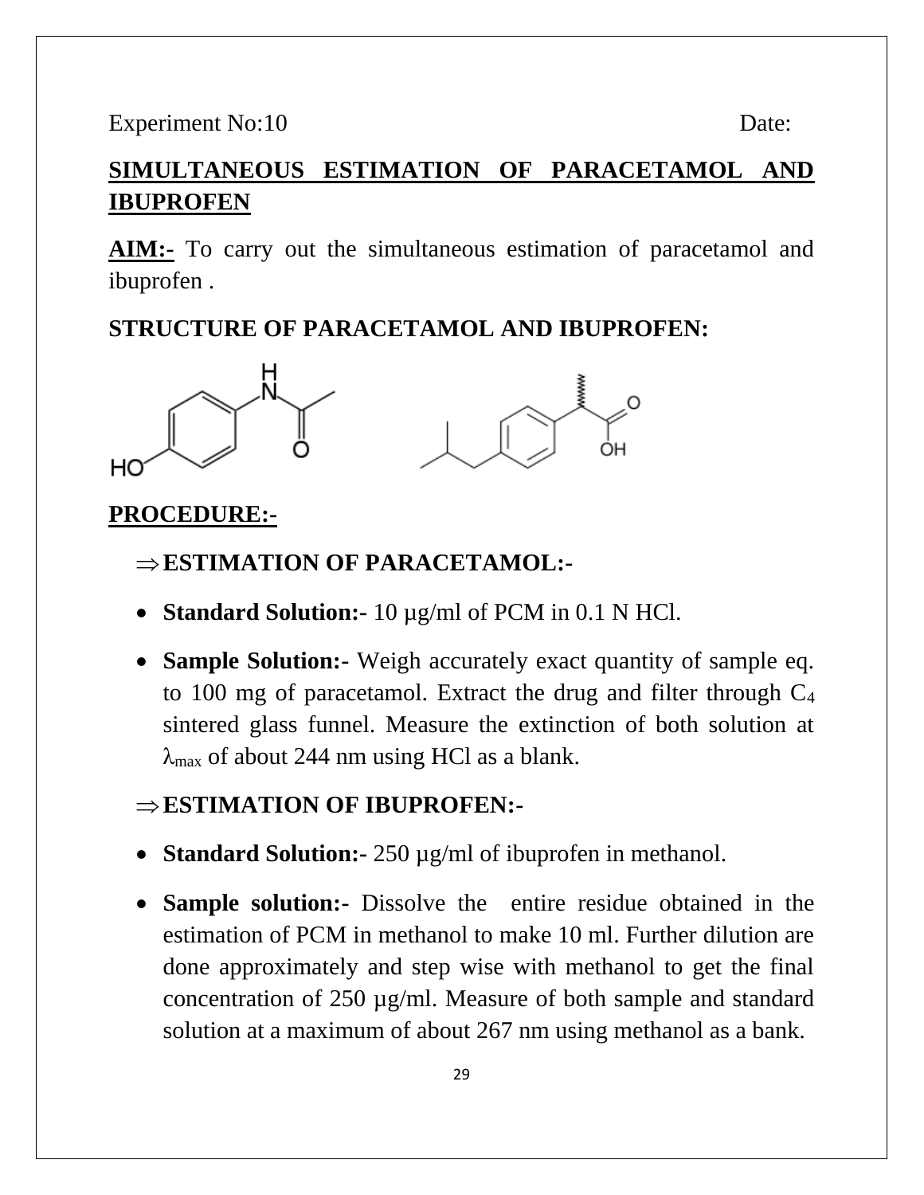Experiment No:10 Date:

## SIMULTANEOUS ESTIMATION OF PARACETAMOL AND IBUPROFEN

**AIM:-** To carry out the simultaneous estimation of paracetamol and ibuprofen .

**STRUCTURE OF PARACETAMOL AND IBUPROFEN:**

## PROCEDURE:-

### ⇒ ESTIMATION OF PARACETAMOL:-

- **Standard Solution:-** 10 µg/ml of PCM in 0.1 N HCl.
- **Sample Solution:-** Weigh accurately exact quantity of sample eq. to 100 mg of paracetamol. Extract the drug and filter through $C_4$ sintered glass funnel. Measure the extinction of both solution at $\lambda_{max}$ of about 244 nm using HCl as a blank.

### ⇒ ESTIMATION OF IBUPROFEN:-

- **Standard Solution:-** 250 µg/ml of ibuprofen in methanol.
- **Sample solution:-** Dissolve the entire residue obtained in the estimation of PCM in methanol to make 10 ml. Further dilution are done approximately and step wise with methanol to get the final concentration of 250 µg/ml. Measure of both sample and standard solution at a maximum of about 267 nm using methanol as a bank.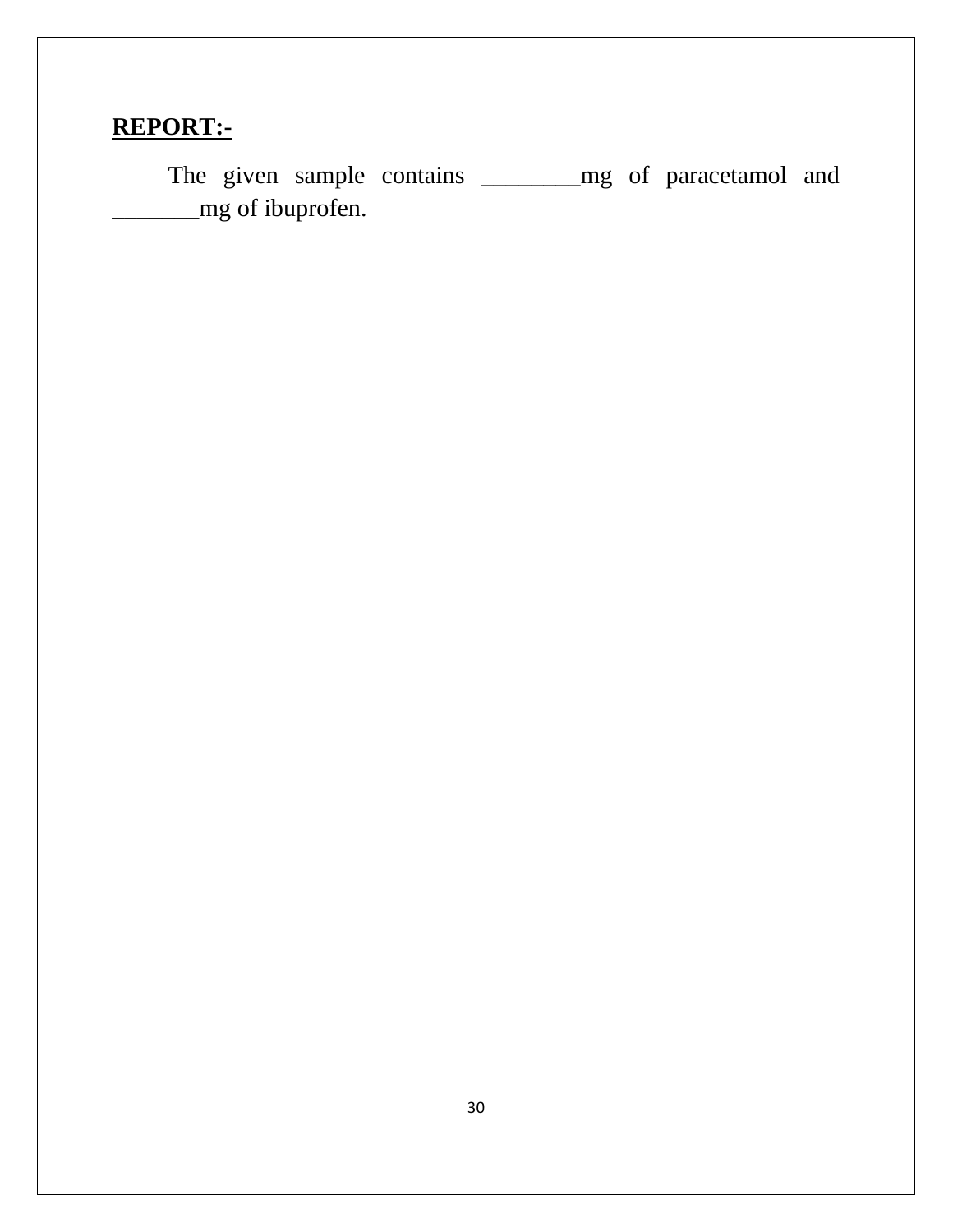**REPORT:-**

The given sample contains ________mg of paracetamol and _______mg of ibuprofen.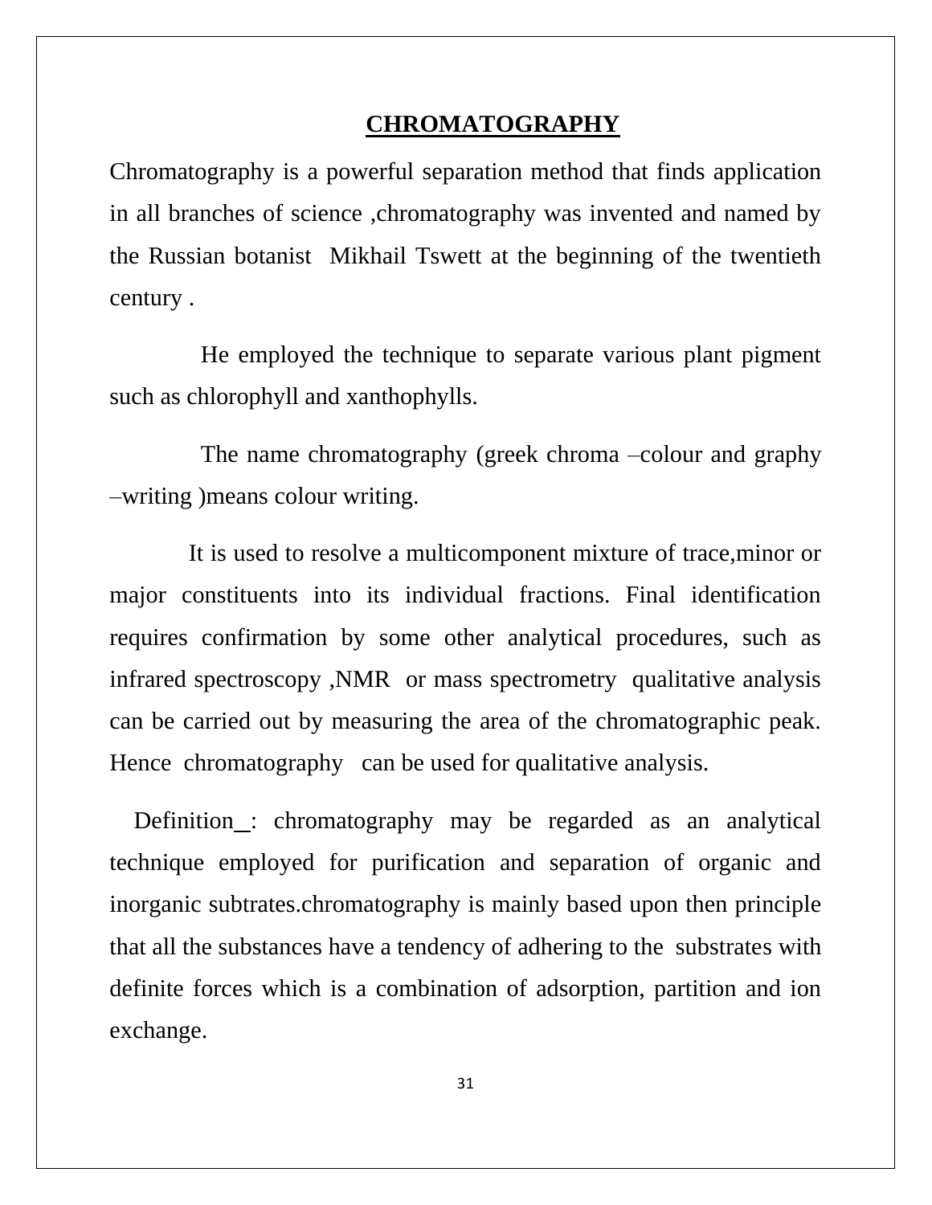# CHROMATOGRAPHY

Chromatography is a powerful separation method that finds application in all branches of science ,chromatography was invented and named by the Russian botanist Mikhail Tswett at the beginning of the twentieth century .

He employed the technique to separate various plant pigment such as chlorophyll and xanthophylls.

The name chromatography (greek chroma –colour and graphy –writing )means colour writing.

It is used to resolve a multicomponent mixture of trace,minor or major constituents into its individual fractions. Final identification requires confirmation by some other analytical procedures, such as infrared spectroscopy ,NMR or mass spectrometry qualitative analysis can be carried out by measuring the area of the chromatographic peak. Hence chromatography can be used for qualitative analysis.

Definition_: chromatography may be regarded as an analytical technique employed for purification and separation of organic and inorganic subtrates.chromatography is mainly based upon then principle that all the substances have a tendency of adhering to the substrates with definite forces which is a combination of adsorption, partition and ion exchange.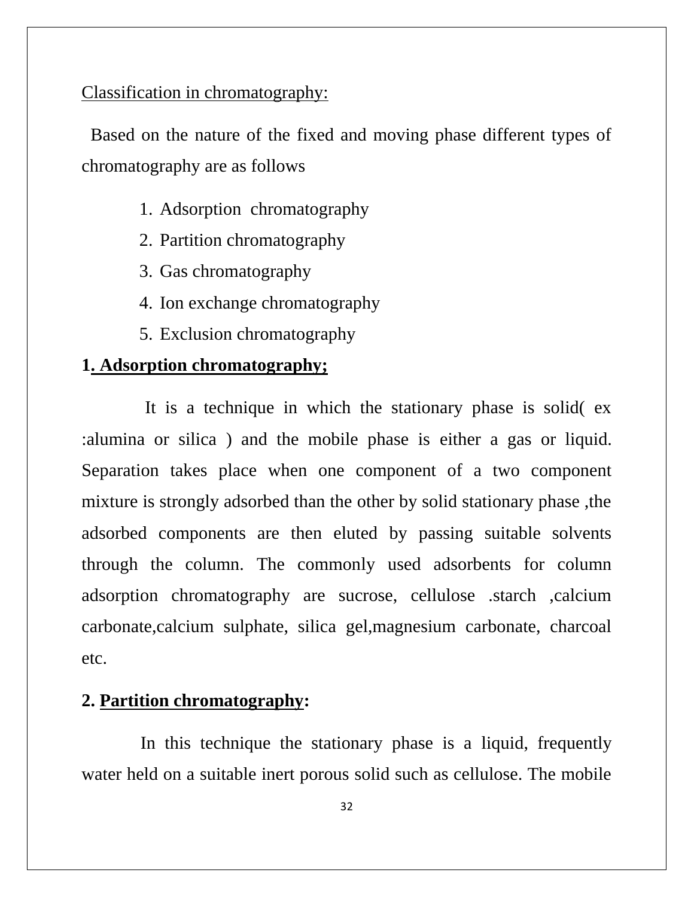Classification in chromatography:

Based on the nature of the fixed and moving phase different types of chromatography are as follows

1. Adsorption chromatography
2. Partition chromatography
3. Gas chromatography
4. Ion exchange chromatography
5. Exclusion chromatography

**1. Adsorption chromatography;**

It is a technique in which the stationary phase is solid( ex :alumina or silica ) and the mobile phase is either a gas or liquid. Separation takes place when one component of a two component mixture is strongly adsorbed than the other by solid stationary phase ,the adsorbed components are then eluted by passing suitable solvents through the column. The commonly used adsorbents for column adsorption chromatography are sucrose, cellulose .starch ,calcium carbonate,calcium sulphate, silica gel,magnesium carbonate, charcoal etc.

**2. Partition chromatography:**

In this technique the stationary phase is a liquid, frequently water held on a suitable inert porous solid such as cellulose. The mobile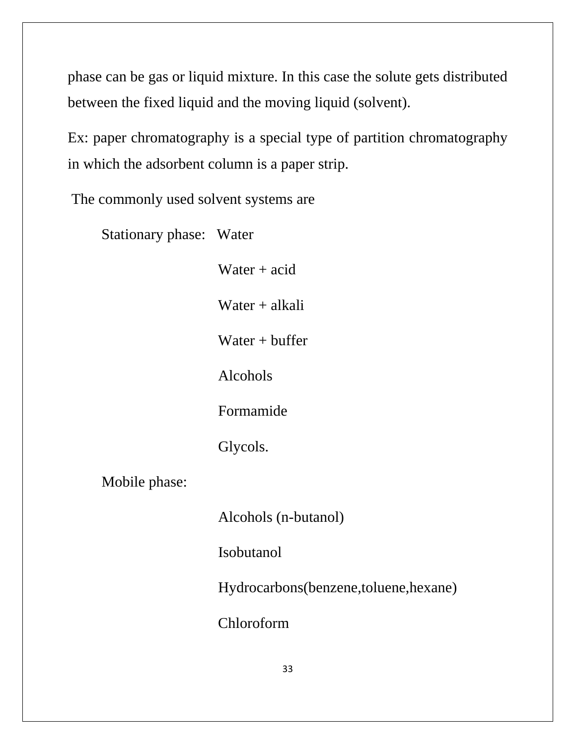phase can be gas or liquid mixture. In this case the solute gets distributed between the fixed liquid and the moving liquid (solvent).

Ex: paper chromatography is a special type of partition chromatography in which the adsorbent column is a paper strip.

The commonly used solvent systems are

Stationary phase:

- Water
- Water + acid
- Water + alkali
- Water + buffer
- Alcohols
- Formamide
- Glycols.

Mobile phase:

- Alcohols (n-butanol)
- Isobutanol
- Hydrocarbons(benzene,toluene,hexane)
- Chloroform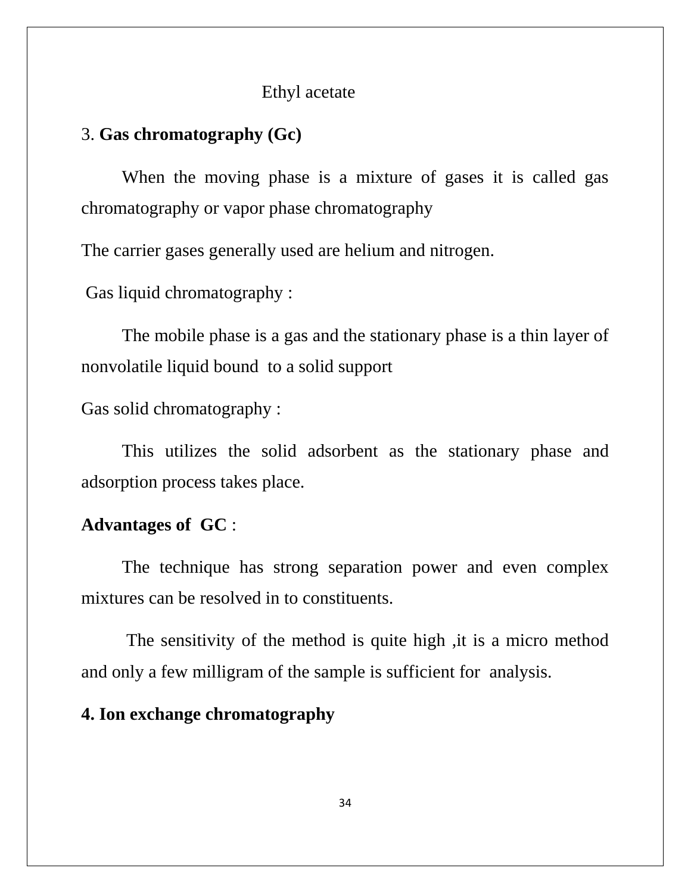Ethyl acetate

3. **Gas chromatography (Gc)**

When the moving phase is a mixture of gases it is called gas chromatography or vapor phase chromatography

The carrier gases generally used are helium and nitrogen.

Gas liquid chromatography :

The mobile phase is a gas and the stationary phase is a thin layer of nonvolatile liquid bound to a solid support

Gas solid chromatography :

This utilizes the solid adsorbent as the stationary phase and adsorption process takes place.

**Advantages of GC** :

The technique has strong separation power and even complex mixtures can be resolved in to constituents.

The sensitivity of the method is quite high ,it is a micro method and only a few milligram of the sample is sufficient for analysis.

**4. Ion exchange chromatography**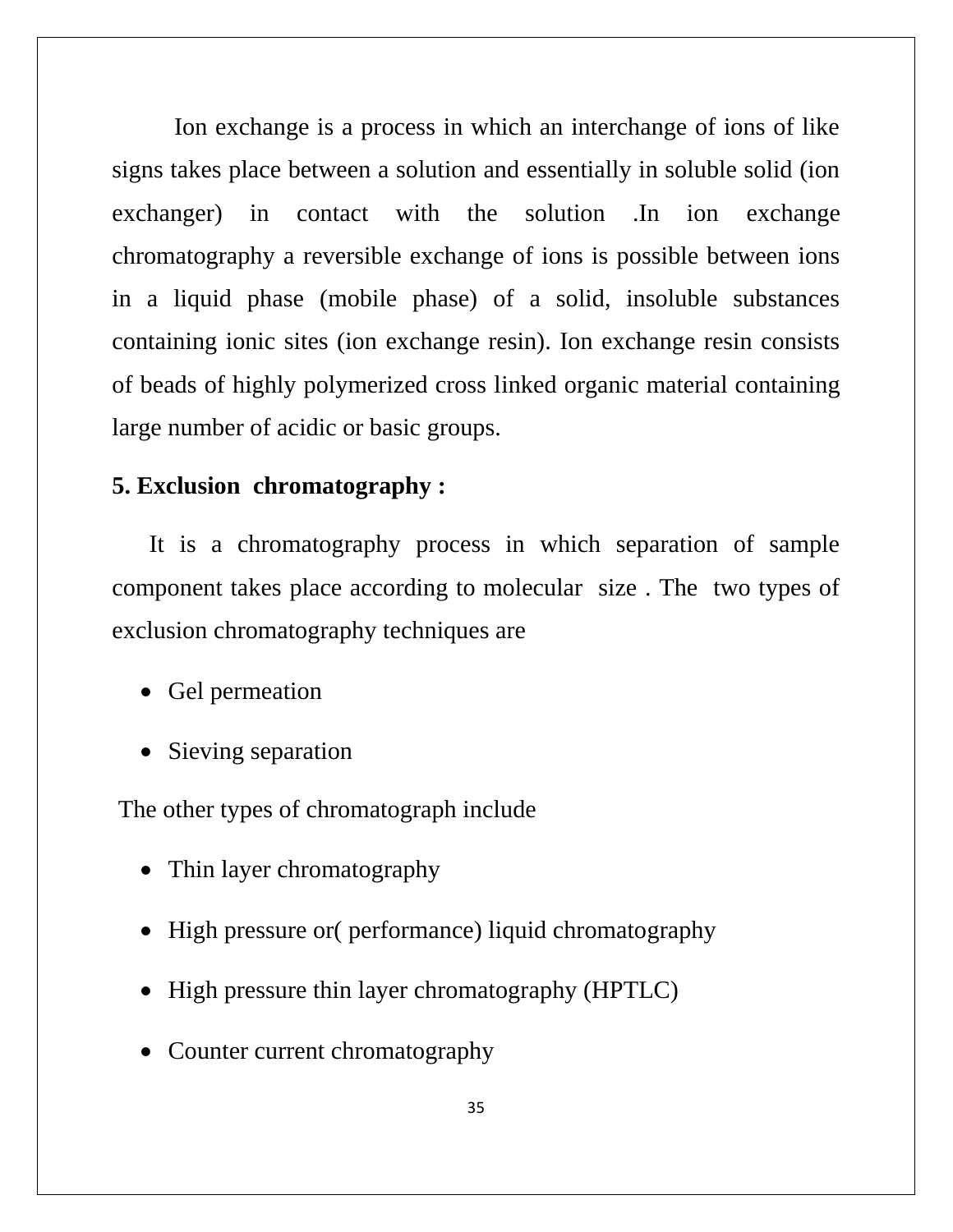Ion exchange is a process in which an interchange of ions of like signs takes place between a solution and essentially in soluble solid (ion exchanger) in contact with the solution .In ion exchange chromatography a reversible exchange of ions is possible between ions in a liquid phase (mobile phase) of a solid, insoluble substances containing ionic sites (ion exchange resin). Ion exchange resin consists of beads of highly polymerized cross linked organic material containing large number of acidic or basic groups.

**5. Exclusion chromatography :**

It is a chromatography process in which separation of sample component takes place according to molecular size . The two types of exclusion chromatography techniques are

- Gel permeation
- Sieving separation

The other types of chromatograph include

- Thin layer chromatography
- High pressure or( performance) liquid chromatography
- High pressure thin layer chromatography (HPTLC)
- Counter current chromatography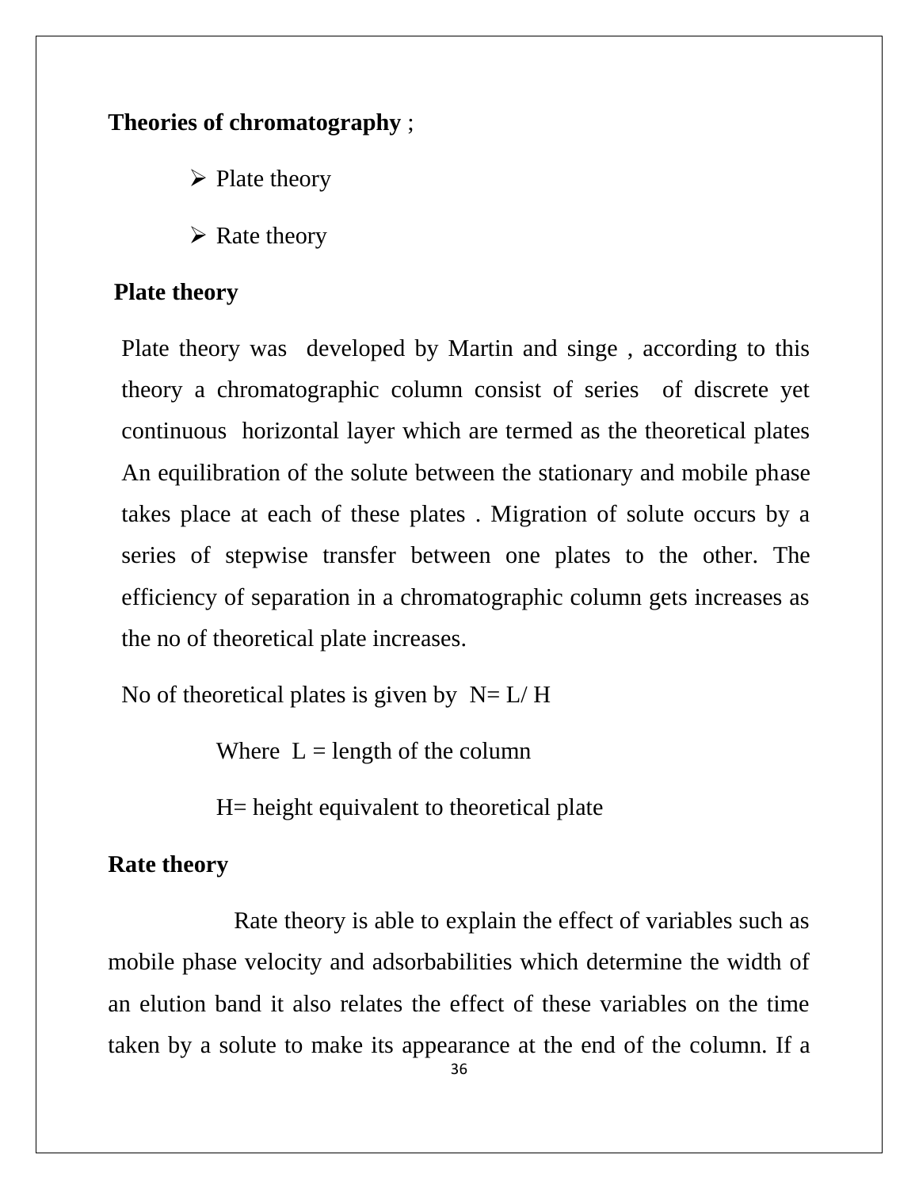**Theories of chromatography** ;

- Plate theory
- Rate theory

**Plate theory**

Plate theory was developed by Martin and singe , according to this theory a chromatographic column consist of series of discrete yet continuous horizontal layer which are termed as the theoretical plates An equilibration of the solute between the stationary and mobile phase takes place at each of these plates . Migration of solute occurs by a series of stepwise transfer between one plates to the other. The efficiency of separation in a chromatographic column gets increases as the no of theoretical plate increases.

No of theoretical plates is given by $N = L / H$

Where $L$ = length of the column

$H$ = height equivalent to theoretical plate

**Rate theory**

Rate theory is able to explain the effect of variables such as mobile phase velocity and adsorbabilities which determine the width of an elution band it also relates the effect of these variables on the time taken by a solute to make its appearance at the end of the column. If a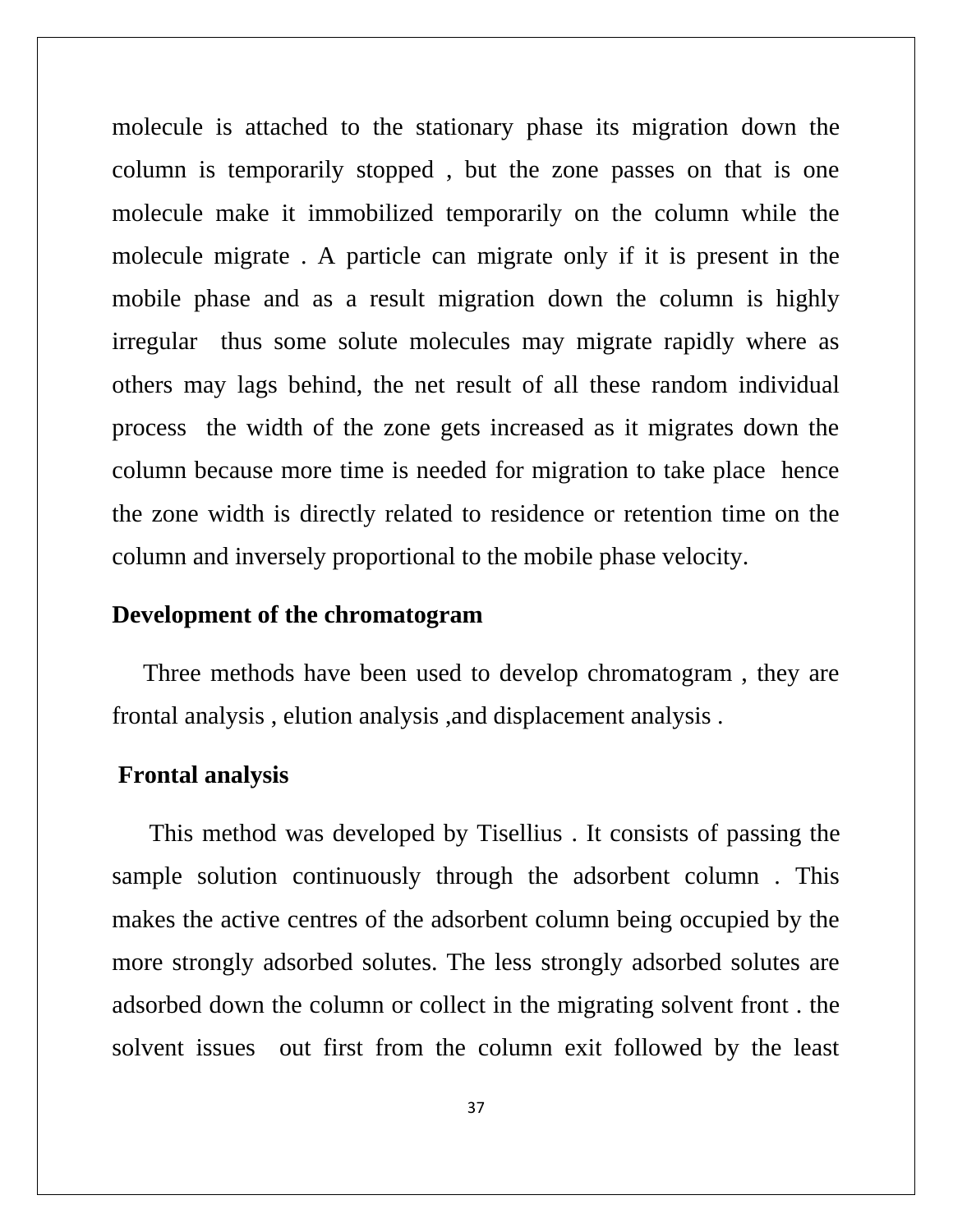molecule is attached to the stationary phase its migration down the column is temporarily stopped , but the zone passes on that is one molecule make it immobilized temporarily on the column while the molecule migrate . A particle can migrate only if it is present in the mobile phase and as a result migration down the column is highly irregular thus some solute molecules may migrate rapidly where as others may lags behind, the net result of all these random individual process the width of the zone gets increased as it migrates down the column because more time is needed for migration to take place hence the zone width is directly related to residence or retention time on the column and inversely proportional to the mobile phase velocity.

**Development of the chromatogram**

Three methods have been used to develop chromatogram , they are frontal analysis , elution analysis ,and displacement analysis .

**Frontal analysis**

This method was developed by Tisellius . It consists of passing the sample solution continuously through the adsorbent column . This makes the active centres of the adsorbent column being occupied by the more strongly adsorbed solutes. The less strongly adsorbed solutes are adsorbed down the column or collect in the migrating solvent front . the solvent issues out first from the column exit followed by the least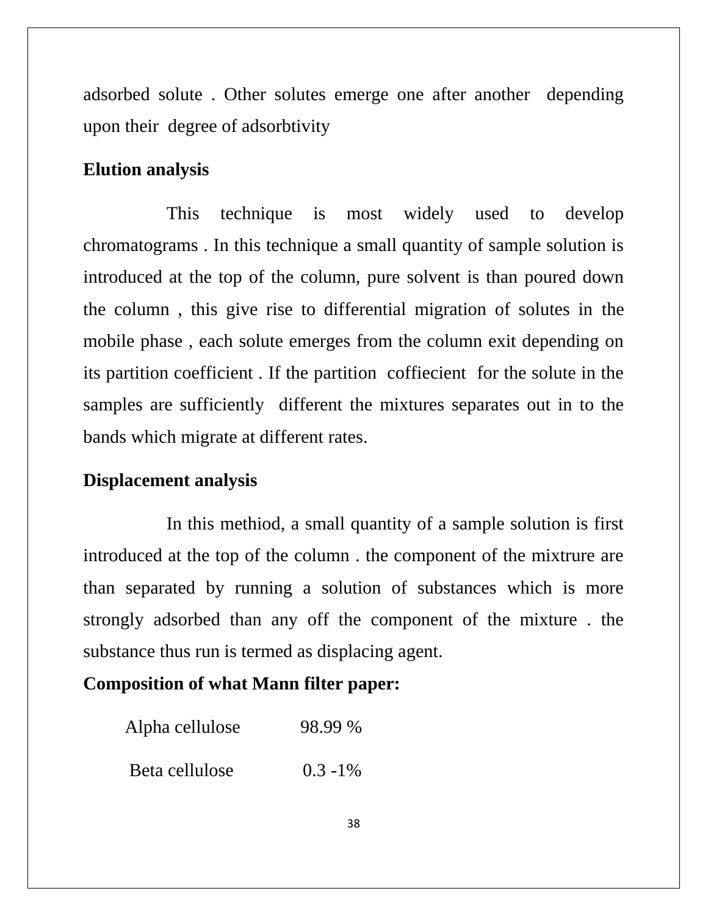adsorbed solute . Other solutes emerge one after another depending upon their degree of adsorbtivity

**Elution analysis**

This technique is most widely used to develop chromatograms . In this technique a small quantity of sample solution is introduced at the top of the column, pure solvent is than poured down the column , this give rise to differential migration of solutes in the mobile phase , each solute emerges from the column exit depending on its partition coefficient . If the partition coffiecient for the solute in the samples are sufficiently different the mixtures separates out in to the bands which migrate at different rates.

**Displacement analysis**

In this methiod, a small quantity of a sample solution is first introduced at the top of the column . the component of the mixtrure are than separated by running a solution of substances which is more strongly adsorbed than any off the component of the mixture . the substance thus run is termed as displacing agent.

**Composition of what Mann filter paper:**

| Alpha cellulose | 98.99 % |
|---|---|
| Beta cellulose | 0.3 -1% |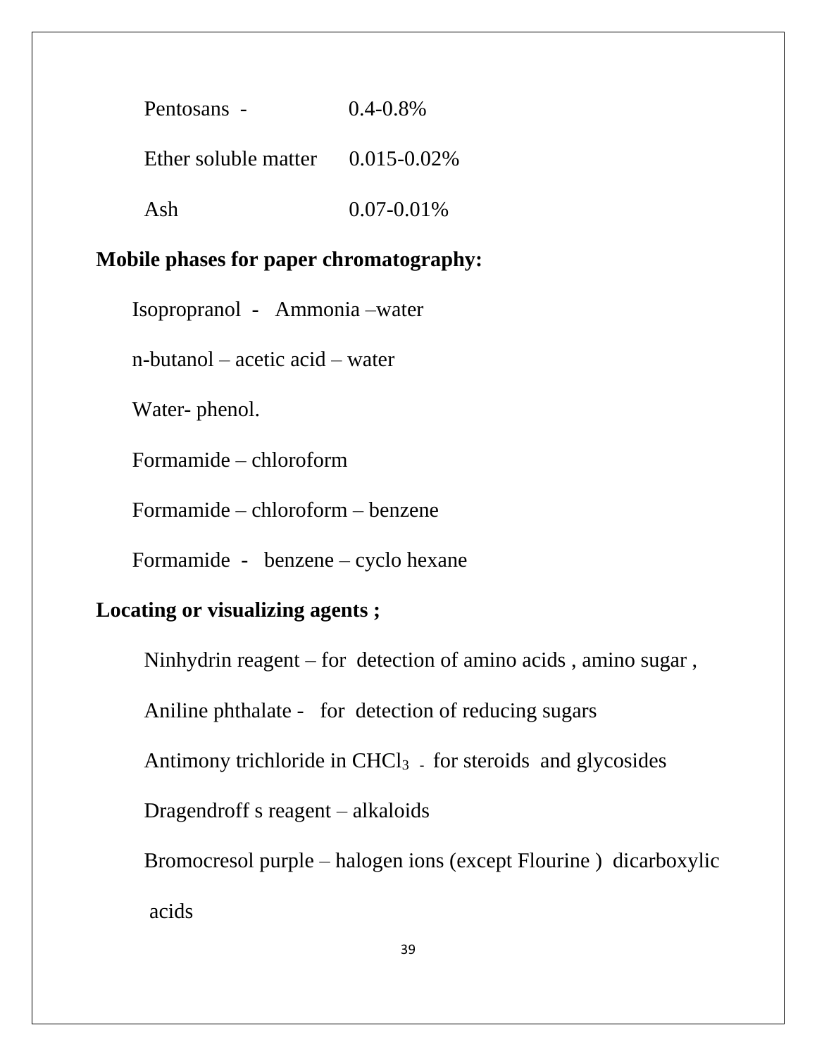| | |
|---|---|
| Pentosans - | 0.4-0.8% |
| Ether soluble matter | 0.015-0.02% |
| Ash | 0.07-0.01% |

**Mobile phases for paper chromatography:**

Isopropranol - Ammonia –water

n-butanol – acetic acid – water

Water- phenol.

Formamide – chloroform

Formamide – chloroform – benzene

Formamide - benzene – cyclo hexane

**Locating or visualizing agents ;**

Ninhydrin reagent – for detection of amino acids , amino sugar ,

Aniline phthalate - for detection of reducing sugars

Antimony trichloride in $CHCl_3$ - for steroids and glycosides

Dragendroff s reagent – alkaloids

Bromocresol purple – halogen ions (except Flourine ) dicarboxylic acids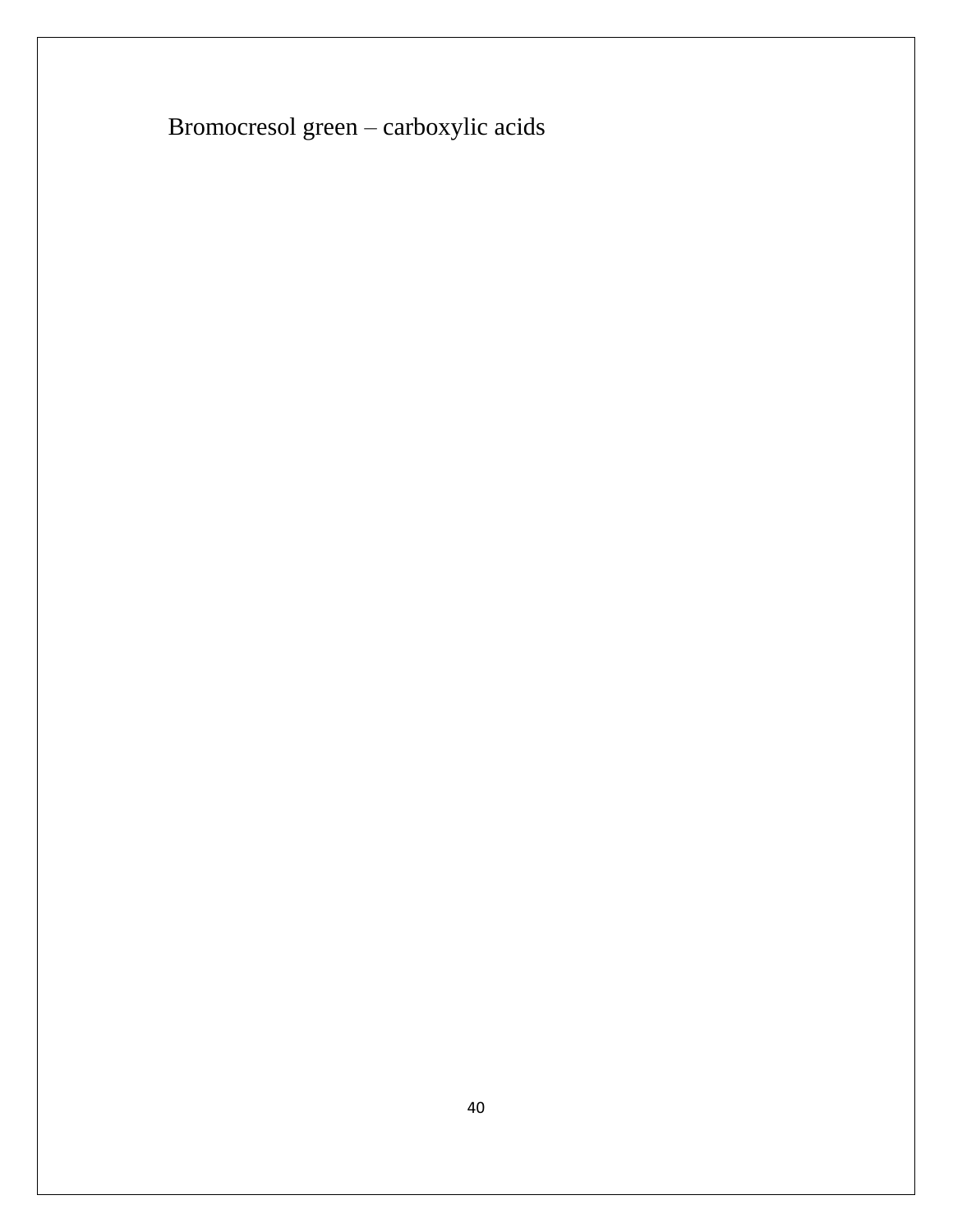Bromocresol green – carboxylic acids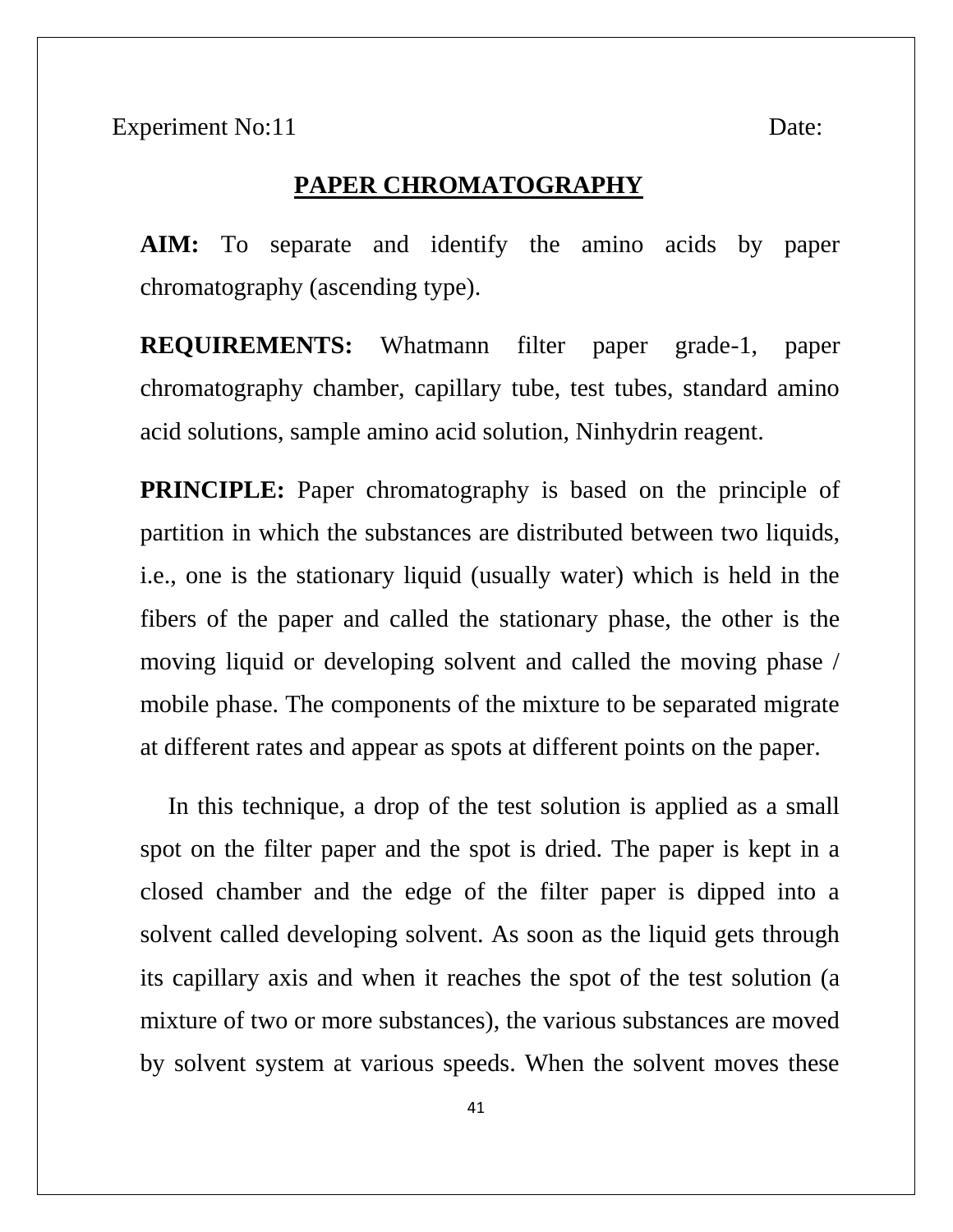Experiment No:11 Date:

# PAPER CHROMATOGRAPHY

**AIM:** To separate and identify the amino acids by paper chromatography (ascending type).

**REQUIREMENTS:** Whatmann filter paper grade-1, paper chromatography chamber, capillary tube, test tubes, standard amino acid solutions, sample amino acid solution, Ninhydrin reagent.

**PRINCIPLE:** Paper chromatography is based on the principle of partition in which the substances are distributed between two liquids, i.e., one is the stationary liquid (usually water) which is held in the fibers of the paper and called the stationary phase, the other is the moving liquid or developing solvent and called the moving phase / mobile phase. The components of the mixture to be separated migrate at different rates and appear as spots at different points on the paper.

In this technique, a drop of the test solution is applied as a small spot on the filter paper and the spot is dried. The paper is kept in a closed chamber and the edge of the filter paper is dipped into a solvent called developing solvent. As soon as the liquid gets through its capillary axis and when it reaches the spot of the test solution (a mixture of two or more substances), the various substances are moved by solvent system at various speeds. When the solvent moves these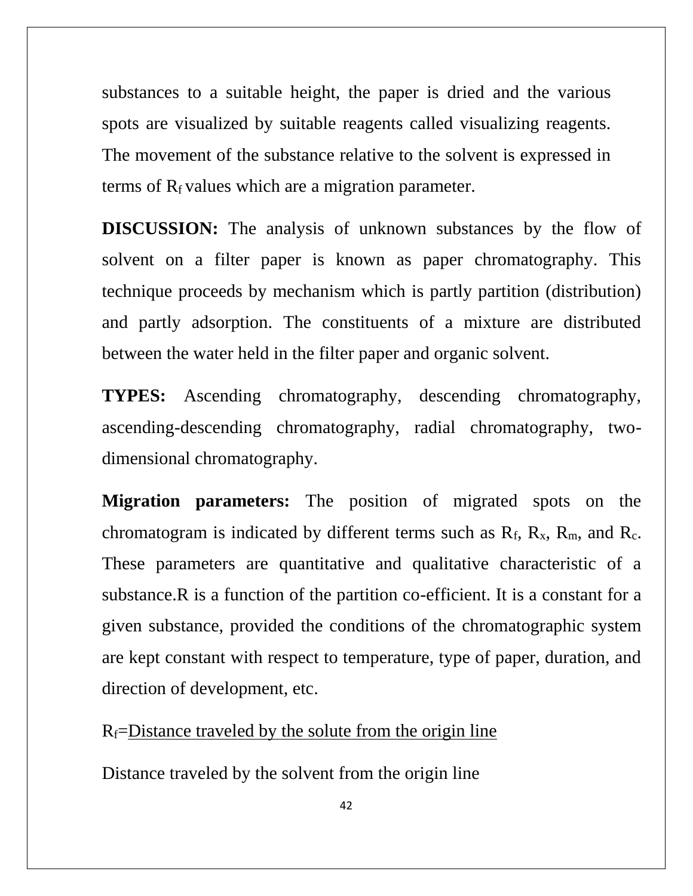substances to a suitable height, the paper is dried and the various spots are visualized by suitable reagents called visualizing reagents. The movement of the substance relative to the solvent is expressed in terms of $R_f$ values which are a migration parameter.

**DISCUSSION:** The analysis of unknown substances by the flow of solvent on a filter paper is known as paper chromatography. This technique proceeds by mechanism which is partly partition (distribution) and partly adsorption. The constituents of a mixture are distributed between the water held in the filter paper and organic solvent.

**TYPES:** Ascending chromatography, descending chromatography, ascending-descending chromatography, radial chromatography, two-dimensional chromatography.

**Migration parameters:** The position of migrated spots on the chromatogram is indicated by different terms such as $R_f$, $R_x$, $R_m$, and $R_c$. These parameters are quantitative and qualitative characteristic of a substance.R is a function of the partition co-efficient. It is a constant for a given substance, provided the conditions of the chromatographic system are kept constant with respect to temperature, type of paper, duration, and direction of development, etc.

$$R_f = \frac{\text{Distance traveled by the solute from the origin line}}{\text{Distance traveled by the solvent from the origin line}}$$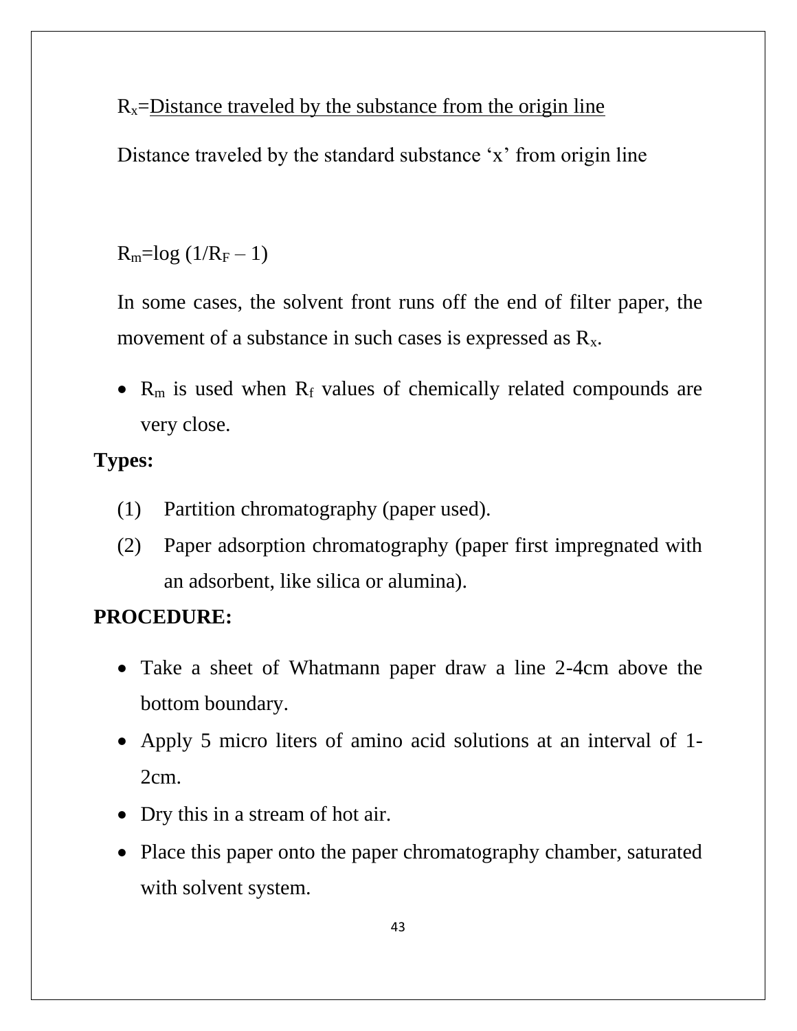$$R_x = \frac{\text{Distance traveled by the substance from the origin line}}{\text{Distance traveled by the standard substance 'x' from origin line}}$$

$$R_m = \log (1/R_F - 1)$$

In some cases, the solvent front runs off the end of filter paper, the movement of a substance in such cases is expressed as $R_x$.

- $R_m$ is used when $R_f$ values of chemically related compounds are very close.

**Types:**

(1) Partition chromatography (paper used).

(2) Paper adsorption chromatography (paper first impregnated with an adsorbent, like silica or alumina).

**PROCEDURE:**

- Take a sheet of Whatmann paper draw a line 2-4cm above the bottom boundary.
- Apply 5 micro liters of amino acid solutions at an interval of 1-2cm.
- Dry this in a stream of hot air.
- Place this paper onto the paper chromatography chamber, saturated with solvent system.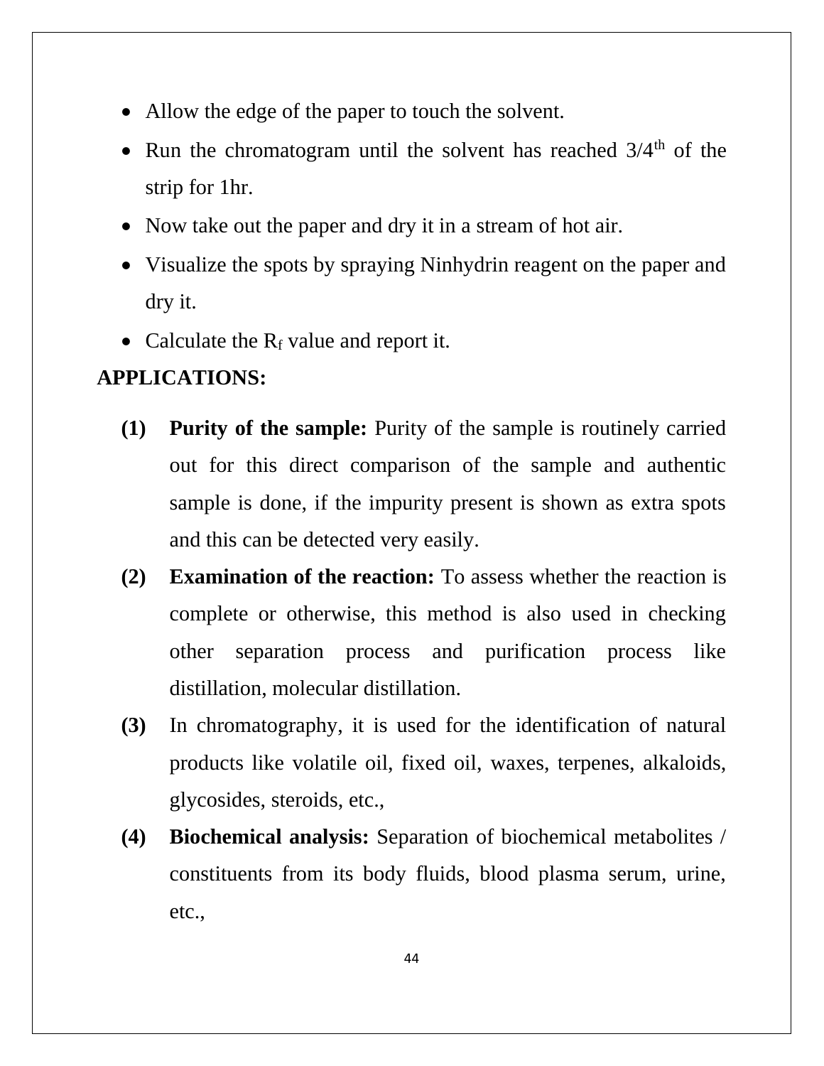- Allow the edge of the paper to touch the solvent.
- Run the chromatogram until the solvent has reached $3/4^{th}$ of the strip for 1hr.
- Now take out the paper and dry it in a stream of hot air.
- Visualize the spots by spraying Ninhydrin reagent on the paper and dry it.
- Calculate the $R_f$ value and report it.

**APPLICATIONS:**

**(1)** **Purity of the sample:** Purity of the sample is routinely carried out for this direct comparison of the sample and authentic sample is done, if the impurity present is shown as extra spots and this can be detected very easily.

**(2)** **Examination of the reaction:** To assess whether the reaction is complete or otherwise, this method is also used in checking other separation process and purification process like distillation, molecular distillation.

**(3)** In chromatography, it is used for the identification of natural products like volatile oil, fixed oil, waxes, terpenes, alkaloids, glycosides, steroids, etc.,

**(4)** **Biochemical analysis:** Separation of biochemical metabolites / constituents from its body fluids, blood plasma serum, urine, etc.,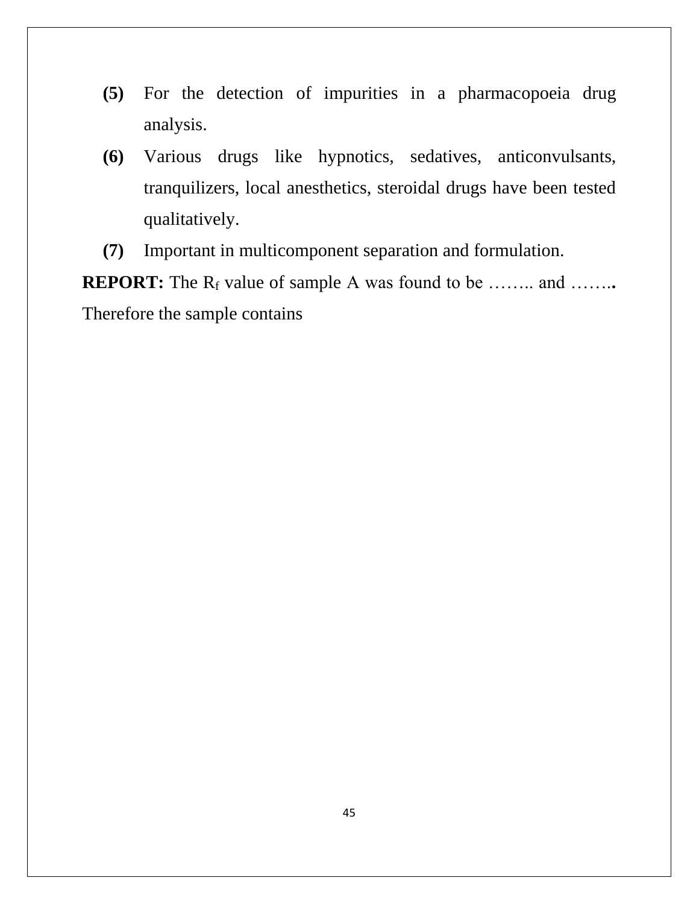**(5)** For the detection of impurities in a pharmacopoeia drug analysis.

**(6)** Various drugs like hypnotics, sedatives, anticonvulsants, tranquilizers, local anesthetics, steroidal drugs have been tested qualitatively.

**(7)** Important in multicomponent separation and formulation.

**REPORT:** The $R_f$ value of sample A was found to be …….. and ……**.** Therefore the sample contains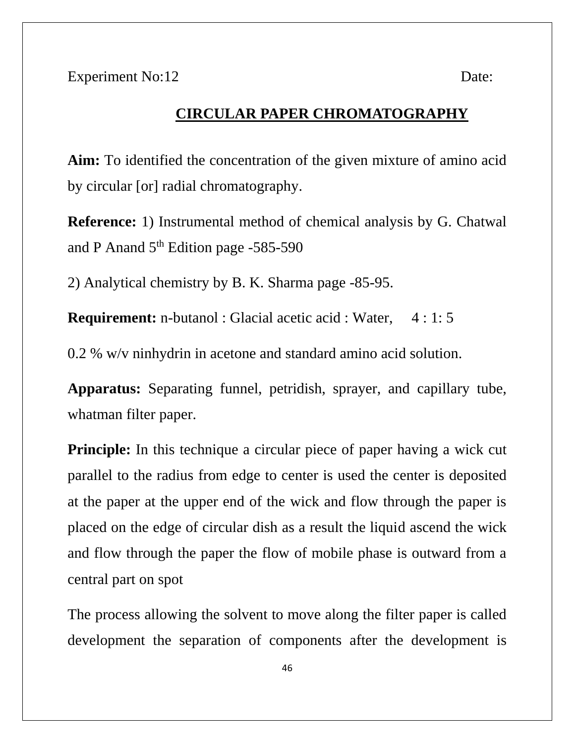Experiment No:12 Date:

## CIRCULAR PAPER CHROMATOGRAPHY

**Aim:** To identified the concentration of the given mixture of amino acid by circular [or] radial chromatography.

**Reference:** 1) Instrumental method of chemical analysis by G. Chatwal and P Anand 5th Edition page -585-590

2) Analytical chemistry by B. K. Sharma page -85-95.

**Requirement:** n-butanol : Glacial acetic acid : Water, 4 : 1: 5

0.2 % w/v ninhydrin in acetone and standard amino acid solution.

**Apparatus:** Separating funnel, petridish, sprayer, and capillary tube, whatman filter paper.

**Principle:** In this technique a circular piece of paper having a wick cut parallel to the radius from edge to center is used the center is deposited at the paper at the upper end of the wick and flow through the paper is placed on the edge of circular dish as a result the liquid ascend the wick and flow through the paper the flow of mobile phase is outward from a central part on spot

The process allowing the solvent to move along the filter paper is called development the separation of components after the development is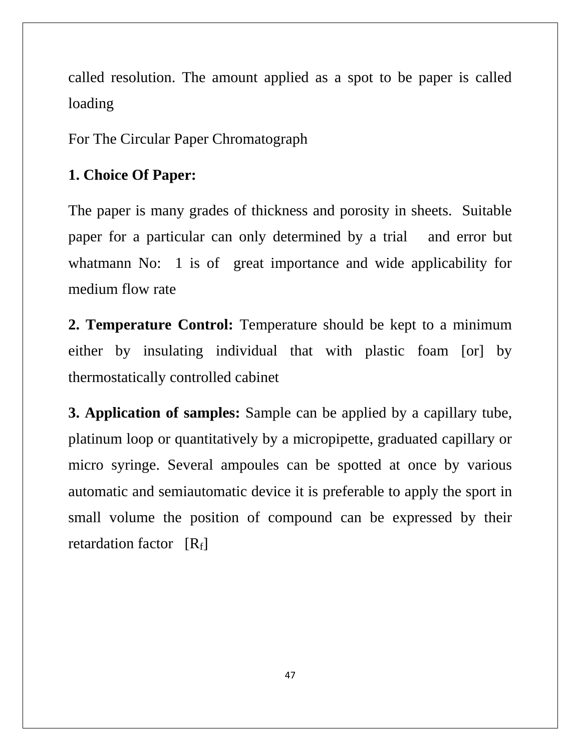called resolution. The amount applied as a spot to be paper is called loading

For The Circular Paper Chromatograph

**1. Choice Of Paper:**

The paper is many grades of thickness and porosity in sheets. Suitable paper for a particular can only determined by a trial and error but whatmann No: 1 is of great importance and wide applicability for medium flow rate

**2. Temperature Control:** Temperature should be kept to a minimum either by insulating individual that with plastic foam [or] by thermostatically controlled cabinet

**3. Application of samples:** Sample can be applied by a capillary tube, platinum loop or quantitatively by a micropipette, graduated capillary or micro syringe. Several ampoules can be spotted at once by various automatic and semiautomatic device it is preferable to apply the sport in small volume the position of compound can be expressed by their retardation factor [$R_f$]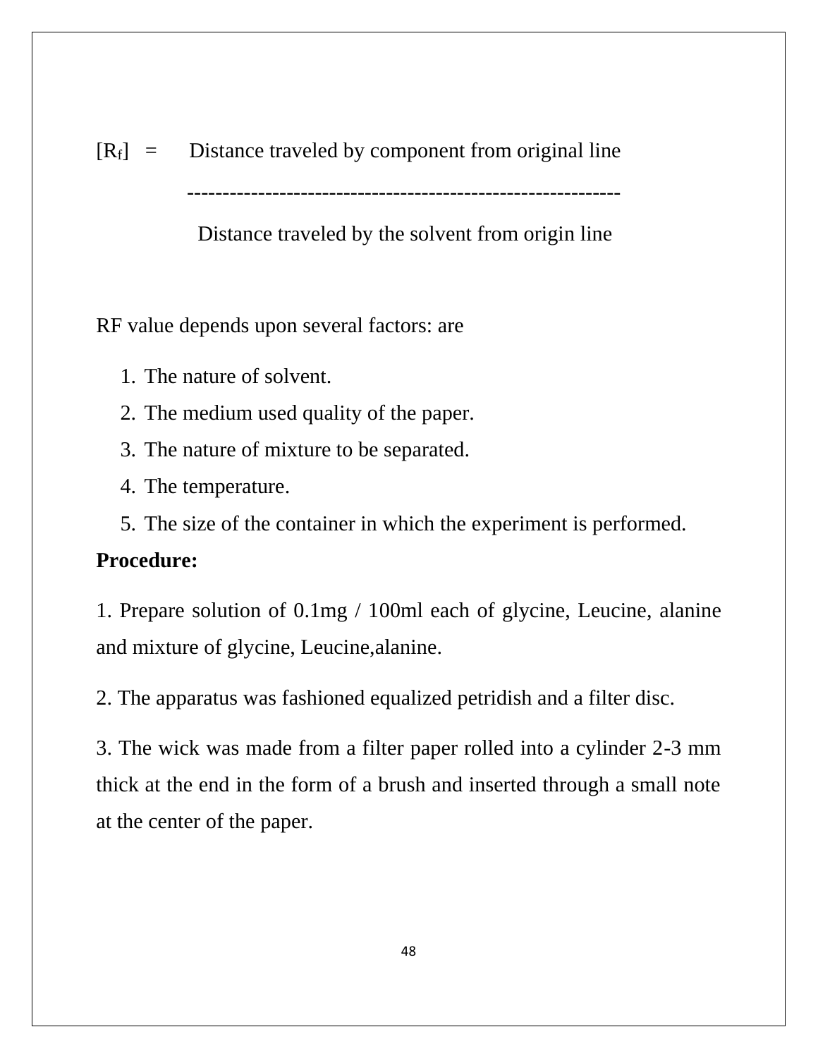$$[R_f] = \frac{\text{Distance traveled by component from original line}}{\text{Distance traveled by the solvent from origin line}}$$

RF value depends upon several factors: are

1. The nature of solvent.
2. The medium used quality of the paper.
3. The nature of mixture to be separated.
4. The temperature.
5. The size of the container in which the experiment is performed.

**Procedure:**

1. Prepare solution of 0.1mg / 100ml each of glycine, Leucine, alanine and mixture of glycine, Leucine,alanine.

2. The apparatus was fashioned equalized petridish and a filter disc.

3. The wick was made from a filter paper rolled into a cylinder 2-3 mm thick at the end in the form of a brush and inserted through a small note at the center of the paper.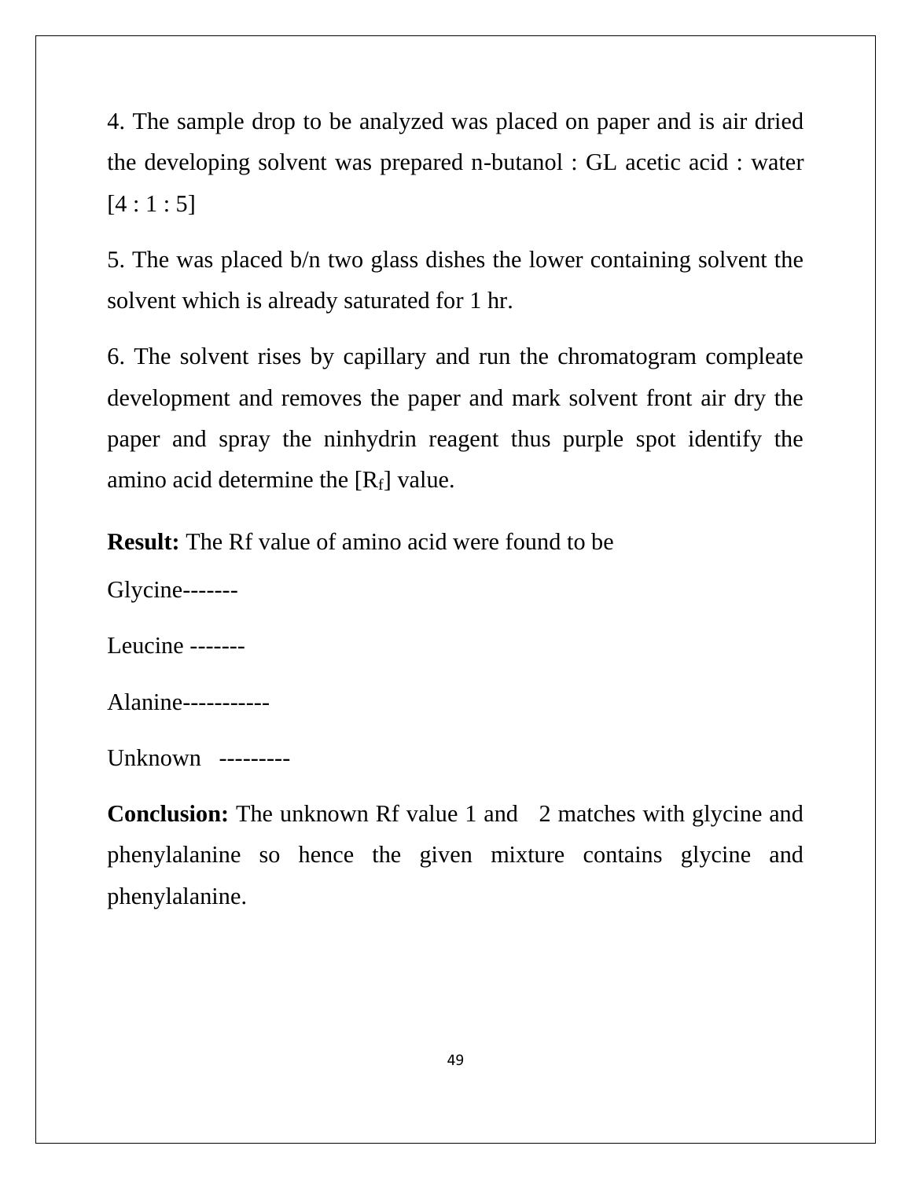4. The sample drop to be analyzed was placed on paper and is air dried the developing solvent was prepared n-butanol : GL acetic acid : water [4 : 1 : 5]

5. The was placed b/n two glass dishes the lower containing solvent the solvent which is already saturated for 1 hr.

6. The solvent rises by capillary and run the chromatogram compleate development and removes the paper and mark solvent front air dry the paper and spray the ninhydrin reagent thus purple spot identify the amino acid determine the [$R_f$] value.

**Result:** The Rf value of amino acid were found to be

Glycine-------

Leucine -------

Alanine-----------

Unknown ---------

**Conclusion:** The unknown Rf value 1 and 2 matches with glycine and phenylalanine so hence the given mixture contains glycine and phenylalanine.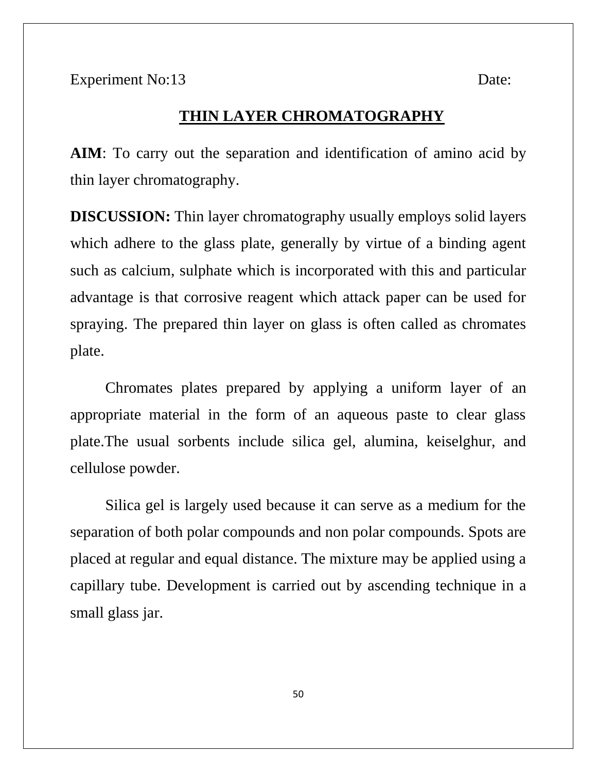Experiment No:13 Date:

## THIN LAYER CHROMATOGRAPHY

**AIM**: To carry out the separation and identification of amino acid by thin layer chromatography.

**DISCUSSION:** Thin layer chromatography usually employs solid layers which adhere to the glass plate, generally by virtue of a binding agent such as calcium, sulphate which is incorporated with this and particular advantage is that corrosive reagent which attack paper can be used for spraying. The prepared thin layer on glass is often called as chromates plate.

Chromates plates prepared by applying a uniform layer of an appropriate material in the form of an aqueous paste to clear glass plate.The usual sorbents include silica gel, alumina, keiselghur, and cellulose powder.

Silica gel is largely used because it can serve as a medium for the separation of both polar compounds and non polar compounds. Spots are placed at regular and equal distance. The mixture may be applied using a capillary tube. Development is carried out by ascending technique in a small glass jar.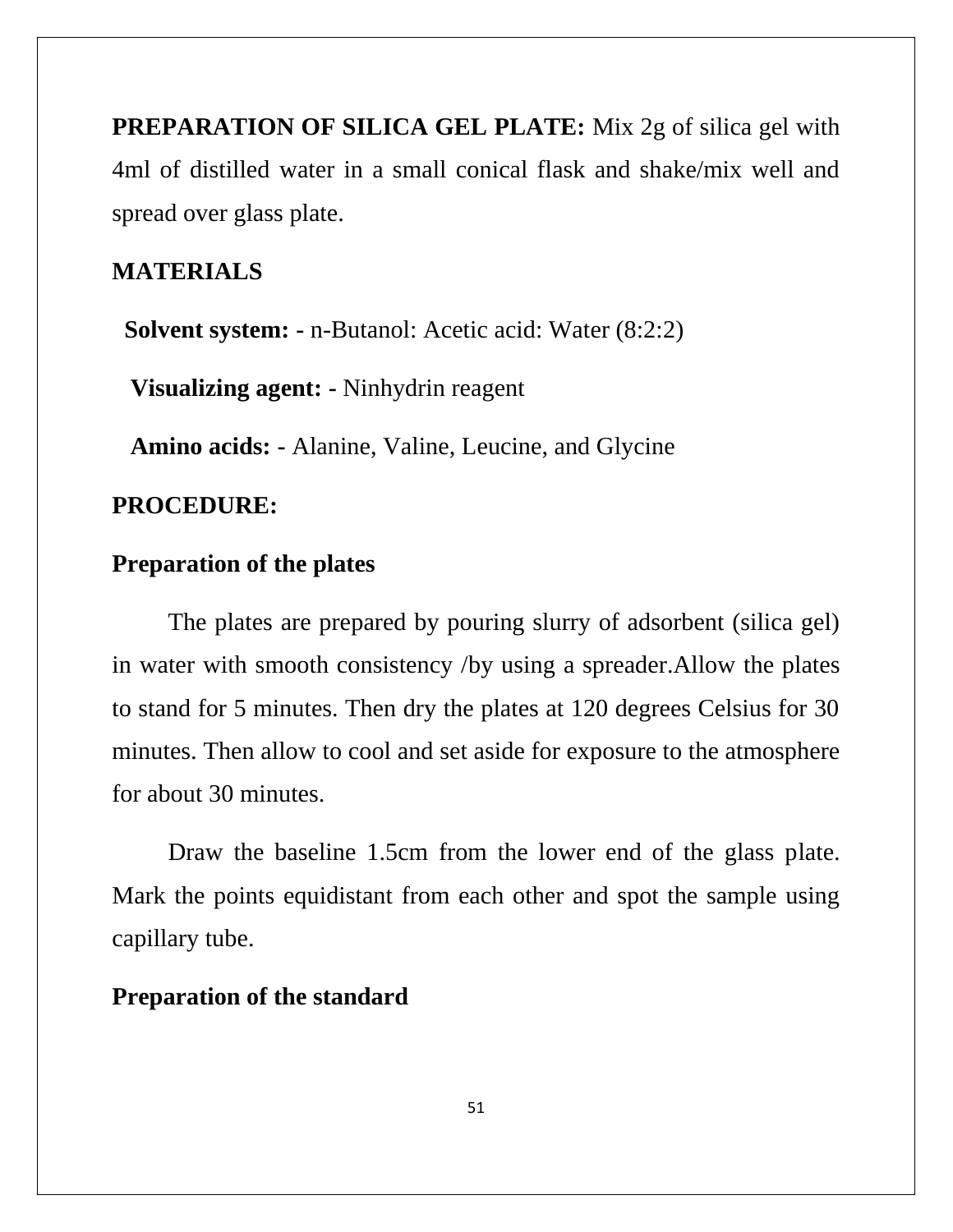**PREPARATION OF SILICA GEL PLATE:** Mix 2g of silica gel with 4ml of distilled water in a small conical flask and shake/mix well and spread over glass plate.

**MATERIALS**

**Solvent system: -** n-Butanol: Acetic acid: Water (8:2:2)

**Visualizing agent: -** Ninhydrin reagent

**Amino acids: -** Alanine, Valine, Leucine, and Glycine

**PROCEDURE:**

**Preparation of the plates**

The plates are prepared by pouring slurry of adsorbent (silica gel) in water with smooth consistency /by using a spreader.Allow the plates to stand for 5 minutes. Then dry the plates at 120 degrees Celsius for 30 minutes. Then allow to cool and set aside for exposure to the atmosphere for about 30 minutes.

Draw the baseline 1.5cm from the lower end of the glass plate. Mark the points equidistant from each other and spot the sample using capillary tube.

**Preparation of the standard**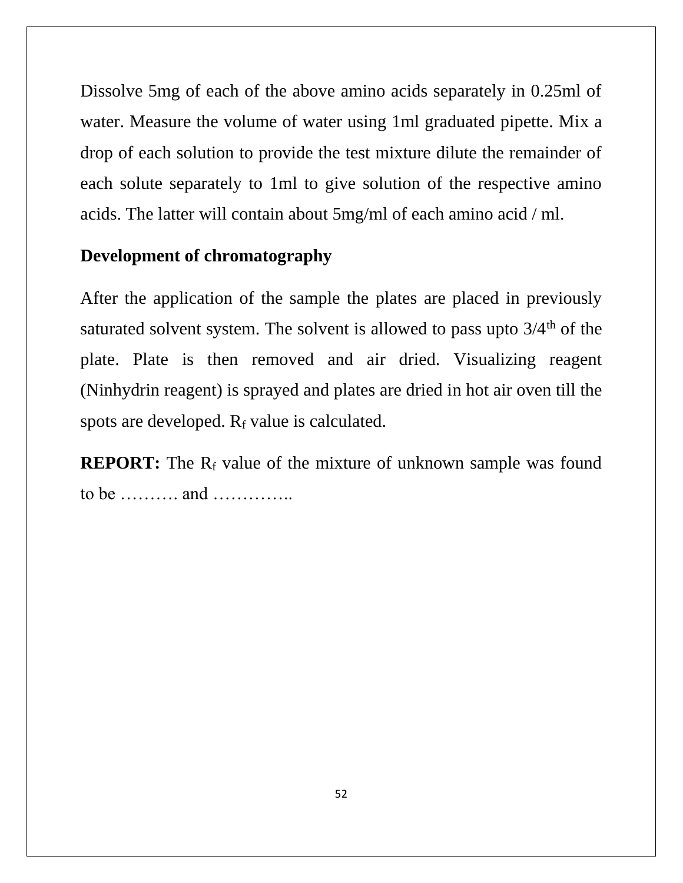Dissolve 5mg of each of the above amino acids separately in 0.25ml of water. Measure the volume of water using 1ml graduated pipette. Mix a drop of each solution to provide the test mixture dilute the remainder of each solute separately to 1ml to give solution of the respective amino acids. The latter will contain about 5mg/ml of each amino acid / ml.

**Development of chromatography**

After the application of the sample the plates are placed in previously saturated solvent system. The solvent is allowed to pass upto 3/4$^{th}$ of the plate. Plate is then removed and air dried. Visualizing reagent (Ninhydrin reagent) is sprayed and plates are dried in hot air oven till the spots are developed. $R_f$ value is calculated.

**REPORT:** The $R_f$ value of the mixture of unknown sample was found to be ………. and …………..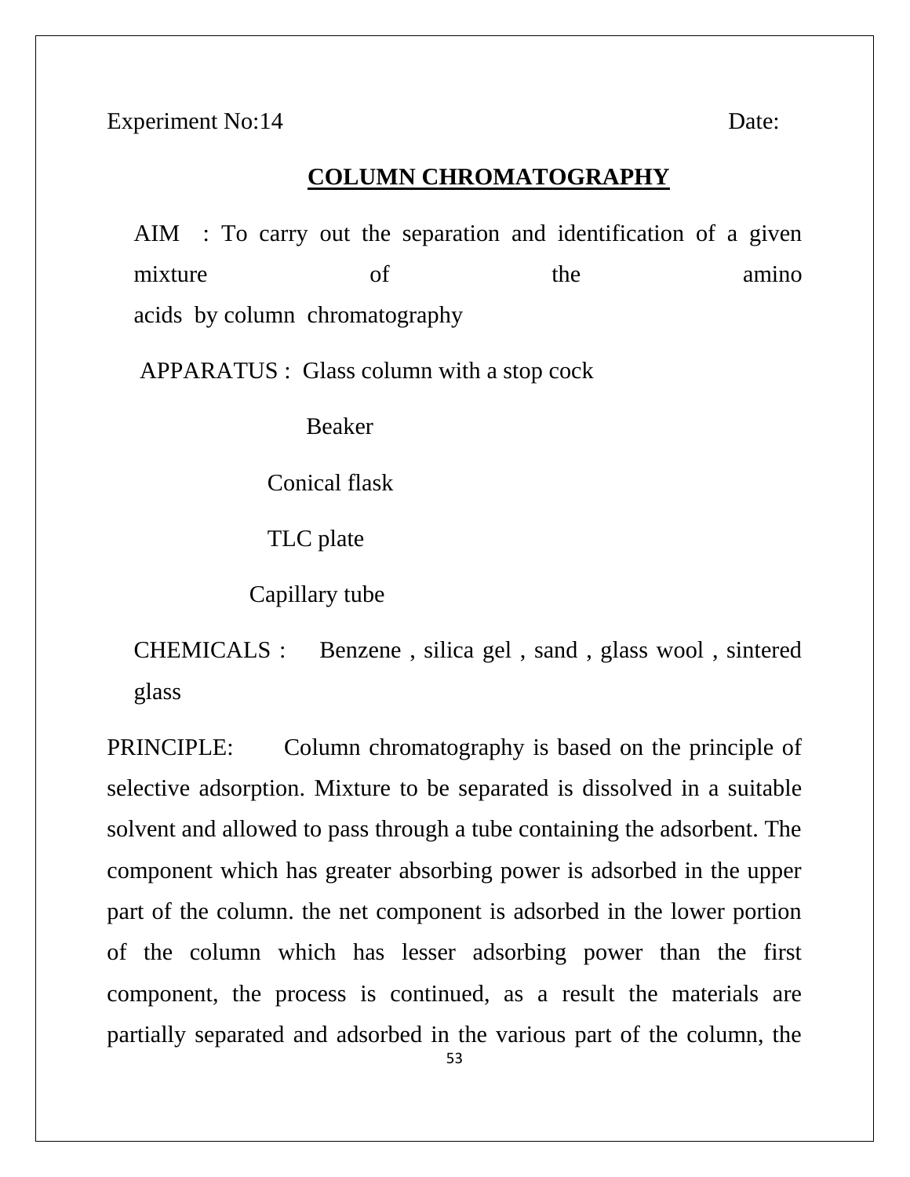Experiment No:14 Date:

## COLUMN CHROMATOGRAPHY

AIM : To carry out the separation and identification of a given mixture of the amino acids by column chromatography

APPARATUS : Glass column with a stop cock

Beaker

Conical flask

TLC plate

Capillary tube

CHEMICALS : Benzene , silica gel , sand , glass wool , sintered glass

PRINCIPLE: Column chromatography is based on the principle of selective adsorption. Mixture to be separated is dissolved in a suitable solvent and allowed to pass through a tube containing the adsorbent. The component which has greater absorbing power is adsorbed in the upper part of the column. the net component is adsorbed in the lower portion of the column which has lesser adsorbing power than the first component, the process is continued, as a result the materials are partially separated and adsorbed in the various part of the column, the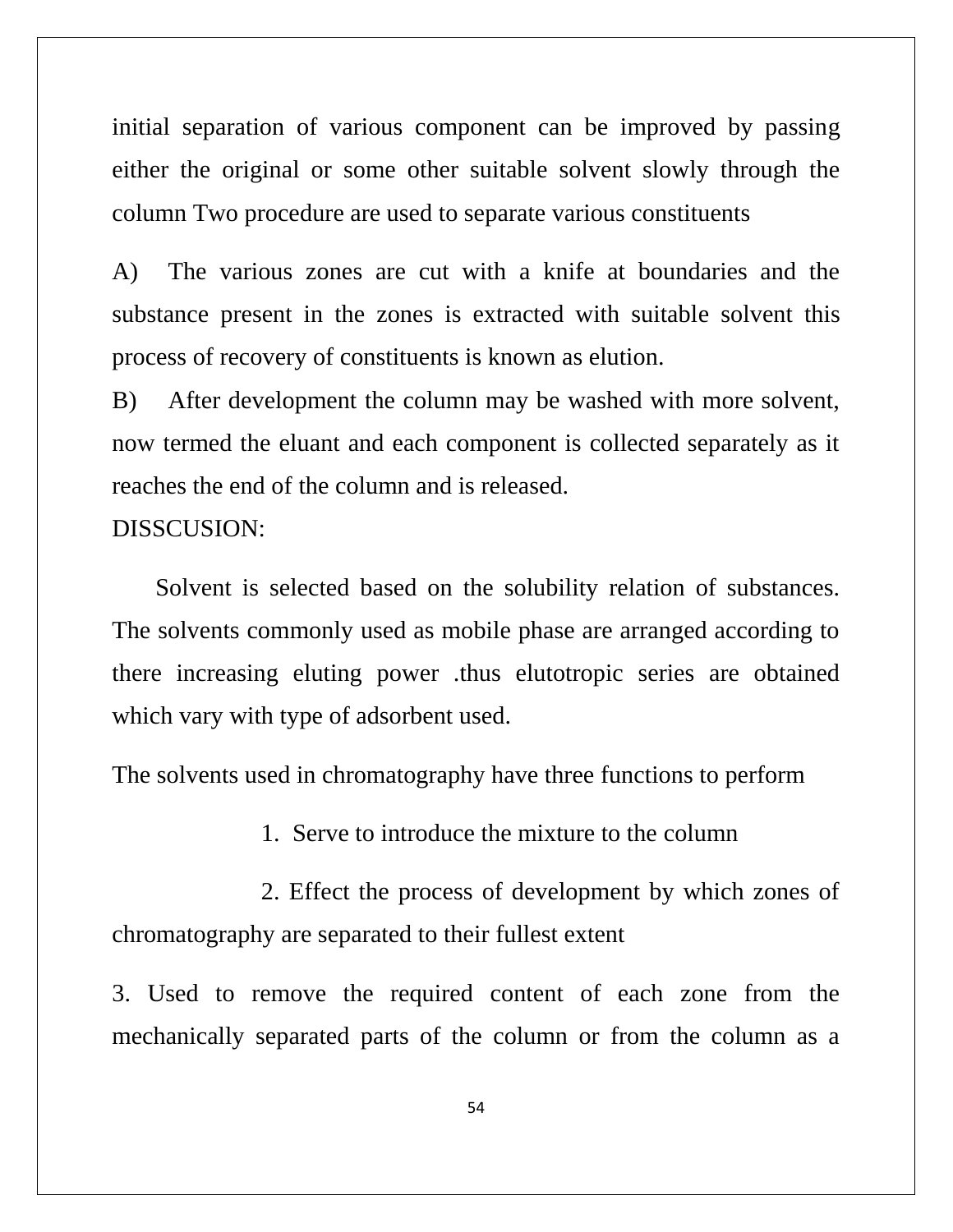initial separation of various component can be improved by passing either the original or some other suitable solvent slowly through the column Two procedure are used to separate various constituents

A) The various zones are cut with a knife at boundaries and the substance present in the zones is extracted with suitable solvent this process of recovery of constituents is known as elution.

B) After development the column may be washed with more solvent, now termed the eluant and each component is collected separately as it reaches the end of the column and is released.

DISSCUSION:

Solvent is selected based on the solubility relation of substances. The solvents commonly used as mobile phase are arranged according to there increasing eluting power .thus elutotropic series are obtained which vary with type of adsorbent used.

The solvents used in chromatography have three functions to perform

1. Serve to introduce the mixture to the column

2. Effect the process of development by which zones of chromatography are separated to their fullest extent

3. Used to remove the required content of each zone from the mechanically separated parts of the column or from the column as a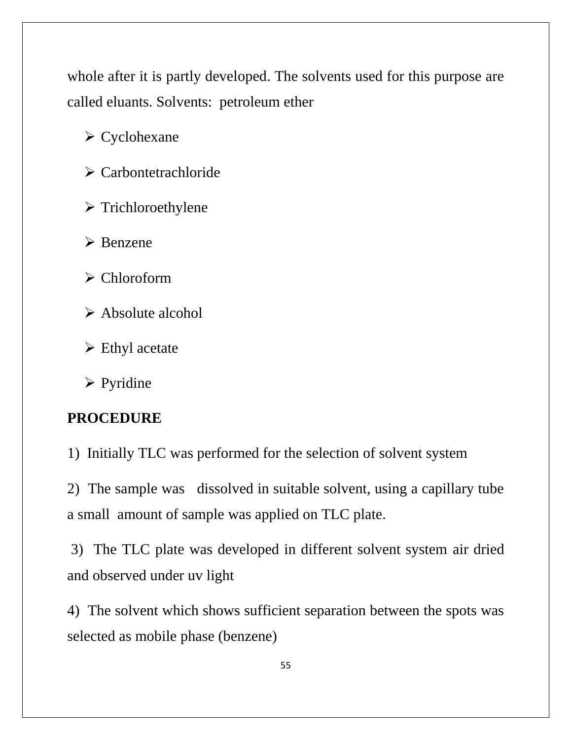whole after it is partly developed. The solvents used for this purpose are called eluants. Solvents: petroleum ether

- Cyclohexane
- Carbontetrachloride
- Trichloroethylene
- Benzene
- Chloroform
- Absolute alcohol
- Ethyl acetate
- Pyridine

**PROCEDURE**

1) Initially TLC was performed for the selection of solvent system

2) The sample was dissolved in suitable solvent, using a capillary tube a small amount of sample was applied on TLC plate.

3) The TLC plate was developed in different solvent system air dried and observed under uv light

4) The solvent which shows sufficient separation between the spots was selected as mobile phase (benzene)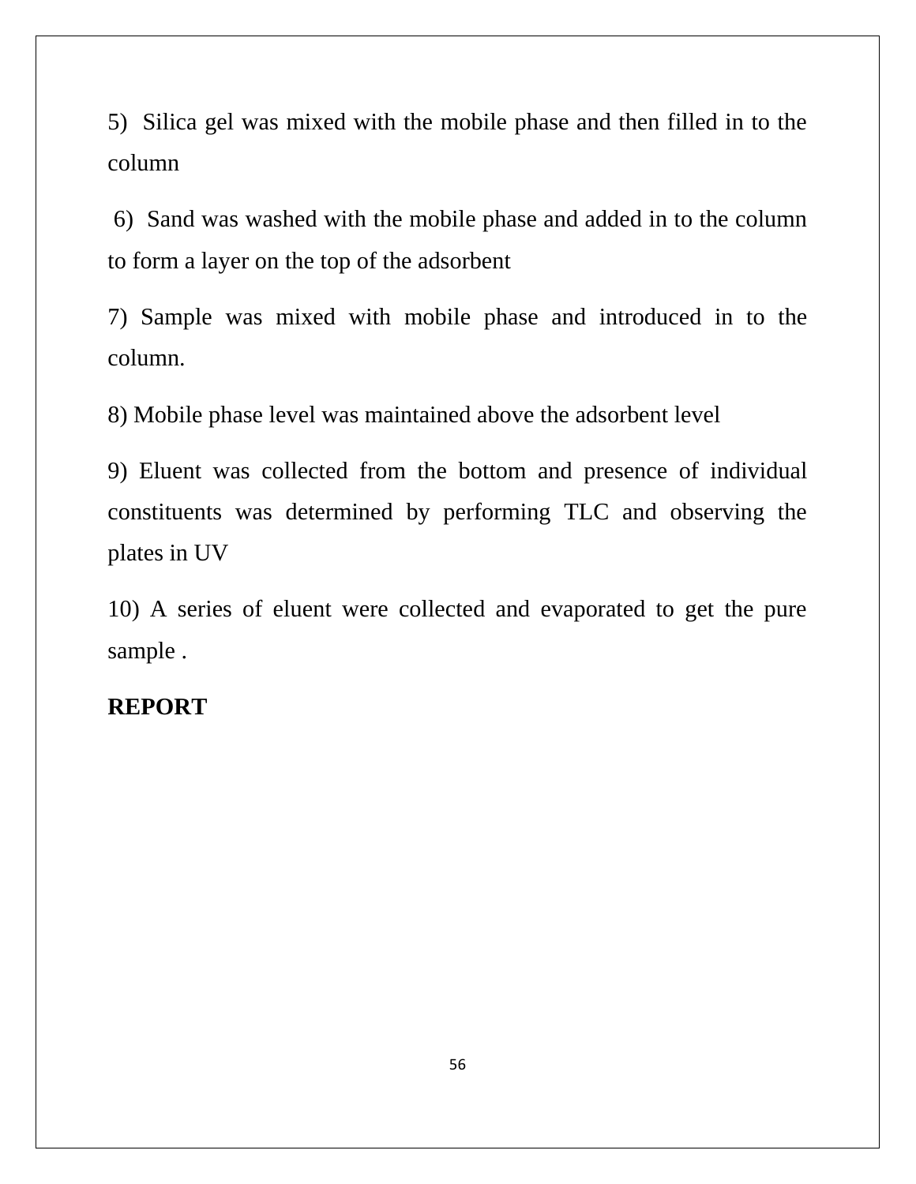5) Silica gel was mixed with the mobile phase and then filled in to the column

6) Sand was washed with the mobile phase and added in to the column to form a layer on the top of the adsorbent

7) Sample was mixed with mobile phase and introduced in to the column.

8) Mobile phase level was maintained above the adsorbent level

9) Eluent was collected from the bottom and presence of individual constituents was determined by performing TLC and observing the plates in UV

10) A series of eluent were collected and evaporated to get the pure sample .

**REPORT**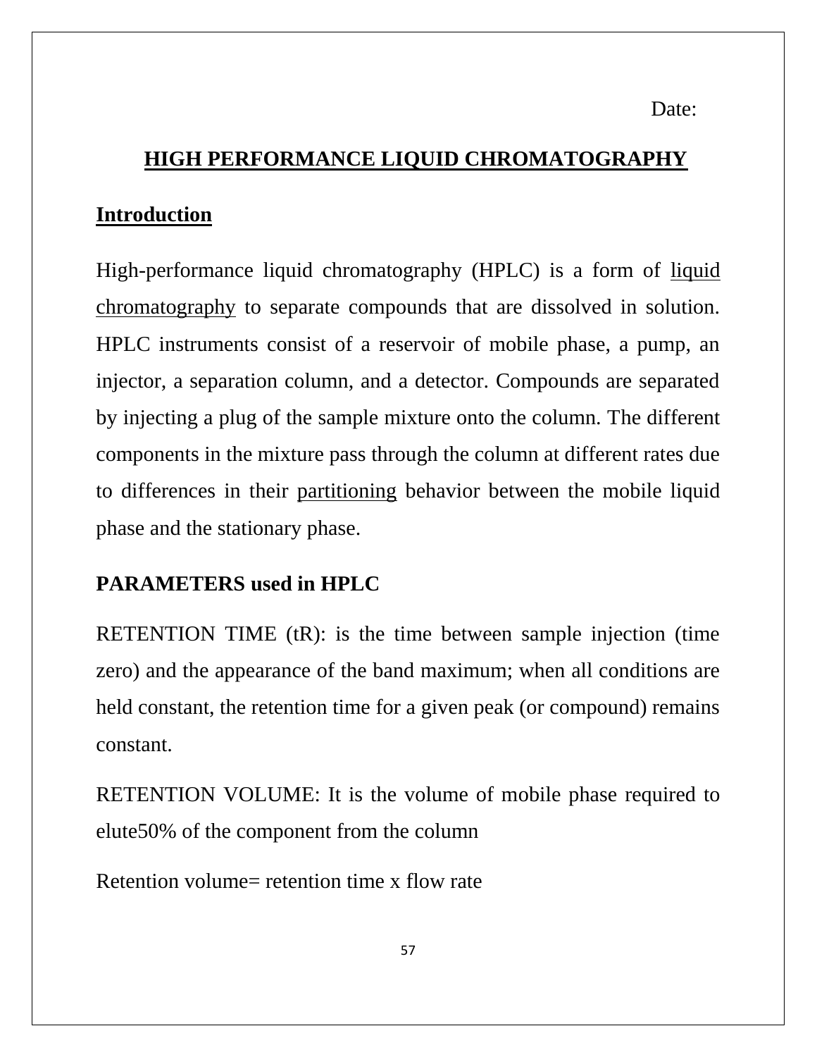Date:

# HIGH PERFORMANCE LIQUID CHROMATOGRAPHY

## Introduction

High-performance liquid chromatography (HPLC) is a form of liquid chromatography to separate compounds that are dissolved in solution. HPLC instruments consist of a reservoir of mobile phase, a pump, an injector, a separation column, and a detector. Compounds are separated by injecting a plug of the sample mixture onto the column. The different components in the mixture pass through the column at different rates due to differences in their partitioning behavior between the mobile liquid phase and the stationary phase.

## PARAMETERS used in HPLC

RETENTION TIME (tR): is the time between sample injection (time zero) and the appearance of the band maximum; when all conditions are held constant, the retention time for a given peak (or compound) remains constant.

RETENTION VOLUME: It is the volume of mobile phase required to elute50% of the component from the column

Retention volume= retention time x flow rate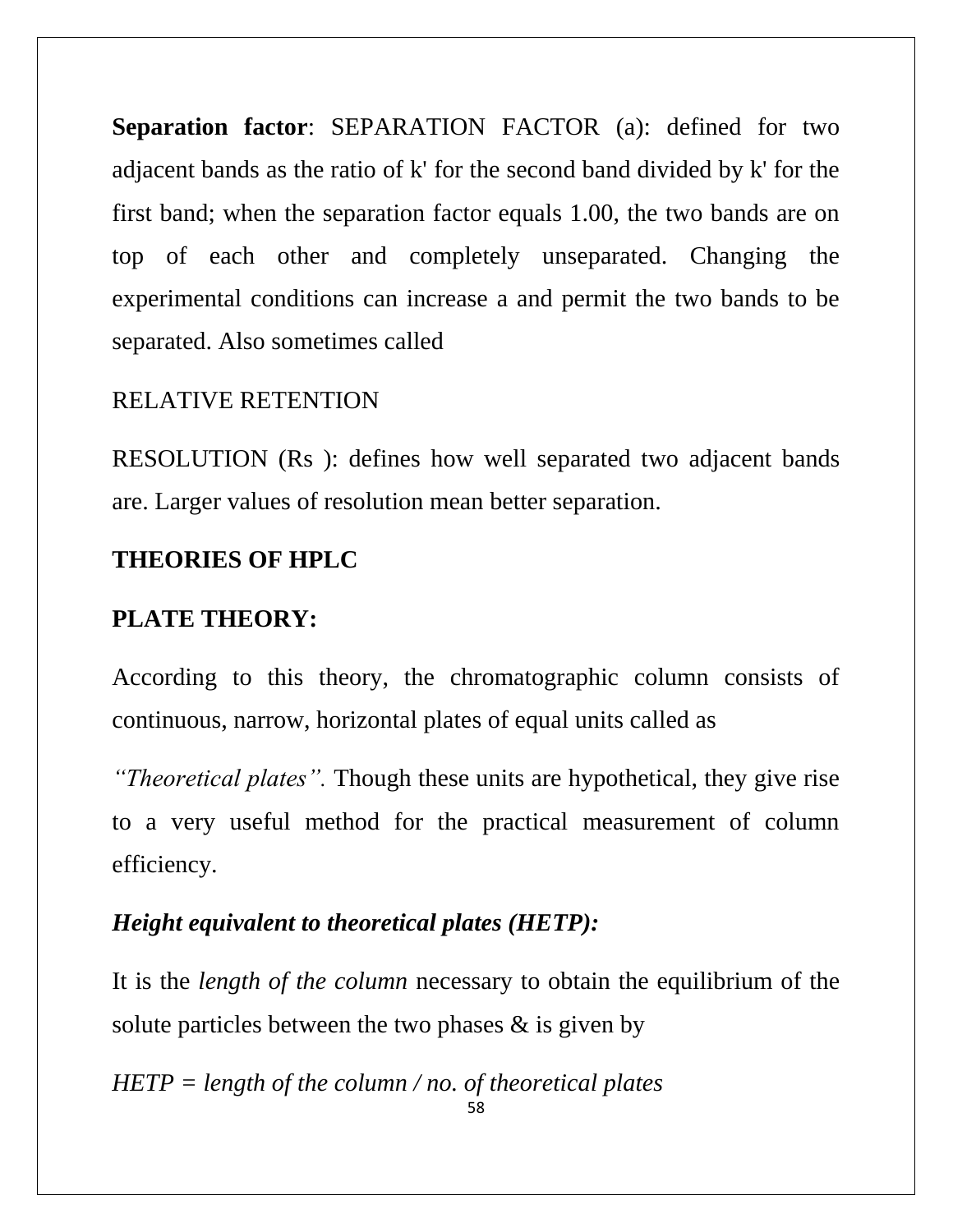**Separation factor**: SEPARATION FACTOR (a): defined for two adjacent bands as the ratio of k' for the second band divided by k' for the first band; when the separation factor equals 1.00, the two bands are on top of each other and completely unseparated. Changing the experimental conditions can increase a and permit the two bands to be separated. Also sometimes called

RELATIVE RETENTION

RESOLUTION (Rs ): defines how well separated two adjacent bands are. Larger values of resolution mean better separation.

**THEORIES OF HPLC**

**PLATE THEORY:**

According to this theory, the chromatographic column consists of continuous, narrow, horizontal plates of equal units called as

*"Theoretical plates".* Though these units are hypothetical, they give rise to a very useful method for the practical measurement of column efficiency.

***Height equivalent to theoretical plates (HETP):***

It is the *length of the column* necessary to obtain the equilibrium of the solute particles between the two phases & is given by

*HETP = length of the column / no. of theoretical plates*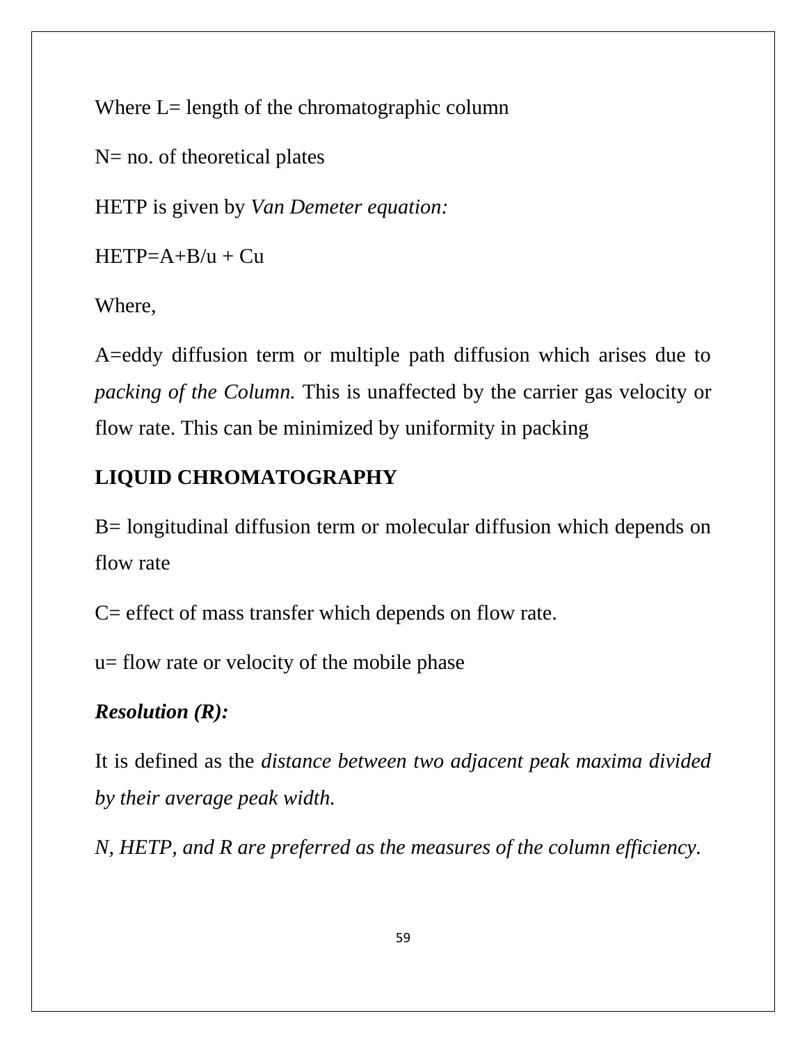Where L= length of the chromatographic column

N= no. of theoretical plates

HETP is given by *Van Demeter equation:*

$$HETP = A + B/u + Cu$$

Where,

A=eddy diffusion term or multiple path diffusion which arises due to *packing of the Column.* This is unaffected by the carrier gas velocity or flow rate. This can be minimized by uniformity in packing

**LIQUID CHROMATOGRAPHY**

B= longitudinal diffusion term or molecular diffusion which depends on flow rate

C= effect of mass transfer which depends on flow rate.

u= flow rate or velocity of the mobile phase

***Resolution (R):***

It is defined as the *distance between two adjacent peak maxima divided by their average peak width.*

*N, HETP, and R are preferred as the measures of the column efficiency.*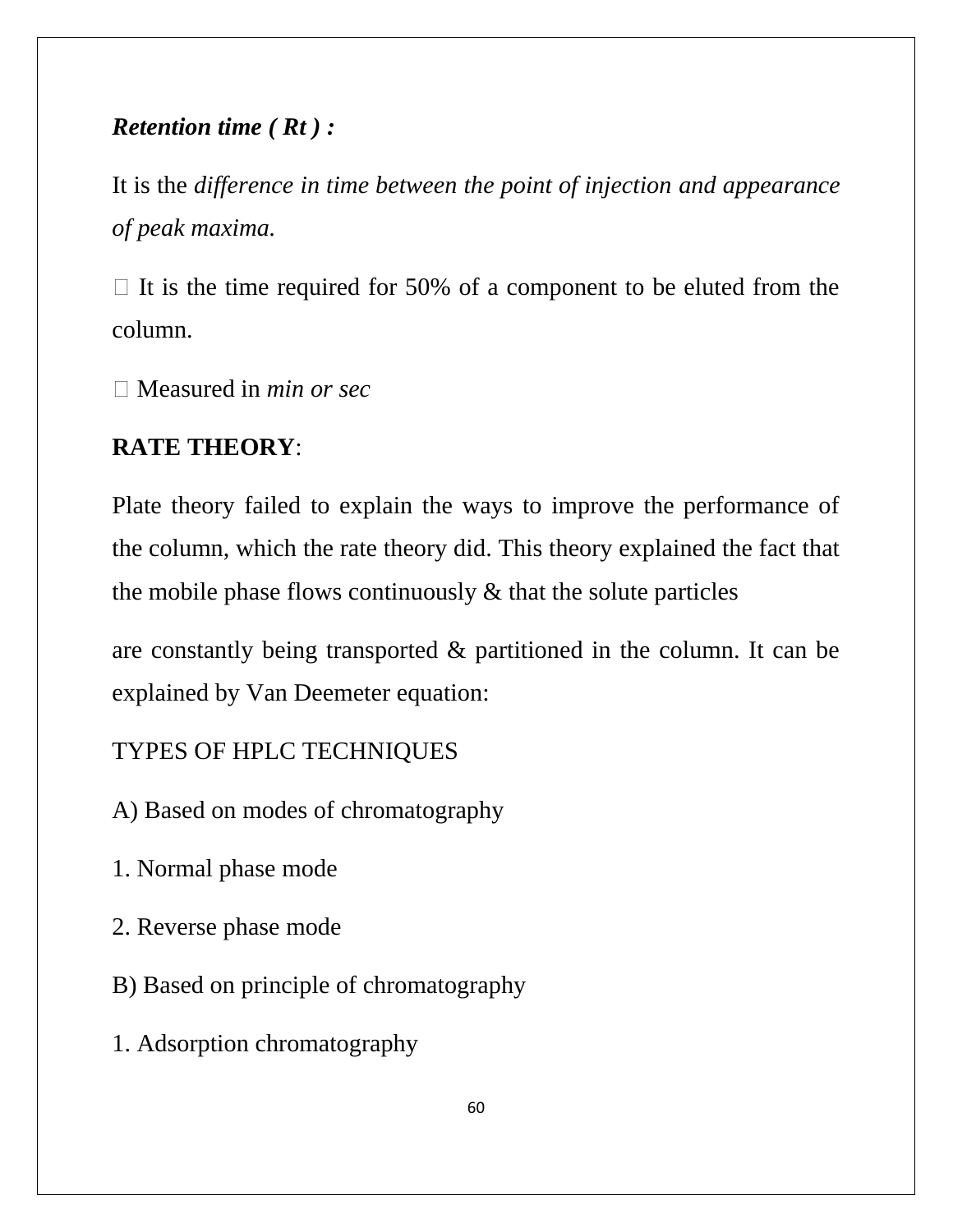***Retention time ( Rt ) :***

It is the *difference in time between the point of injection and appearance of peak maxima.*

 It is the time required for 50% of a component to be eluted from the column.

 Measured in *min or sec*

**RATE THEORY**:

Plate theory failed to explain the ways to improve the performance of the column, which the rate theory did. This theory explained the fact that the mobile phase flows continuously & that the solute particles

are constantly being transported & partitioned in the column. It can be explained by Van Deemeter equation:

TYPES OF HPLC TECHNIQUES

A) Based on modes of chromatography

1. Normal phase mode

2. Reverse phase mode

B) Based on principle of chromatography

1. Adsorption chromatography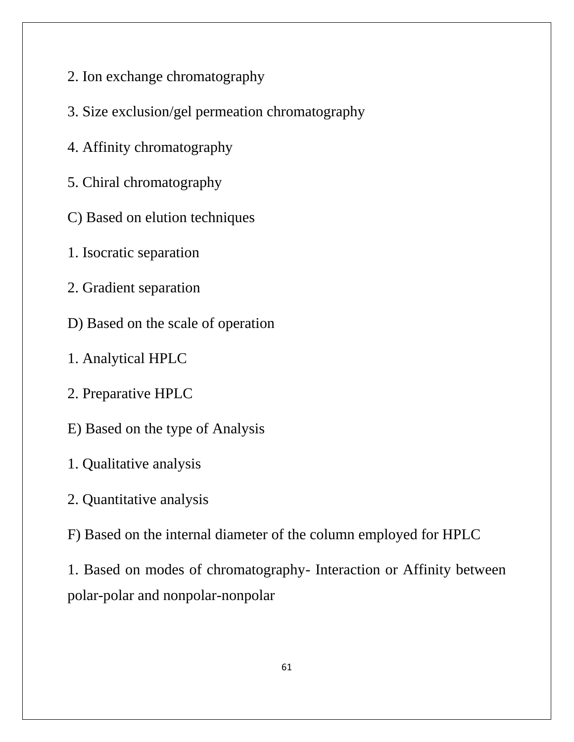2. Ion exchange chromatography

3. Size exclusion/gel permeation chromatography

4. Affinity chromatography

5. Chiral chromatography

C) Based on elution techniques

1. Isocratic separation

2. Gradient separation

D) Based on the scale of operation

1. Analytical HPLC

2. Preparative HPLC

E) Based on the type of Analysis

1. Qualitative analysis

2. Quantitative analysis

F) Based on the internal diameter of the column employed for HPLC

1. Based on modes of chromatography- Interaction or Affinity between polar-polar and nonpolar-nonpolar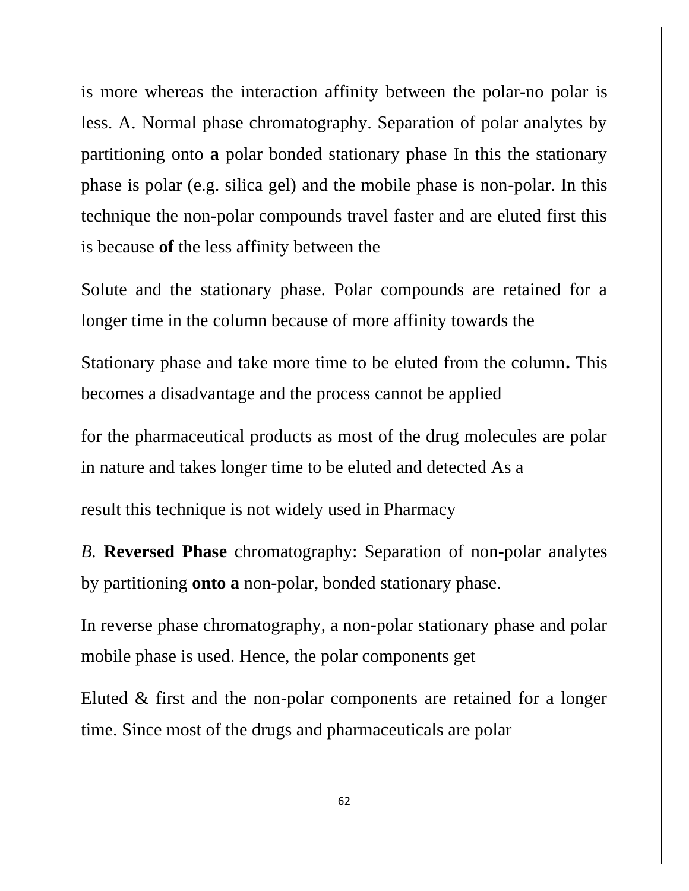is more whereas the interaction affinity between the polar-no polar is less. A. Normal phase chromatography. Separation of polar analytes by partitioning onto **a** polar bonded stationary phase In this the stationary phase is polar (e.g. silica gel) and the mobile phase is non-polar. In this technique the non-polar compounds travel faster and are eluted first this is because **of** the less affinity between the

Solute and the stationary phase. Polar compounds are retained for a longer time in the column because of more affinity towards the

Stationary phase and take more time to be eluted from the column**.** This becomes a disadvantage and the process cannot be applied

for the pharmaceutical products as most of the drug molecules are polar in nature and takes longer time to be eluted and detected As a

result this technique is not widely used in Pharmacy

*B.* **Reversed Phase** chromatography: Separation of non-polar analytes by partitioning **onto a** non-polar, bonded stationary phase.

In reverse phase chromatography, a non-polar stationary phase and polar mobile phase is used. Hence, the polar components get

Eluted & first and the non-polar components are retained for a longer time. Since most of the drugs and pharmaceuticals are polar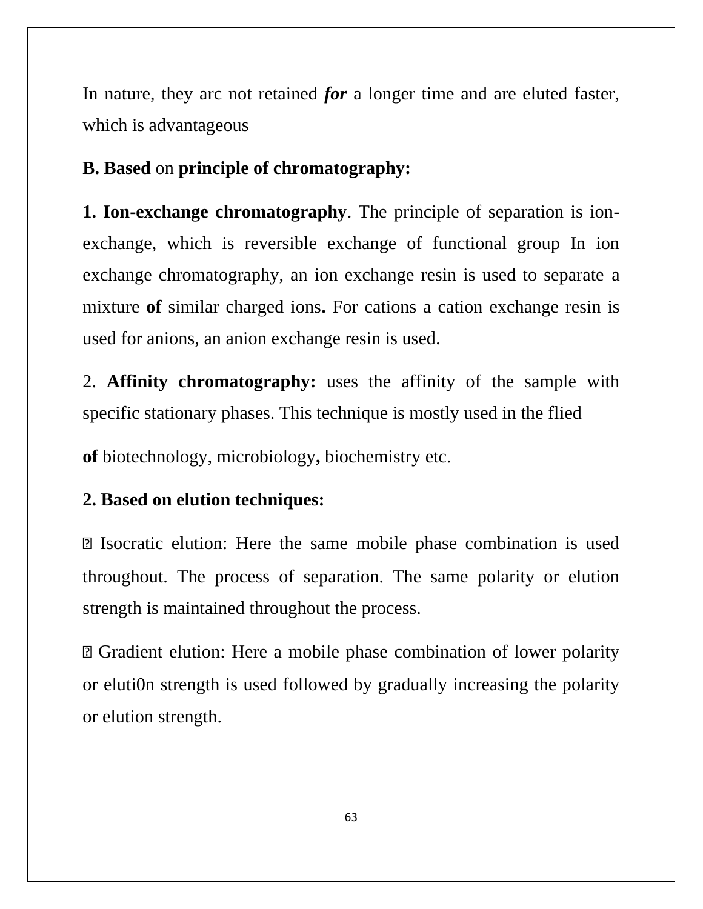In nature, they arc not retained ***for*** a longer time and are eluted faster, which is advantageous

**B. Based** on **principle of chromatography:**

**1. Ion-exchange chromatography**. The principle of separation is ion-exchange, which is reversible exchange of functional group In ion exchange chromatography, an ion exchange resin is used to separate a mixture **of** similar charged ions**.** For cations a cation exchange resin is used for anions, an anion exchange resin is used.

2. **Affinity chromatography:** uses the affinity of the sample with specific stationary phases. This technique is mostly used in the flied

**of** biotechnology, microbiology**,** biochemistry etc.

**2. Based on elution techniques:**

 Isocratic elution: Here the same mobile phase combination is used throughout. The process of separation. The same polarity or elution strength is maintained throughout the process.

 Gradient elution: Here a mobile phase combination of lower polarity or eluti0n strength is used followed by gradually increasing the polarity or elution strength.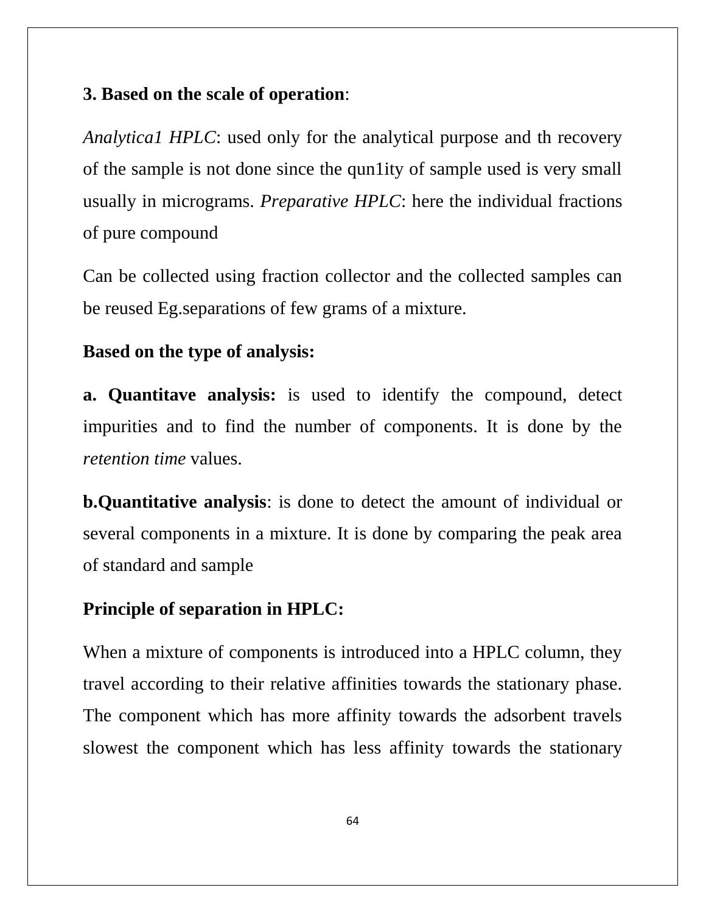**3. Based on the scale of operation**:

*Analytica1 HPLC*: used only for the analytical purpose and th recovery of the sample is not done since the qun1ity of sample used is very small usually in micrograms. *Preparative HPLC*: here the individual fractions of pure compound

Can be collected using fraction collector and the collected samples can be reused Eg.separations of few grams of a mixture.

**Based on the type of analysis:**

**a. Quantitave analysis:** is used to identify the compound, detect impurities and to find the number of components. It is done by the *retention time* values.

**b.Quantitative analysis**: is done to detect the amount of individual or several components in a mixture. It is done by comparing the peak area of standard and sample

**Principle of separation in HPLC:**

When a mixture of components is introduced into a HPLC column, they travel according to their relative affinities towards the stationary phase. The component which has more affinity towards the adsorbent travels slowest the component which has less affinity towards the stationary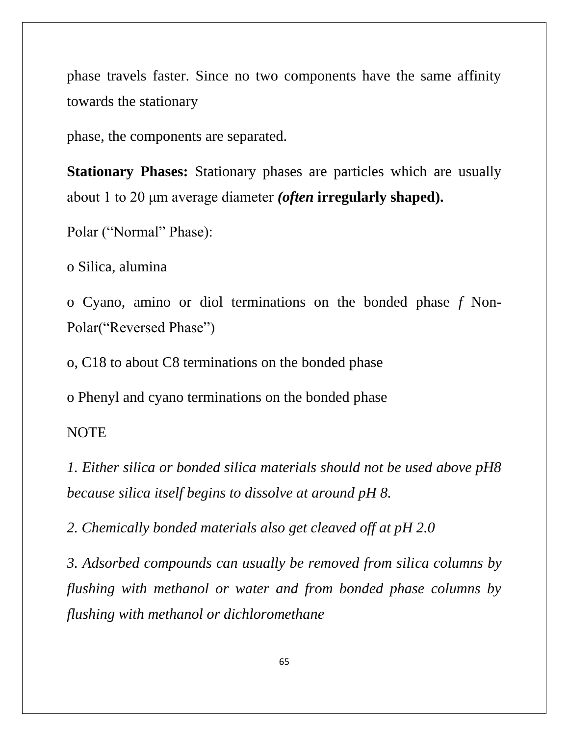phase travels faster. Since no two components have the same affinity towards the stationary

phase, the components are separated.

**Stationary Phases:** Stationary phases are particles which are usually about 1 to 20 μm average diameter ***(often* irregularly shaped).**

Polar ("Normal" Phase):

o Silica, alumina

o Cyano, amino or diol terminations on the bonded phase *f* Non-Polar("Reversed Phase")

o, C18 to about C8 terminations on the bonded phase

o Phenyl and cyano terminations on the bonded phase

NOTE

*1. Either silica or bonded silica materials should not be used above pH8 because silica itself begins to dissolve at around pH 8.*

*2. Chemically bonded materials also get cleaved off at pH 2.0*

*3. Adsorbed compounds can usually be removed from silica columns by flushing with methanol or water and from bonded phase columns by flushing with methanol or dichloromethane*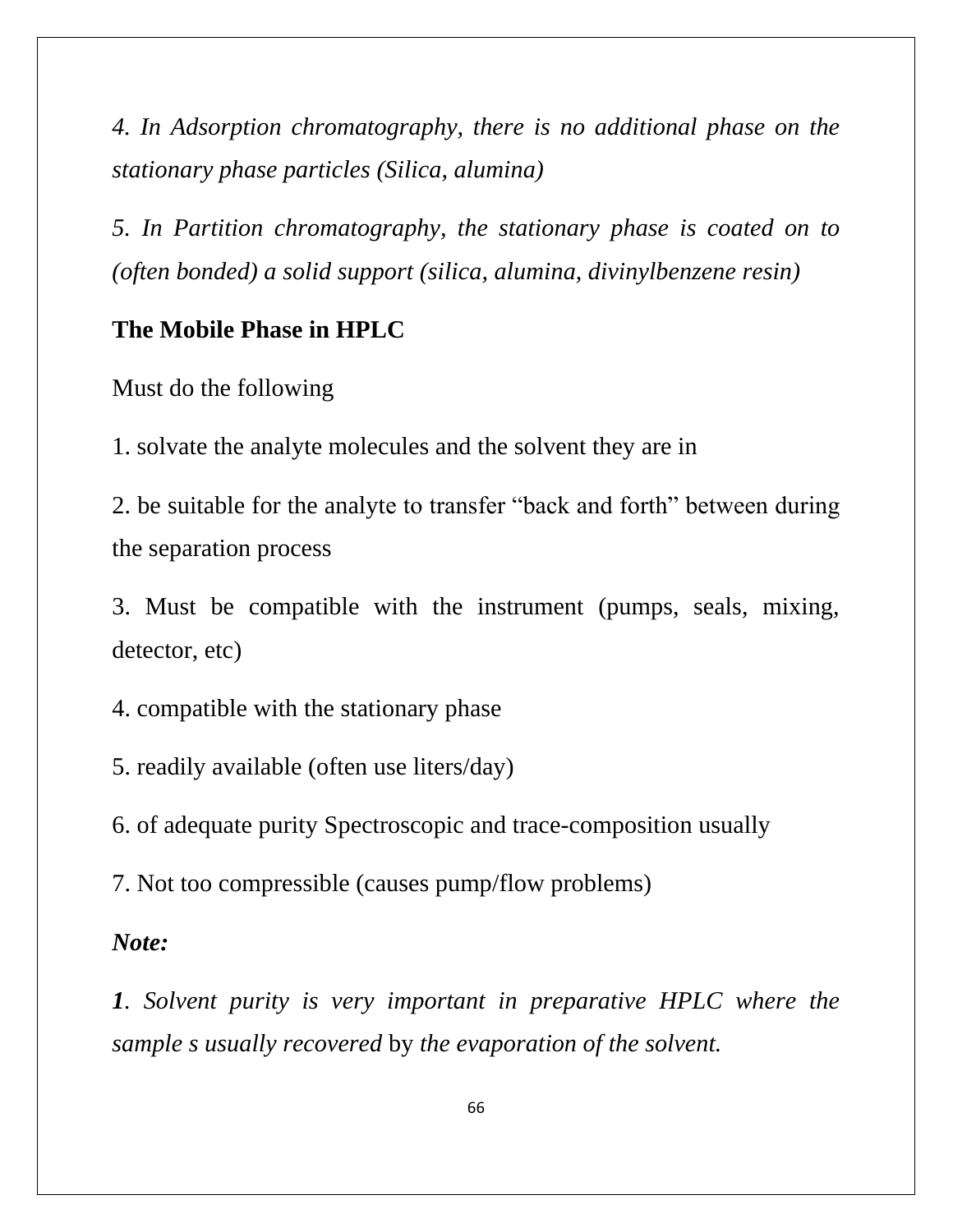*4. In Adsorption chromatography, there is no additional phase on the stationary phase particles (Silica, alumina)*

*5. In Partition chromatography, the stationary phase is coated on to (often bonded) a solid support (silica, alumina, divinylbenzene resin)*

**The Mobile Phase in HPLC**

Must do the following

1. solvate the analyte molecules and the solvent they are in

2. be suitable for the analyte to transfer "back and forth" between during the separation process

3. Must be compatible with the instrument (pumps, seals, mixing, detector, etc)

4. compatible with the stationary phase

5. readily available (often use liters/day)

6. of adequate purity Spectroscopic and trace-composition usually

7. Not too compressible (causes pump/flow problems)

***Note:***

***1**. Solvent purity is very important in preparative HPLC where the sample s usually recovered* by *the evaporation of the solvent.*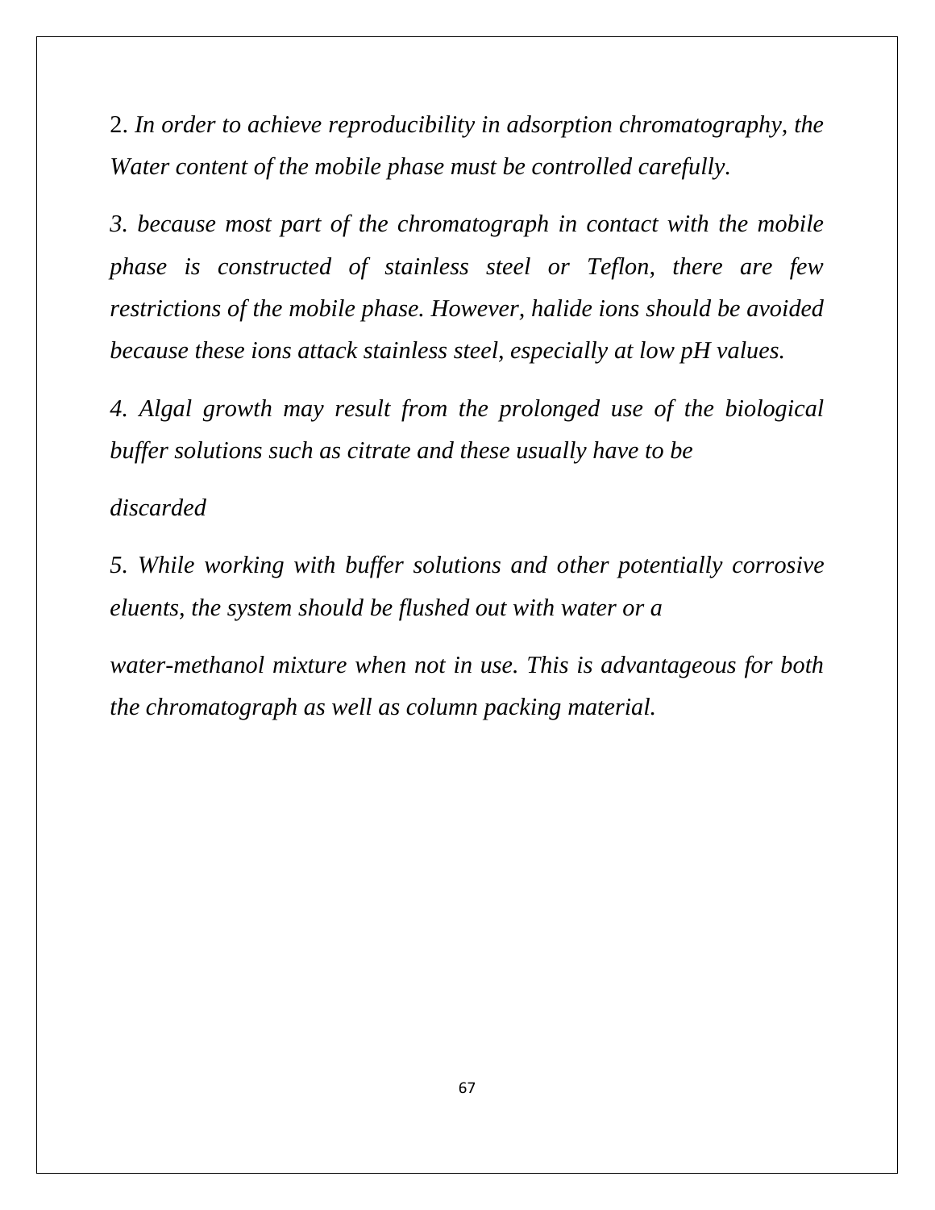2. *In order to achieve reproducibility in adsorption chromatography, the Water content of the mobile phase must be controlled carefully.*

*3. because most part of the chromatograph in contact with the mobile phase is constructed of stainless steel or Teflon, there are few restrictions of the mobile phase. However, halide ions should be avoided because these ions attack stainless steel, especially at low pH values.*

*4. Algal growth may result from the prolonged use of the biological buffer solutions such as citrate and these usually have to be discarded*

*5. While working with buffer solutions and other potentially corrosive eluents, the system should be flushed out with water or a water-methanol mixture when not in use. This is advantageous for both the chromatograph as well as column packing material.*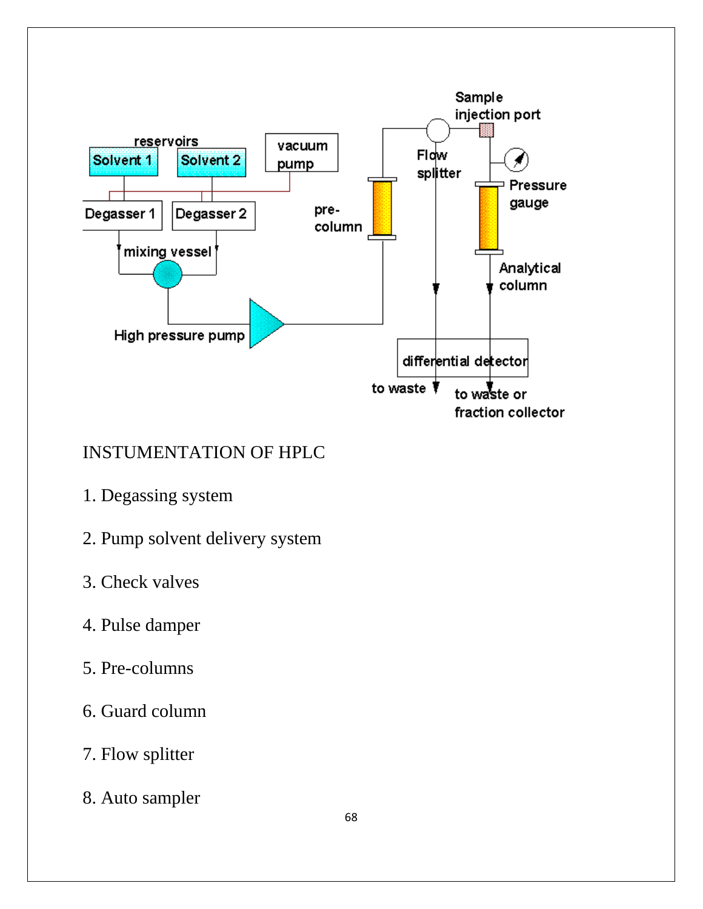INSTUMENTATION OF HPLC

1. Degassing system
2. Pump solvent delivery system
3. Check valves
4. Pulse damper
5. Pre-columns
6. Guard column
7. Flow splitter
8. Auto sampler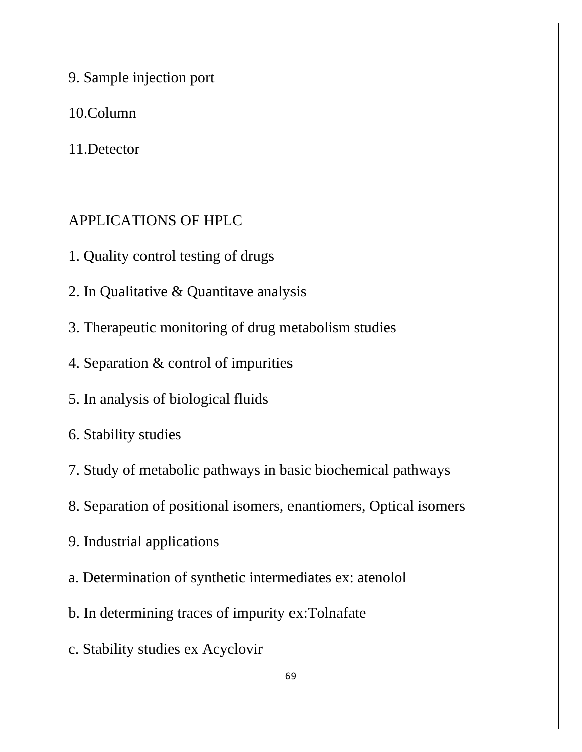9. Sample injection port

10.Column

11.Detector

## APPLICATIONS OF HPLC

1. Quality control testing of drugs
2. In Qualitative & Quantitave analysis
3. Therapeutic monitoring of drug metabolism studies
4. Separation & control of impurities
5. In analysis of biological fluids
6. Stability studies
7. Study of metabolic pathways in basic biochemical pathways
8. Separation of positional isomers, enantiomers, Optical isomers
9. Industrial applications

a. Determination of synthetic intermediates ex: atenolol

b. In determining traces of impurity ex:Tolnafate

c. Stability studies ex Acyclovir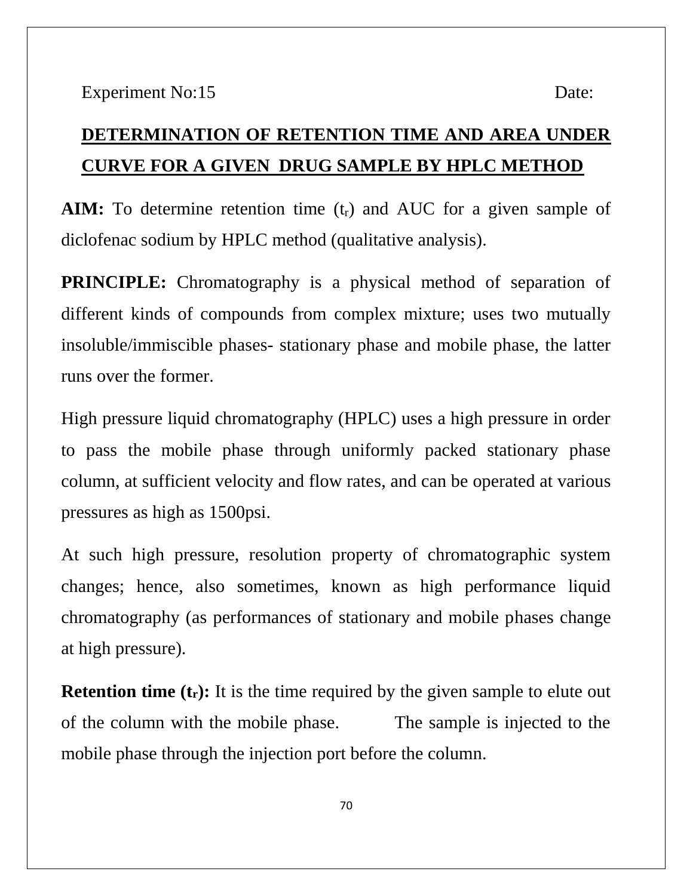Experiment No:15 Date:

## DETERMINATION OF RETENTION TIME AND AREA UNDER CURVE FOR A GIVEN DRUG SAMPLE BY HPLC METHOD

**AIM:** To determine retention time ($t_r$) and AUC for a given sample of diclofenac sodium by HPLC method (qualitative analysis).

**PRINCIPLE:** Chromatography is a physical method of separation of different kinds of compounds from complex mixture; uses two mutually insoluble/immiscible phases- stationary phase and mobile phase, the latter runs over the former.

High pressure liquid chromatography (HPLC) uses a high pressure in order to pass the mobile phase through uniformly packed stationary phase column, at sufficient velocity and flow rates, and can be operated at various pressures as high as 1500psi.

At such high pressure, resolution property of chromatographic system changes; hence, also sometimes, known as high performance liquid chromatography (as performances of stationary and mobile phases change at high pressure).

**Retention time ($t_r$):** It is the time required by the given sample to elute out of the column with the mobile phase. The sample is injected to the mobile phase through the injection port before the column.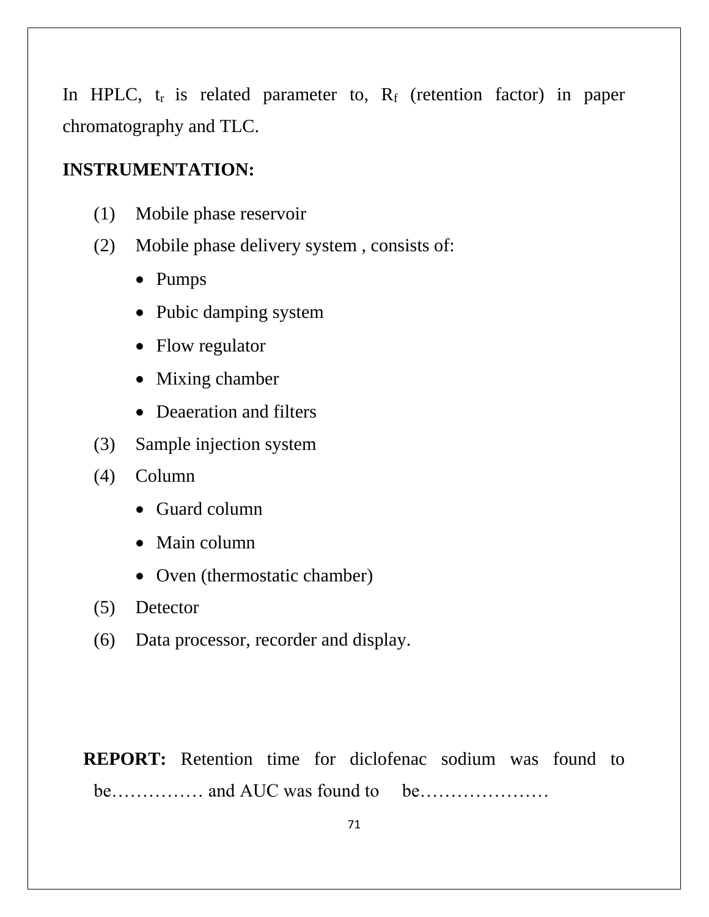In HPLC, $t_r$ is related parameter to, $R_f$ (retention factor) in paper chromatography and TLC.

**INSTRUMENTATION:**

(1) Mobile phase reservoir

(2) Mobile phase delivery system , consists of:

- Pumps
- Pubic damping system
- Flow regulator
- Mixing chamber
- Deaeration and filters

(3) Sample injection system

(4) Column

- Guard column
- Main column
- Oven (thermostatic chamber)

(5) Detector

(6) Data processor, recorder and display.

**REPORT:** Retention time for diclofenac sodium was found to be…………… and AUC was found to be…………………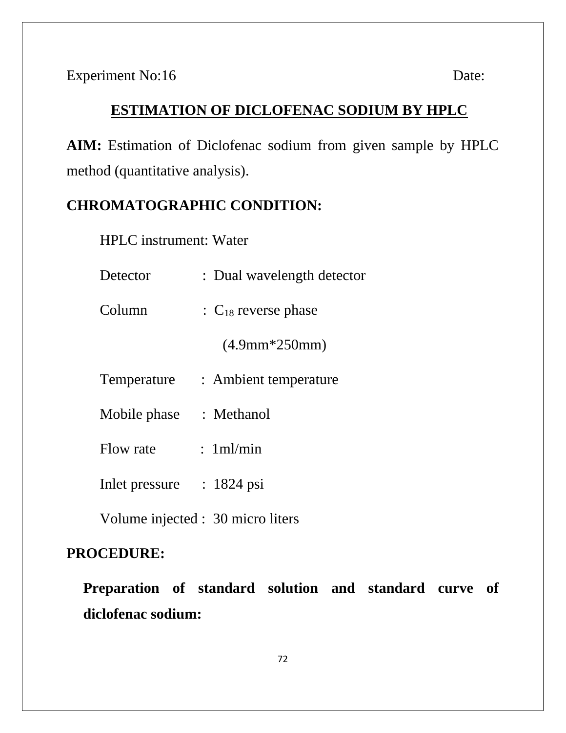Experiment No:16 Date:

# ESTIMATION OF DICLOFENAC SODIUM BY HPLC

**AIM:** Estimation of Diclofenac sodium from given sample by HPLC method (quantitative analysis).

**CHROMATOGRAPHIC CONDITION:**

HPLC instrument: Water

Detector : Dual wavelength detector

Column : $C_{18}$ reverse phase (4.9mm*250mm)

Temperature : Ambient temperature

Mobile phase : Methanol

Flow rate : 1ml/min

Inlet pressure : 1824 psi

Volume injected : 30 micro liters

**PROCEDURE:**

**Preparation of standard solution and standard curve of diclofenac sodium:**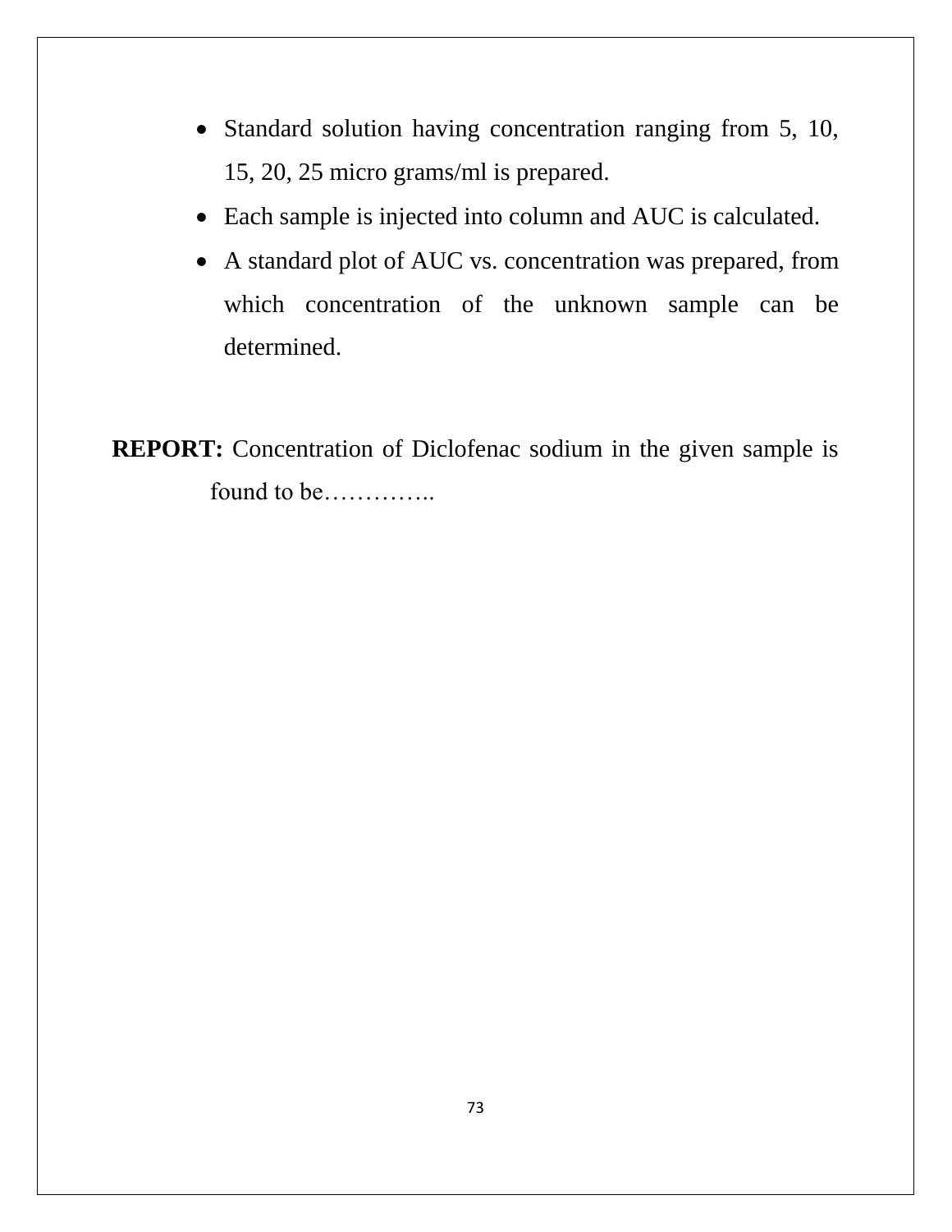- Standard solution having concentration ranging from 5, 10, 15, 20, 25 micro grams/ml is prepared.
- Each sample is injected into column and AUC is calculated.
- A standard plot of AUC vs. concentration was prepared, from which concentration of the unknown sample can be determined.

**REPORT:** Concentration of Diclofenac sodium in the given sample is found to be…………..